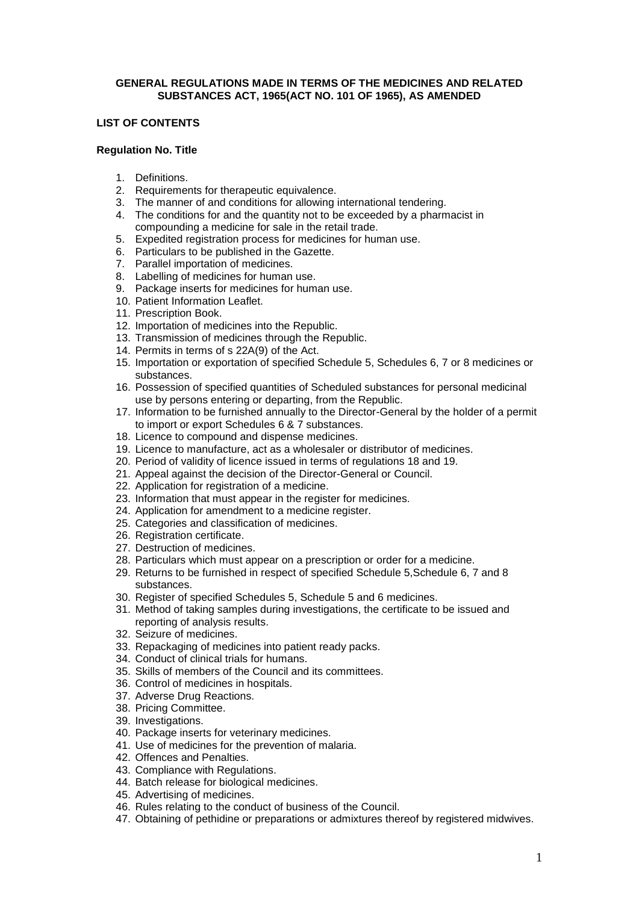**GENERAL REGULATIONS MADE IN TERMS OF THE MEDICINES AND RELATED SUBSTANCES ACT, 1965(ACT NO. 101 OF 1965), AS AMENDED**

**LIST OF CONTENTS**

**Regulation No. Title**

1. Definitions.
2. Requirements for therapeutic equivalence.
3. The manner of and conditions for allowing international tendering.
4. The conditions for and the quantity not to be exceeded by a pharmacist in compounding a medicine for sale in the retail trade.
5. Expedited registration process for medicines for human use.
6. Particulars to be published in the Gazette.
7. Parallel importation of medicines.
8. Labelling of medicines for human use.
9. Package inserts for medicines for human use.
10. Patient Information Leaflet.
11. Prescription Book.
12. Importation of medicines into the Republic.
13. Transmission of medicines through the Republic.
14. Permits in terms of s 22A(9) of the Act.
15. Importation or exportation of specified Schedule 5, Schedules 6, 7 or 8 medicines or substances.
16. Possession of specified quantities of Scheduled substances for personal medicinal use by persons entering or departing, from the Republic.
17. Information to be furnished annually to the Director-General by the holder of a permit to import or export Schedules 6 & 7 substances.
18. Licence to compound and dispense medicines.
19. Licence to manufacture, act as a wholesaler or distributor of medicines.
20. Period of validity of licence issued in terms of regulations 18 and 19.
21. Appeal against the decision of the Director-General or Council.
22. Application for registration of a medicine.
23. Information that must appear in the register for medicines.
24. Application for amendment to a medicine register.
25. Categories and classification of medicines.
26. Registration certificate.
27. Destruction of medicines.
28. Particulars which must appear on a prescription or order for a medicine.
29. Returns to be furnished in respect of specified Schedule 5,Schedule 6, 7 and 8 substances.
30. Register of specified Schedules 5, Schedule 5 and 6 medicines.
31. Method of taking samples during investigations, the certificate to be issued and reporting of analysis results.
32. Seizure of medicines.
33. Repackaging of medicines into patient ready packs.
34. Conduct of clinical trials for humans.
35. Skills of members of the Council and its committees.
36. Control of medicines in hospitals.
37. Adverse Drug Reactions.
38. Pricing Committee.
39. Investigations.
40. Package inserts for veterinary medicines.
41. Use of medicines for the prevention of malaria.
42. Offences and Penalties.
43. Compliance with Regulations.
44. Batch release for biological medicines.
45. Advertising of medicines.
46. Rules relating to the conduct of business of the Council.
47. Obtaining of pethidine or preparations or admixtures thereof by registered midwives.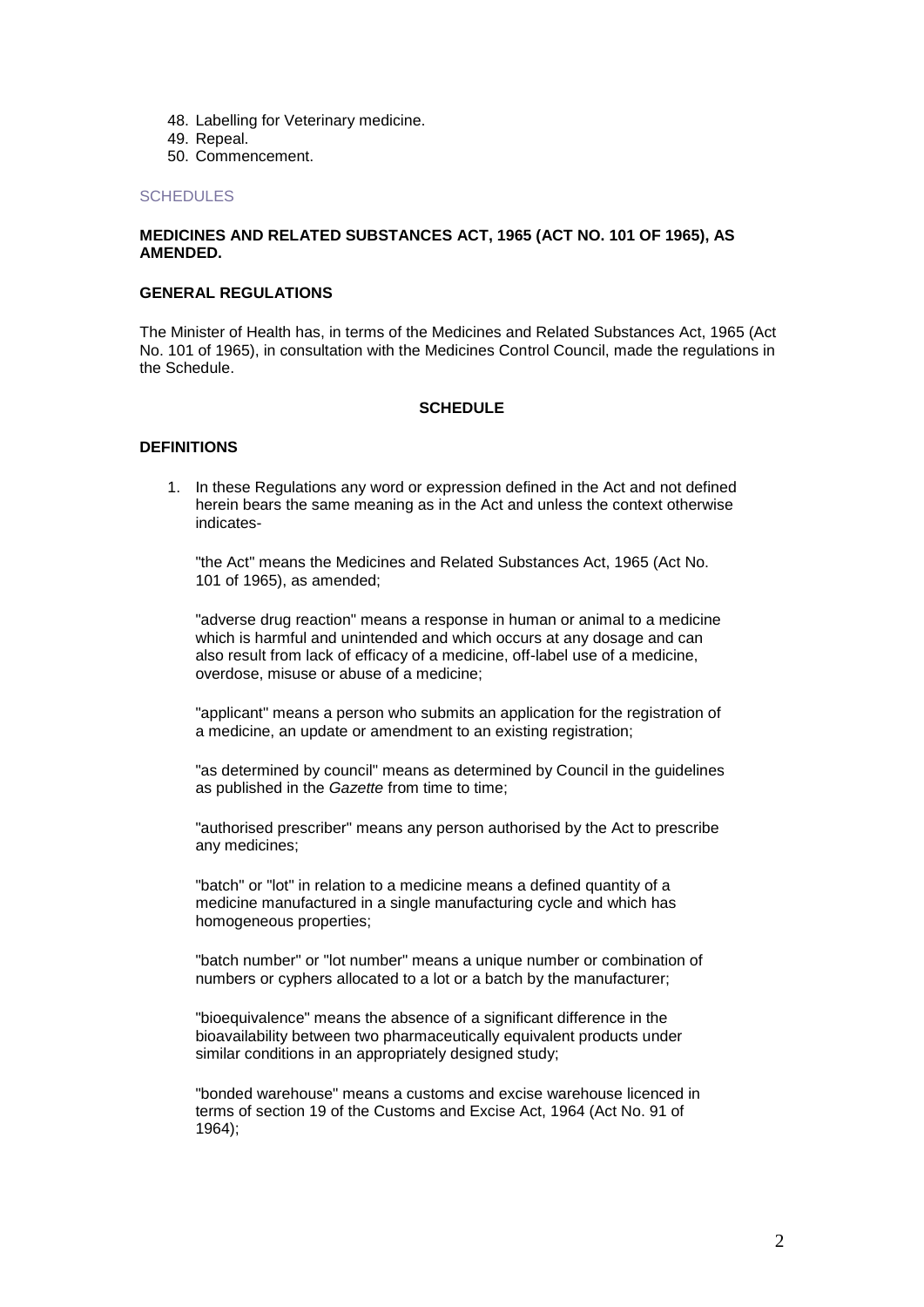48. Labelling for Veterinary medicine.
49. Repeal.
50. Commencement.

SCHEDULES

**MEDICINES AND RELATED SUBSTANCES ACT, 1965 (ACT NO. 101 OF 1965), AS AMENDED.**

**GENERAL REGULATIONS**

The Minister of Health has, in terms of the Medicines and Related Substances Act, 1965 (Act No. 101 of 1965), in consultation with the Medicines Control Council, made the regulations in the Schedule.

**SCHEDULE**

**DEFINITIONS**

1. In these Regulations any word or expression defined in the Act and not defined herein bears the same meaning as in the Act and unless the context otherwise indicates-

   "the Act" means the Medicines and Related Substances Act, 1965 (Act No. 101 of 1965), as amended;

   "adverse drug reaction" means a response in human or animal to a medicine which is harmful and unintended and which occurs at any dosage and can also result from lack of efficacy of a medicine, off-label use of a medicine, overdose, misuse or abuse of a medicine;

   "applicant" means a person who submits an application for the registration of a medicine, an update or amendment to an existing registration;

   "as determined by council" means as determined by Council in the guidelines as published in the *Gazette* from time to time;

   "authorised prescriber" means any person authorised by the Act to prescribe any medicines;

   "batch" or "lot" in relation to a medicine means a defined quantity of a medicine manufactured in a single manufacturing cycle and which has homogeneous properties;

   "batch number" or "lot number" means a unique number or combination of numbers or cyphers allocated to a lot or a batch by the manufacturer;

   "bioequivalence" means the absence of a significant difference in the bioavailability between two pharmaceutically equivalent products under similar conditions in an appropriately designed study;

   "bonded warehouse" means a customs and excise warehouse licenced in terms of section 19 of the Customs and Excise Act, 1964 (Act No. 91 of 1964);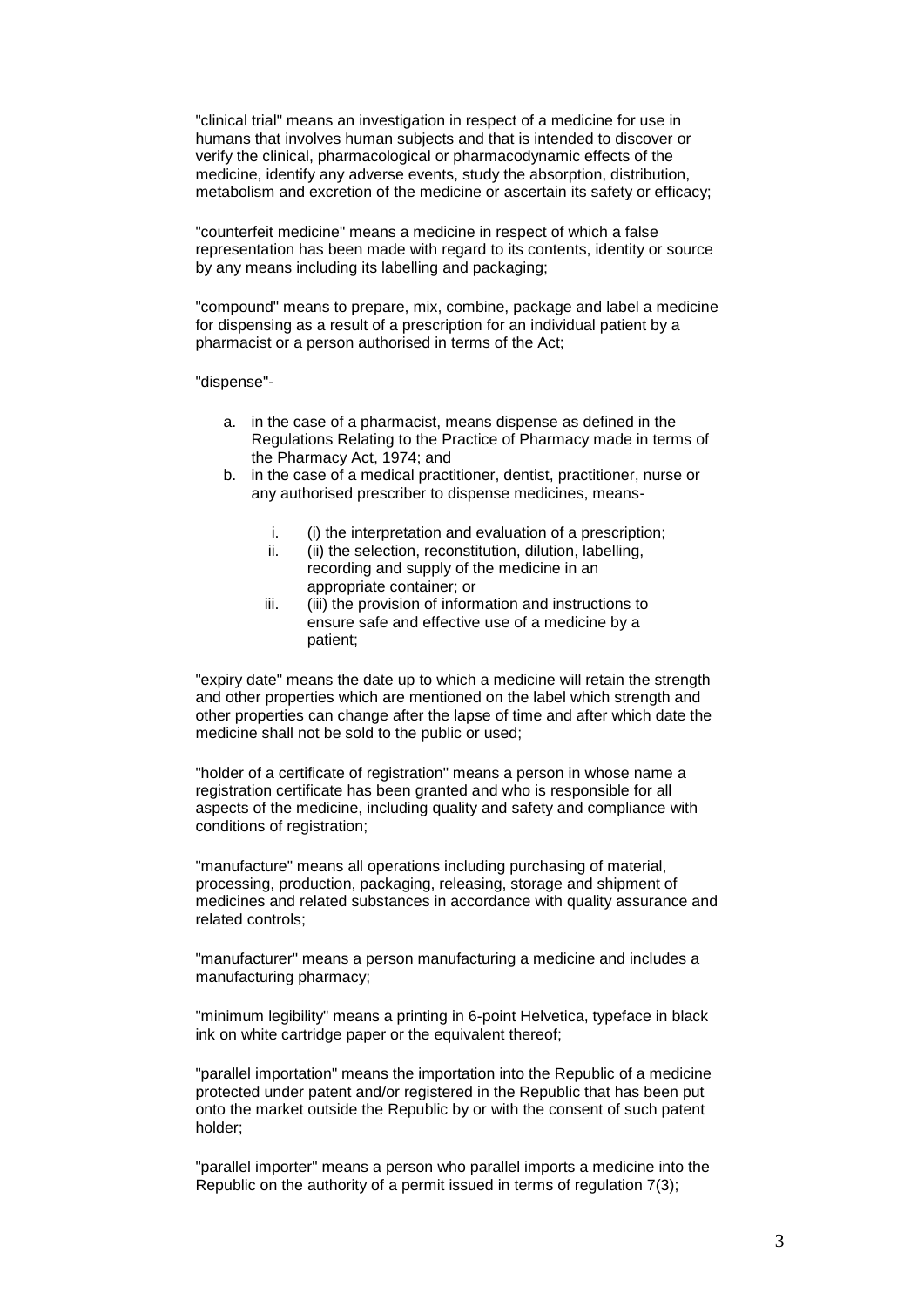"clinical trial" means an investigation in respect of a medicine for use in humans that involves human subjects and that is intended to discover or verify the clinical, pharmacological or pharmacodynamic effects of the medicine, identify any adverse events, study the absorption, distribution, metabolism and excretion of the medicine or ascertain its safety or efficacy;

"counterfeit medicine" means a medicine in respect of which a false representation has been made with regard to its contents, identity or source by any means including its labelling and packaging;

"compound" means to prepare, mix, combine, package and label a medicine for dispensing as a result of a prescription for an individual patient by a pharmacist or a person authorised in terms of the Act;

"dispense"-

a. in the case of a pharmacist, means dispense as defined in the Regulations Relating to the Practice of Pharmacy made in terms of the Pharmacy Act, 1974; and
b. in the case of a medical practitioner, dentist, practitioner, nurse or any authorised prescriber to dispense medicines, means-
    i. (i) the interpretation and evaluation of a prescription;
    ii. (ii) the selection, reconstitution, dilution, labelling, recording and supply of the medicine in an appropriate container; or
    iii. (iii) the provision of information and instructions to ensure safe and effective use of a medicine by a patient;

"expiry date" means the date up to which a medicine will retain the strength and other properties which are mentioned on the label which strength and other properties can change after the lapse of time and after which date the medicine shall not be sold to the public or used;

"holder of a certificate of registration" means a person in whose name a registration certificate has been granted and who is responsible for all aspects of the medicine, including quality and safety and compliance with conditions of registration;

"manufacture" means all operations including purchasing of material, processing, production, packaging, releasing, storage and shipment of medicines and related substances in accordance with quality assurance and related controls;

"manufacturer" means a person manufacturing a medicine and includes a manufacturing pharmacy;

"minimum legibility" means a printing in 6-point Helvetica, typeface in black ink on white cartridge paper or the equivalent thereof;

"parallel importation" means the importation into the Republic of a medicine protected under patent and/or registered in the Republic that has been put onto the market outside the Republic by or with the consent of such patent holder;

"parallel importer" means a person who parallel imports a medicine into the Republic on the authority of a permit issued in terms of regulation 7(3);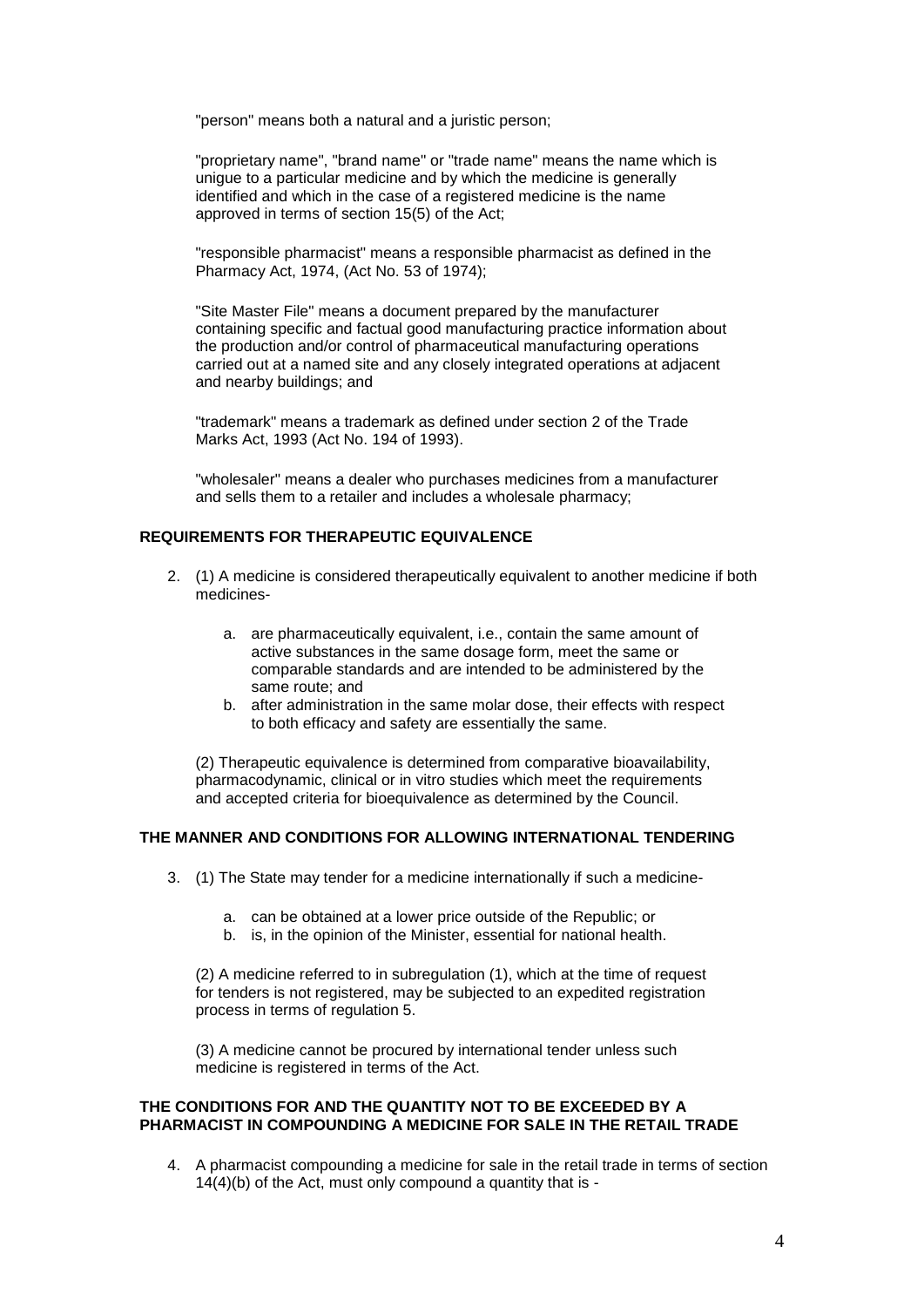"person" means both a natural and a juristic person;

"proprietary name", "brand name" or "trade name" means the name which is unigue to a particular medicine and by which the medicine is generally identified and which in the case of a registered medicine is the name approved in terms of section 15(5) of the Act;

"responsible pharmacist" means a responsible pharmacist as defined in the Pharmacy Act, 1974, (Act No. 53 of 1974);

"Site Master File" means a document prepared by the manufacturer containing specific and factual good manufacturing practice information about the production and/or control of pharmaceutical manufacturing operations carried out at a named site and any closely integrated operations at adjacent and nearby buildings; and

"trademark" means a trademark as defined under section 2 of the Trade Marks Act, 1993 (Act No. 194 of 1993).

"wholesaler" means a dealer who purchases medicines from a manufacturer and sells them to a retailer and includes a wholesale pharmacy;

**REQUIREMENTS FOR THERAPEUTIC EQUIVALENCE**

2. (1) A medicine is considered therapeutically equivalent to another medicine if both medicines-

   a. are pharmaceutically equivalent, i.e., contain the same amount of active substances in the same dosage form, meet the same or comparable standards and are intended to be administered by the same route; and
   b. after administration in the same molar dose, their effects with respect to both efficacy and safety are essentially the same.

   (2) Therapeutic equivalence is determined from comparative bioavailability, pharmacodynamic, clinical or in vitro studies which meet the requirements and accepted criteria for bioequivalence as determined by the Council.

**THE MANNER AND CONDITIONS FOR ALLOWING INTERNATIONAL TENDERING**

3. (1) The State may tender for a medicine internationally if such a medicine-

   a. can be obtained at a lower price outside of the Republic; or
   b. is, in the opinion of the Minister, essential for national health.

   (2) A medicine referred to in subregulation (1), which at the time of request for tenders is not registered, may be subjected to an expedited registration process in terms of regulation 5.

   (3) A medicine cannot be procured by international tender unless such medicine is registered in terms of the Act.

**THE CONDITIONS FOR AND THE QUANTITY NOT TO BE EXCEEDED BY A PHARMACIST IN COMPOUNDING A MEDICINE FOR SALE IN THE RETAIL TRADE**

4. A pharmacist compounding a medicine for sale in the retail trade in terms of section 14(4)(b) of the Act, must only compound a quantity that is -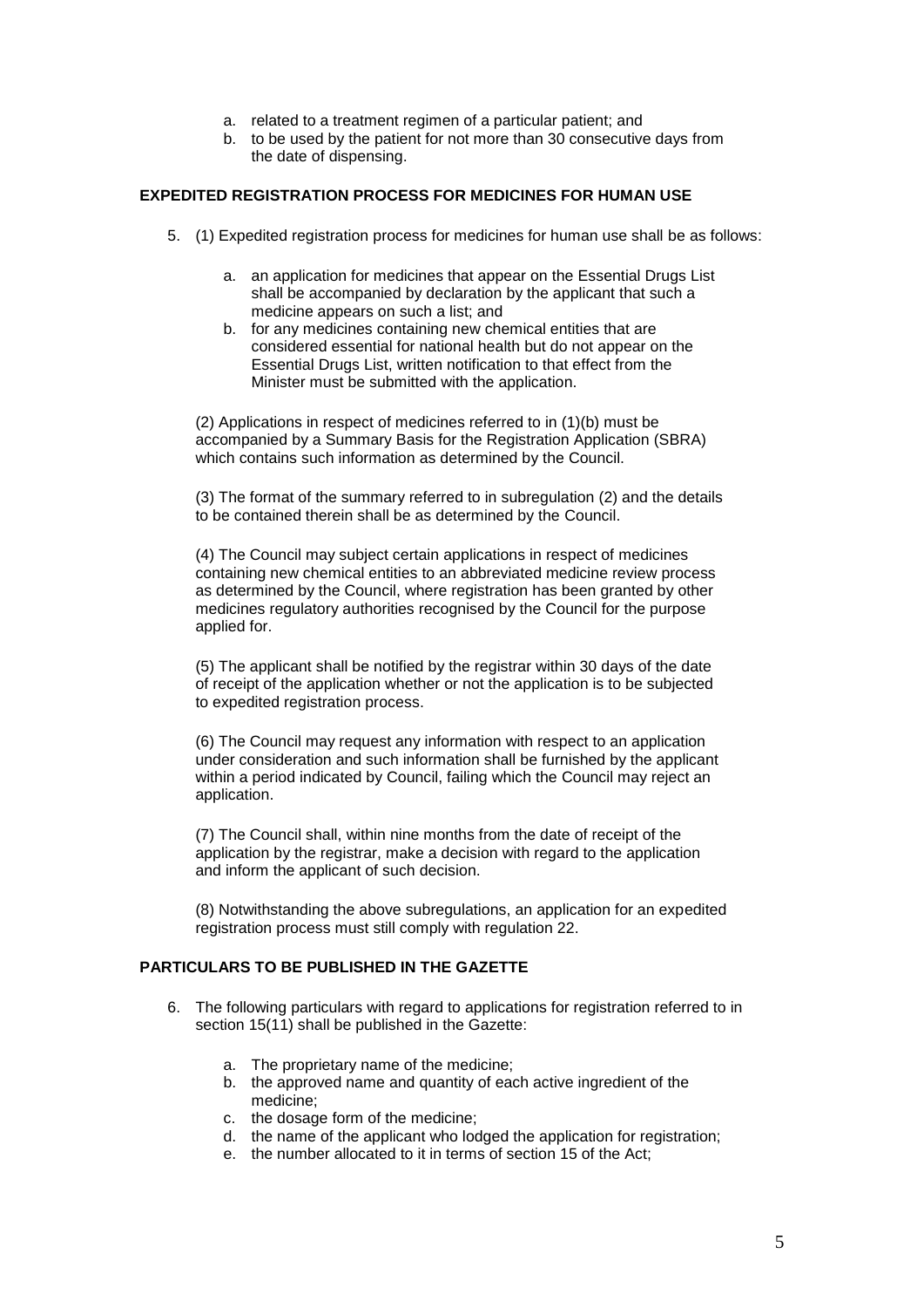a. related to a treatment regimen of a particular patient; and
b. to be used by the patient for not more than 30 consecutive days from the date of dispensing.

**EXPEDITED REGISTRATION PROCESS FOR MEDICINES FOR HUMAN USE**

5. (1) Expedited registration process for medicines for human use shall be as follows:

    a. an application for medicines that appear on the Essential Drugs List shall be accompanied by declaration by the applicant that such a medicine appears on such a list; and
    b. for any medicines containing new chemical entities that are considered essential for national health but do not appear on the Essential Drugs List, written notification to that effect from the Minister must be submitted with the application.

    (2) Applications in respect of medicines referred to in (1)(b) must be accompanied by a Summary Basis for the Registration Application (SBRA) which contains such information as determined by the Council.

    (3) The format of the summary referred to in subregulation (2) and the details to be contained therein shall be as determined by the Council.

    (4) The Council may subject certain applications in respect of medicines containing new chemical entities to an abbreviated medicine review process as determined by the Council, where registration has been granted by other medicines regulatory authorities recognised by the Council for the purpose applied for.

    (5) The applicant shall be notified by the registrar within 30 days of the date of receipt of the application whether or not the application is to be subjected to expedited registration process.

    (6) The Council may request any information with respect to an application under consideration and such information shall be furnished by the applicant within a period indicated by Council, failing which the Council may reject an application.

    (7) The Council shall, within nine months from the date of receipt of the application by the registrar, make a decision with regard to the application and inform the applicant of such decision.

    (8) Notwithstanding the above subregulations, an application for an expedited registration process must still comply with regulation 22.

**PARTICULARS TO BE PUBLISHED IN THE GAZETTE**

6. The following particulars with regard to applications for registration referred to in section 15(11) shall be published in the Gazette:

    a. The proprietary name of the medicine;
    b. the approved name and quantity of each active ingredient of the medicine;
    c. the dosage form of the medicine;
    d. the name of the applicant who lodged the application for registration;
    e. the number allocated to it in terms of section 15 of the Act;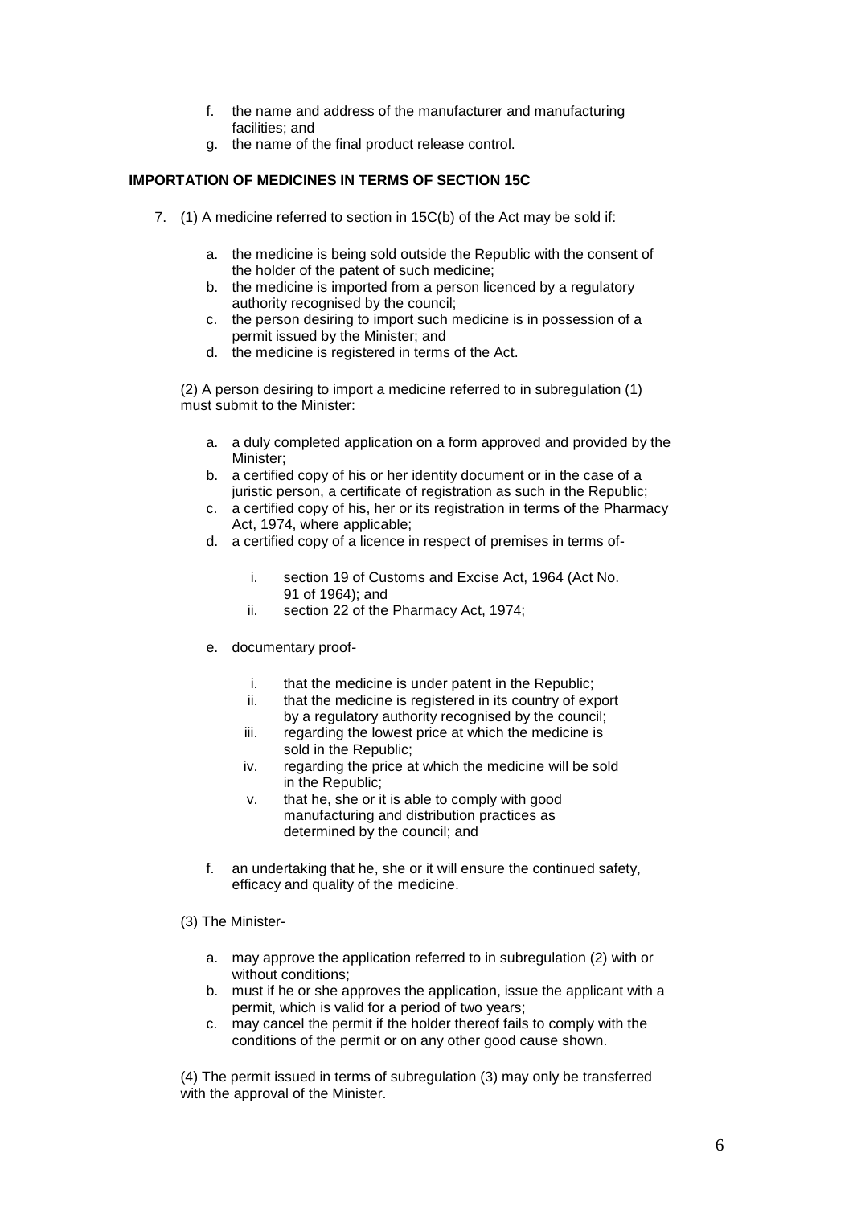f. the name and address of the manufacturer and manufacturing facilities; and
g. the name of the final product release control.

**IMPORTATION OF MEDICINES IN TERMS OF SECTION 15C**

7. (1) A medicine referred to section in 15C(b) of the Act may be sold if:

   a. the medicine is being sold outside the Republic with the consent of the holder of the patent of such medicine;
   b. the medicine is imported from a person licenced by a regulatory authority recognised by the council;
   c. the person desiring to import such medicine is in possession of a permit issued by the Minister; and
   d. the medicine is registered in terms of the Act.

   (2) A person desiring to import a medicine referred to in subregulation (1) must submit to the Minister:

   a. a duly completed application on a form approved and provided by the Minister;
   b. a certified copy of his or her identity document or in the case of a juristic person, a certificate of registration as such in the Republic;
   c. a certified copy of his, her or its registration in terms of the Pharmacy Act, 1974, where applicable;
   d. a certified copy of a licence in respect of premises in terms of-

      i. section 19 of Customs and Excise Act, 1964 (Act No. 91 of 1964); and
      ii. section 22 of the Pharmacy Act, 1974;

   e. documentary proof-

      i. that the medicine is under patent in the Republic;
      ii. that the medicine is registered in its country of export by a regulatory authority recognised by the council;
      iii. regarding the lowest price at which the medicine is sold in the Republic;
      iv. regarding the price at which the medicine will be sold in the Republic;
      v. that he, she or it is able to comply with good manufacturing and distribution practices as determined by the council; and

   f. an undertaking that he, she or it will ensure the continued safety, efficacy and quality of the medicine.

   (3) The Minister-

   a. may approve the application referred to in subregulation (2) with or without conditions;
   b. must if he or she approves the application, issue the applicant with a permit, which is valid for a period of two years;
   c. may cancel the permit if the holder thereof fails to comply with the conditions of the permit or on any other good cause shown.

   (4) The permit issued in terms of subregulation (3) may only be transferred with the approval of the Minister.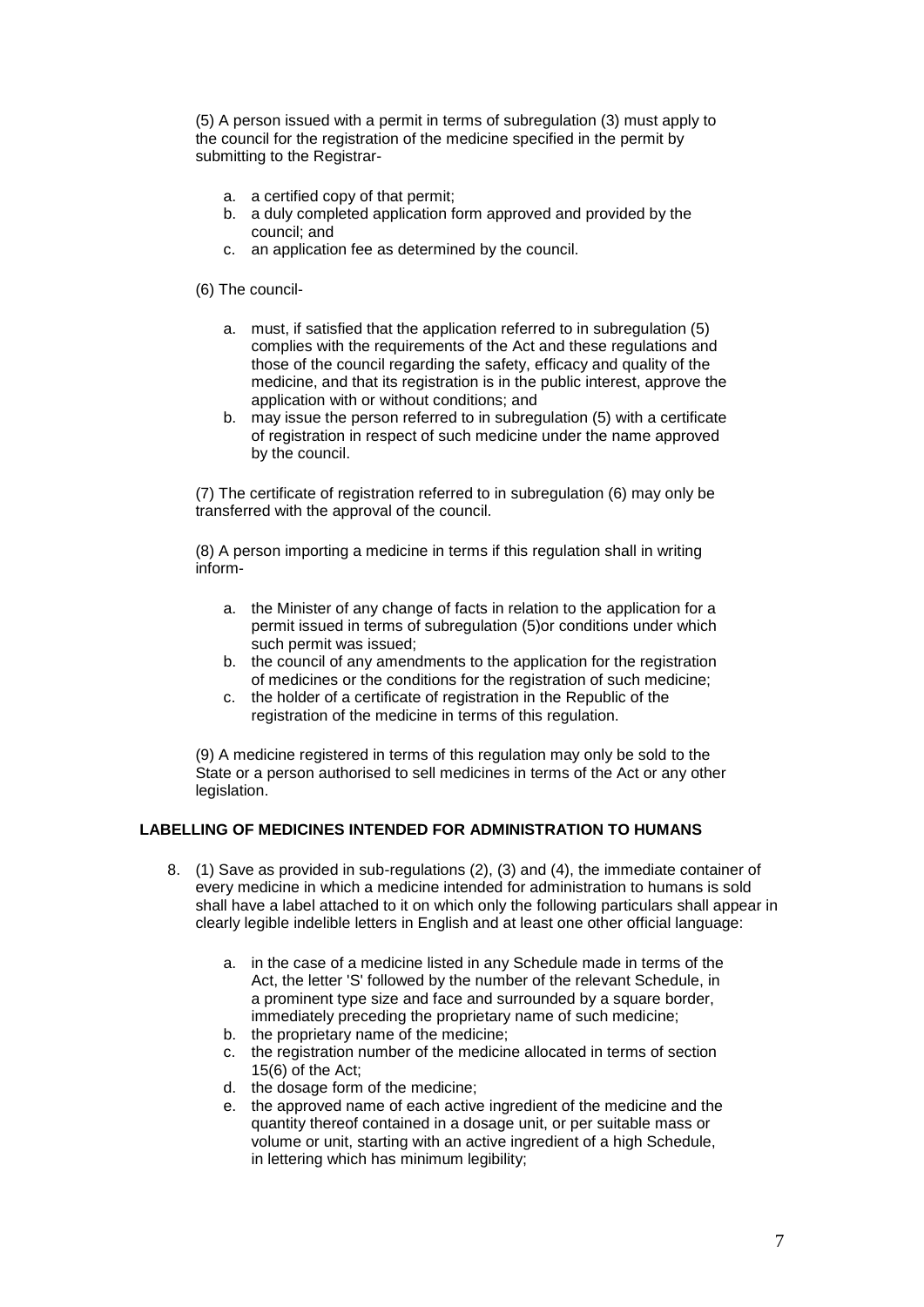(5) A person issued with a permit in terms of subregulation (3) must apply to the council for the registration of the medicine specified in the permit by submitting to the Registrar-

a. a certified copy of that permit;
b. a duly completed application form approved and provided by the council; and
c. an application fee as determined by the council.

(6) The council-

a. must, if satisfied that the application referred to in subregulation (5) complies with the requirements of the Act and these regulations and those of the council regarding the safety, efficacy and quality of the medicine, and that its registration is in the public interest, approve the application with or without conditions; and
b. may issue the person referred to in subregulation (5) with a certificate of registration in respect of such medicine under the name approved by the council.

(7) The certificate of registration referred to in subregulation (6) may only be transferred with the approval of the council.

(8) A person importing a medicine in terms if this regulation shall in writing inform-

a. the Minister of any change of facts in relation to the application for a permit issued in terms of subregulation (5)or conditions under which such permit was issued;
b. the council of any amendments to the application for the registration of medicines or the conditions for the registration of such medicine;
c. the holder of a certificate of registration in the Republic of the registration of the medicine in terms of this regulation.

(9) A medicine registered in terms of this regulation may only be sold to the State or a person authorised to sell medicines in terms of the Act or any other legislation.

**LABELLING OF MEDICINES INTENDED FOR ADMINISTRATION TO HUMANS**

8. (1) Save as provided in sub-regulations (2), (3) and (4), the immediate container of every medicine in which a medicine intended for administration to humans is sold shall have a label attached to it on which only the following particulars shall appear in clearly legible indelible letters in English and at least one other official language:

    a. in the case of a medicine listed in any Schedule made in terms of the Act, the letter 'S' followed by the number of the relevant Schedule, in a prominent type size and face and surrounded by a square border, immediately preceding the proprietary name of such medicine;
    b. the proprietary name of the medicine;
    c. the registration number of the medicine allocated in terms of section 15(6) of the Act;
    d. the dosage form of the medicine;
    e. the approved name of each active ingredient of the medicine and the quantity thereof contained in a dosage unit, or per suitable mass or volume or unit, starting with an active ingredient of a high Schedule, in lettering which has minimum legibility;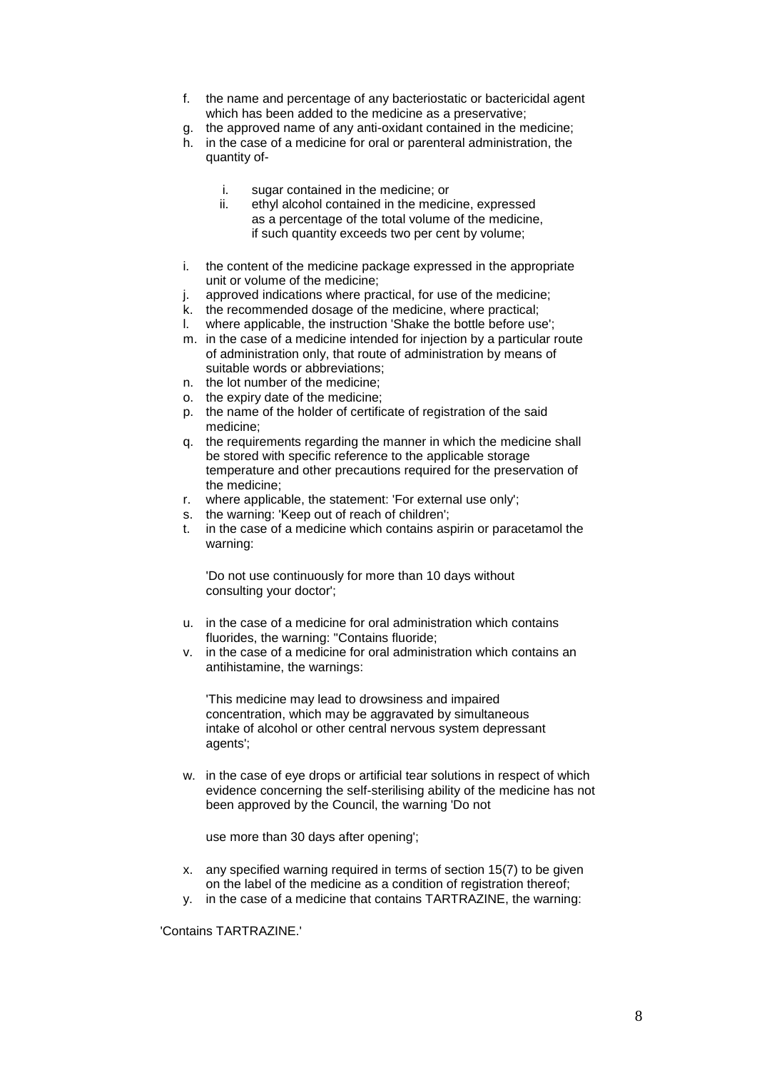f. the name and percentage of any bacteriostatic or bactericidal agent which has been added to the medicine as a preservative;
g. the approved name of any anti-oxidant contained in the medicine;
h. in the case of a medicine for oral or parenteral administration, the quantity of-

    i. sugar contained in the medicine; or
    ii. ethyl alcohol contained in the medicine, expressed as a percentage of the total volume of the medicine, if such quantity exceeds two per cent by volume;

i. the content of the medicine package expressed in the appropriate unit or volume of the medicine;
j. approved indications where practical, for use of the medicine;
k. the recommended dosage of the medicine, where practical;
l. where applicable, the instruction 'Shake the bottle before use';
m. in the case of a medicine intended for injection by a particular route of administration only, that route of administration by means of suitable words or abbreviations;
n. the lot number of the medicine;
o. the expiry date of the medicine;
p. the name of the holder of certificate of registration of the said medicine;
q. the requirements regarding the manner in which the medicine shall be stored with specific reference to the applicable storage temperature and other precautions required for the preservation of the medicine;
r. where applicable, the statement: 'For external use only';
s. the warning: 'Keep out of reach of children';
t. in the case of a medicine which contains aspirin or paracetamol the warning:

    'Do not use continuously for more than 10 days without consulting your doctor';

u. in the case of a medicine for oral administration which contains fluorides, the warning: ''Contains fluoride;
v. in the case of a medicine for oral administration which contains an antihistamine, the warnings:

    'This medicine may lead to drowsiness and impaired concentration, which may be aggravated by simultaneous intake of alcohol or other central nervous system depressant agents';

w. in the case of eye drops or artificial tear solutions in respect of which evidence concerning the self-sterilising ability of the medicine has not been approved by the Council, the warning 'Do not

    use more than 30 days after opening';

x. any specified warning required in terms of section 15(7) to be given on the label of the medicine as a condition of registration thereof;
y. in the case of a medicine that contains TARTRAZINE, the warning:

'Contains TARTRAZINE.'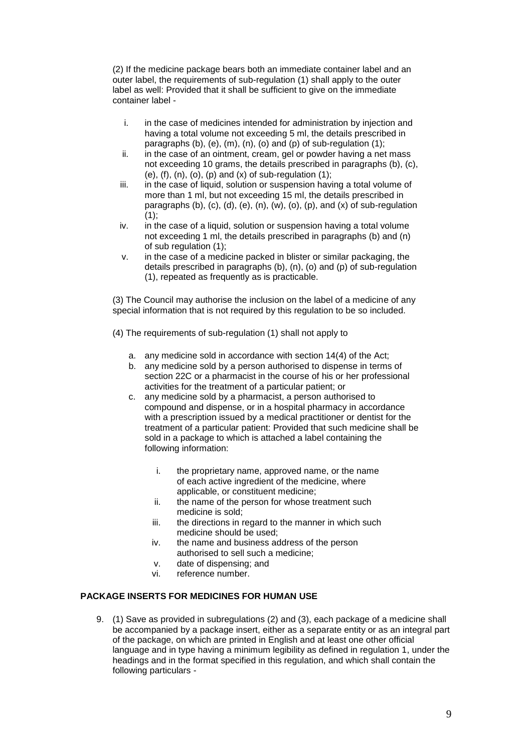(2) If the medicine package bears both an immediate container label and an outer label, the requirements of sub-regulation (1) shall apply to the outer label as well: Provided that it shall be sufficient to give on the immediate container label -

i. in the case of medicines intended for administration by injection and having a total volume not exceeding 5 ml, the details prescribed in paragraphs (b), (e), (m), (n), (o) and (p) of sub-regulation (1);
ii. in the case of an ointment, cream, gel or powder having a net mass not exceeding 10 grams, the details prescribed in paragraphs (b), (c), (e), (f), (n), (o), (p) and (x) of sub-regulation (1);
iii. in the case of liquid, solution or suspension having a total volume of more than 1 ml, but not exceeding 15 ml, the details prescribed in paragraphs (b), (c), (d), (e), (n), (w), (o), (p), and (x) of sub-regulation (1);
iv. in the case of a liquid, solution or suspension having a total volume not exceeding 1 ml, the details prescribed in paragraphs (b) and (n) of sub regulation (1);
v. in the case of a medicine packed in blister or similar packaging, the details prescribed in paragraphs (b), (n), (o) and (p) of sub-regulation (1), repeated as frequently as is practicable.

(3) The Council may authorise the inclusion on the label of a medicine of any special information that is not required by this regulation to be so included.

(4) The requirements of sub-regulation (1) shall not apply to

a. any medicine sold in accordance with section 14(4) of the Act;
b. any medicine sold by a person authorised to dispense in terms of section 22C or a pharmacist in the course of his or her professional activities for the treatment of a particular patient; or
c. any medicine sold by a pharmacist, a person authorised to compound and dispense, or in a hospital pharmacy in accordance with a prescription issued by a medical practitioner or dentist for the treatment of a particular patient: Provided that such medicine shall be sold in a package to which is attached a label containing the following information:
    i. the proprietary name, approved name, or the name of each active ingredient of the medicine, where applicable, or constituent medicine;
    ii. the name of the person for whose treatment such medicine is sold;
    iii. the directions in regard to the manner in which such medicine should be used;
    iv. the name and business address of the person authorised to sell such a medicine;
    v. date of dispensing; and
    vi. reference number.

**PACKAGE INSERTS FOR MEDICINES FOR HUMAN USE**

9. (1) Save as provided in subregulations (2) and (3), each package of a medicine shall be accompanied by a package insert, either as a separate entity or as an integral part of the package, on which are printed in English and at least one other official language and in type having a minimum legibility as defined in regulation 1, under the headings and in the format specified in this regulation, and which shall contain the following particulars -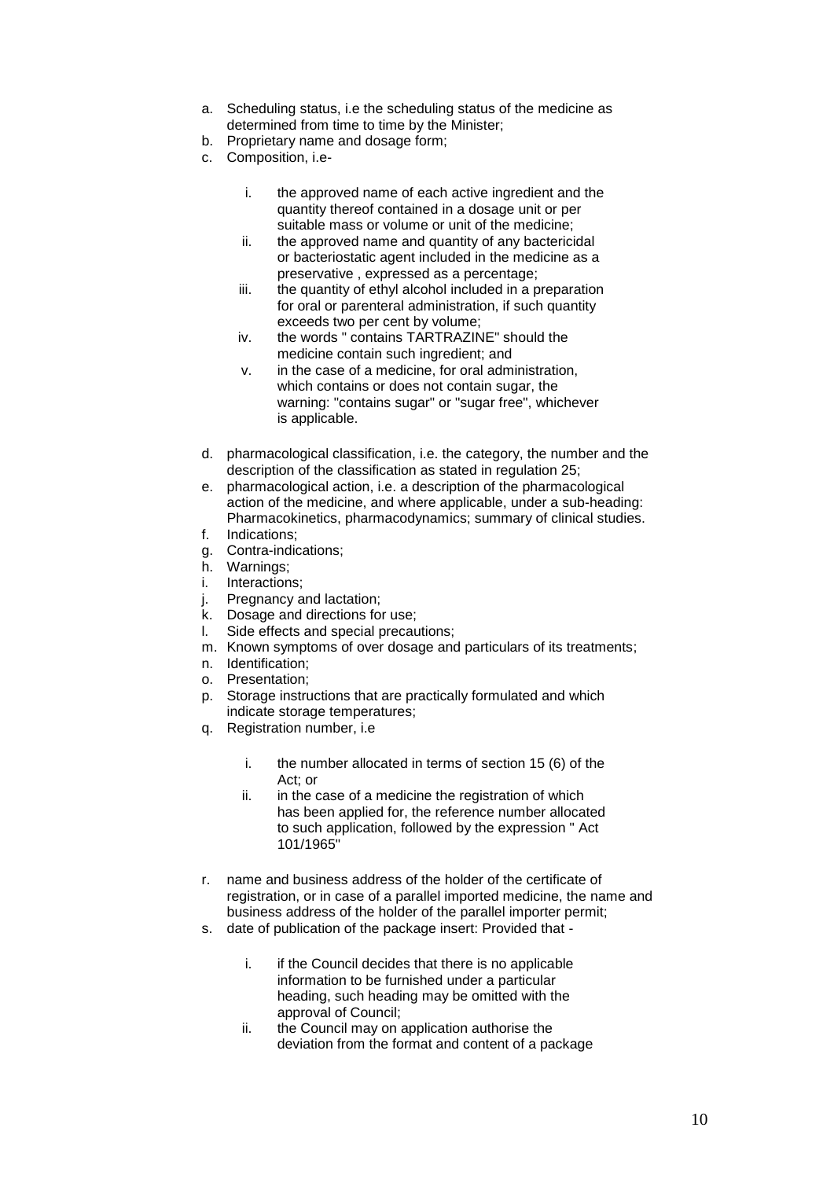a. Scheduling status, i.e the scheduling status of the medicine as determined from time to time by the Minister;
b. Proprietary name and dosage form;
c. Composition, i.e-

    i. the approved name of each active ingredient and the quantity thereof contained in a dosage unit or per suitable mass or volume or unit of the medicine;
    ii. the approved name and quantity of any bactericidal or bacteriostatic agent included in the medicine as a preservative , expressed as a percentage;
    iii. the quantity of ethyl alcohol included in a preparation for oral or parenteral administration, if such quantity exceeds two per cent by volume;
    iv. the words " contains TARTRAZINE" should the medicine contain such ingredient; and
    v. in the case of a medicine, for oral administration, which contains or does not contain sugar, the warning: "contains sugar" or "sugar free", whichever is applicable.

d. pharmacological classification, i.e. the category, the number and the description of the classification as stated in regulation 25;
e. pharmacological action, i.e. a description of the pharmacological action of the medicine, and where applicable, under a sub-heading: Pharmacokinetics, pharmacodynamics; summary of clinical studies.
f. Indications;
g. Contra-indications;
h. Warnings;
i. Interactions;
j. Pregnancy and lactation;
k. Dosage and directions for use;
l. Side effects and special precautions;
m. Known symptoms of over dosage and particulars of its treatments;
n. Identification;
o. Presentation;
p. Storage instructions that are practically formulated and which indicate storage temperatures;
q. Registration number, i.e

    i. the number allocated in terms of section 15 (6) of the Act; or
    ii. in the case of a medicine the registration of which has been applied for, the reference number allocated to such application, followed by the expression " Act 101/1965"

r. name and business address of the holder of the certificate of registration, or in case of a parallel imported medicine, the name and business address of the holder of the parallel importer permit;
s. date of publication of the package insert: Provided that -

    i. if the Council decides that there is no applicable information to be furnished under a particular heading, such heading may be omitted with the approval of Council;
    ii. the Council may on application authorise the deviation from the format and content of a package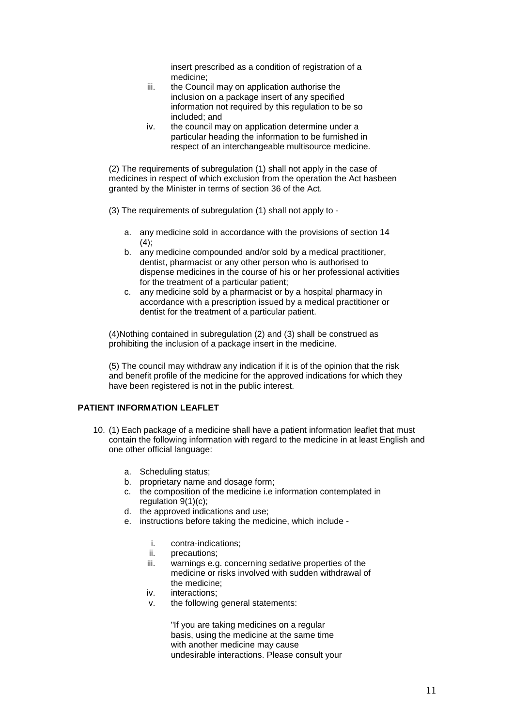insert prescribed as a condition of registration of a medicine;

iii. the Council may on application authorise the inclusion on a package insert of any specified information not required by this regulation to be so included; and

iv. the council may on application determine under a particular heading the information to be furnished in respect of an interchangeable multisource medicine.

(2) The requirements of subregulation (1) shall not apply in the case of medicines in respect of which exclusion from the operation the Act hasbeen granted by the Minister in terms of section 36 of the Act.

(3) The requirements of subregulation (1) shall not apply to -

a. any medicine sold in accordance with the provisions of section 14 (4);
b. any medicine compounded and/or sold by a medical practitioner, dentist, pharmacist or any other person who is authorised to dispense medicines in the course of his or her professional activities for the treatment of a particular patient;
c. any medicine sold by a pharmacist or by a hospital pharmacy in accordance with a prescription issued by a medical practitioner or dentist for the treatment of a particular patient.

(4)Nothing contained in subregulation (2) and (3) shall be construed as prohibiting the inclusion of a package insert in the medicine.

(5) The council may withdraw any indication if it is of the opinion that the risk and benefit profile of the medicine for the approved indications for which they have been registered is not in the public interest.

**PATIENT INFORMATION LEAFLET**

10. (1) Each package of a medicine shall have a patient information leaflet that must contain the following information with regard to the medicine in at least English and one other official language:

    a. Scheduling status;
    b. proprietary name and dosage form;
    c. the composition of the medicine i.e information contemplated in regulation 9(1)(c);
    d. the approved indications and use;
    e. instructions before taking the medicine, which include -

        i. contra-indications;
        ii. precautions;
        iii. warnings e.g. concerning sedative properties of the medicine or risks involved with sudden withdrawal of the medicine;
        iv. interactions;
        v. the following general statements:

            "If you are taking medicines on a regular basis, using the medicine at the same time with another medicine may cause undesirable interactions. Please consult your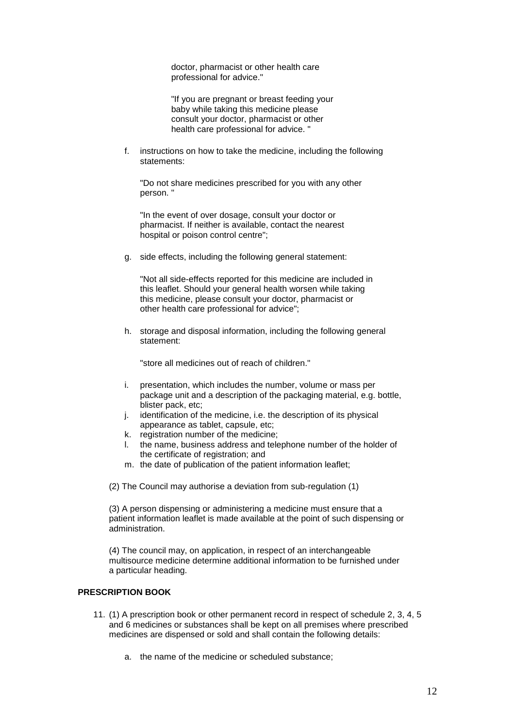doctor, pharmacist or other health care professional for advice."

"If you are pregnant or breast feeding your baby while taking this medicine please consult your doctor, pharmacist or other health care professional for advice. "

f. instructions on how to take the medicine, including the following statements:

   "Do not share medicines prescribed for you with any other person. "

   "In the event of over dosage, consult your doctor or pharmacist. If neither is available, contact the nearest hospital or poison control centre";

g. side effects, including the following general statement:

   "Not all side-effects reported for this medicine are included in this leaflet. Should your general health worsen while taking this medicine, please consult your doctor, pharmacist or other health care professional for advice";

h. storage and disposal information, including the following general statement:

   "store all medicines out of reach of children."

i. presentation, which includes the number, volume or mass per package unit and a description of the packaging material, e.g. bottle, blister pack, etc;
j. identification of the medicine, i.e. the description of its physical appearance as tablet, capsule, etc;
k. registration number of the medicine;
l. the name, business address and telephone number of the holder of the certificate of registration; and
m. the date of publication of the patient information leaflet;

(2) The Council may authorise a deviation from sub-regulation (1)

(3) A person dispensing or administering a medicine must ensure that a patient information leaflet is made available at the point of such dispensing or administration.

(4) The council may, on application, in respect of an interchangeable multisource medicine determine additional information to be furnished under a particular heading.

**PRESCRIPTION BOOK**

11. (1) A prescription book or other permanent record in respect of schedule 2, 3, 4, 5 and 6 medicines or substances shall be kept on all premises where prescribed medicines are dispensed or sold and shall contain the following details:

    a. the name of the medicine or scheduled substance;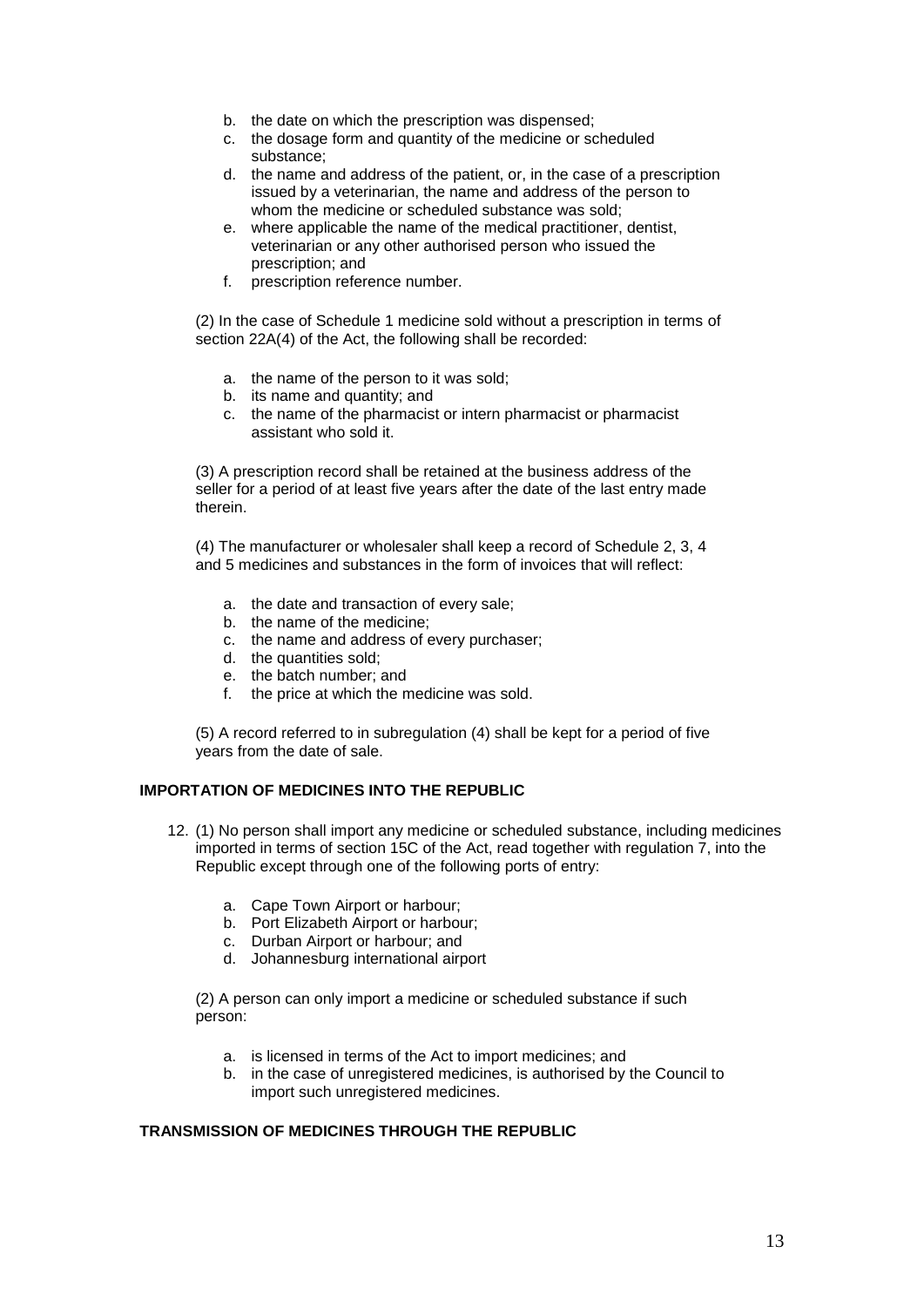b. the date on which the prescription was dispensed;
c. the dosage form and quantity of the medicine or scheduled substance;
d. the name and address of the patient, or, in the case of a prescription issued by a veterinarian, the name and address of the person to whom the medicine or scheduled substance was sold;
e. where applicable the name of the medical practitioner, dentist, veterinarian or any other authorised person who issued the prescription; and
f. prescription reference number.

(2) In the case of Schedule 1 medicine sold without a prescription in terms of section 22A(4) of the Act, the following shall be recorded:

a. the name of the person to it was sold;
b. its name and quantity; and
c. the name of the pharmacist or intern pharmacist or pharmacist assistant who sold it.

(3) A prescription record shall be retained at the business address of the seller for a period of at least five years after the date of the last entry made therein.

(4) The manufacturer or wholesaler shall keep a record of Schedule 2, 3, 4 and 5 medicines and substances in the form of invoices that will reflect:

a. the date and transaction of every sale;
b. the name of the medicine;
c. the name and address of every purchaser;
d. the quantities sold;
e. the batch number; and
f. the price at which the medicine was sold.

(5) A record referred to in subregulation (4) shall be kept for a period of five years from the date of sale.

**IMPORTATION OF MEDICINES INTO THE REPUBLIC**

12. (1) No person shall import any medicine or scheduled substance, including medicines imported in terms of section 15C of the Act, read together with regulation 7, into the Republic except through one of the following ports of entry:

    a. Cape Town Airport or harbour;
    b. Port Elizabeth Airport or harbour;
    c. Durban Airport or harbour; and
    d. Johannesburg international airport

    (2) A person can only import a medicine or scheduled substance if such person:

    a. is licensed in terms of the Act to import medicines; and
    b. in the case of unregistered medicines, is authorised by the Council to import such unregistered medicines.

**TRANSMISSION OF MEDICINES THROUGH THE REPUBLIC**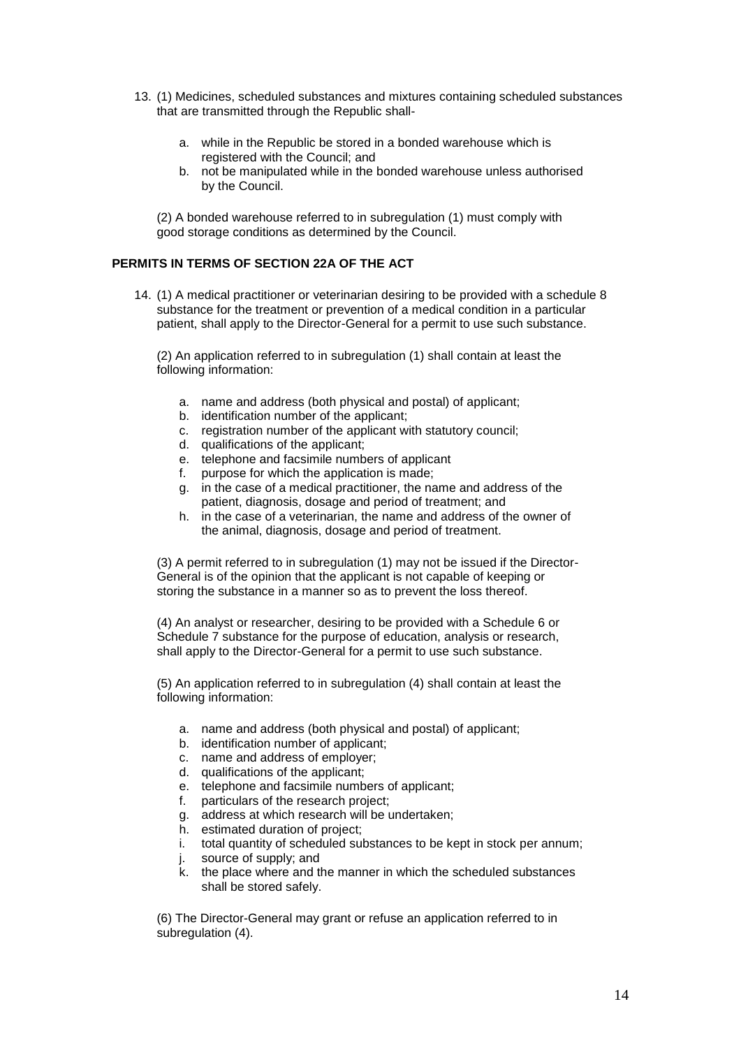13. (1) Medicines, scheduled substances and mixtures containing scheduled substances that are transmitted through the Republic shall-

    a. while in the Republic be stored in a bonded warehouse which is registered with the Council; and
    b. not be manipulated while in the bonded warehouse unless authorised by the Council.

    (2) A bonded warehouse referred to in subregulation (1) must comply with good storage conditions as determined by the Council.

**PERMITS IN TERMS OF SECTION 22A OF THE ACT**

14. (1) A medical practitioner or veterinarian desiring to be provided with a schedule 8 substance for the treatment or prevention of a medical condition in a particular patient, shall apply to the Director-General for a permit to use such substance.

    (2) An application referred to in subregulation (1) shall contain at least the following information:

    a. name and address (both physical and postal) of applicant;
    b. identification number of the applicant;
    c. registration number of the applicant with statutory council;
    d. qualifications of the applicant;
    e. telephone and facsimile numbers of applicant
    f. purpose for which the application is made;
    g. in the case of a medical practitioner, the name and address of the patient, diagnosis, dosage and period of treatment; and
    h. in the case of a veterinarian, the name and address of the owner of the animal, diagnosis, dosage and period of treatment.

    (3) A permit referred to in subregulation (1) may not be issued if the Director-General is of the opinion that the applicant is not capable of keeping or storing the substance in a manner so as to prevent the loss thereof.

    (4) An analyst or researcher, desiring to be provided with a Schedule 6 or Schedule 7 substance for the purpose of education, analysis or research, shall apply to the Director-General for a permit to use such substance.

    (5) An application referred to in subregulation (4) shall contain at least the following information:

    a. name and address (both physical and postal) of applicant;
    b. identification number of applicant;
    c. name and address of employer;
    d. qualifications of the applicant;
    e. telephone and facsimile numbers of applicant;
    f. particulars of the research project;
    g. address at which research will be undertaken;
    h. estimated duration of project;
    i. total quantity of scheduled substances to be kept in stock per annum;
    j. source of supply; and
    k. the place where and the manner in which the scheduled substances shall be stored safely.

    (6) The Director-General may grant or refuse an application referred to in subregulation (4).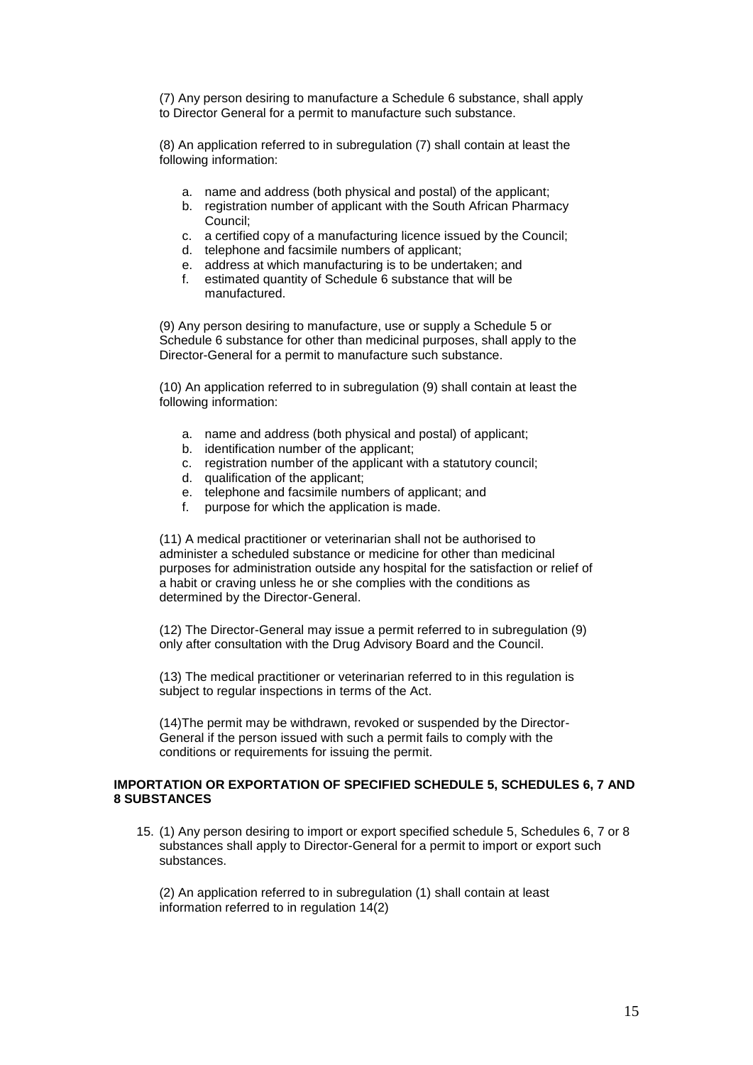(7) Any person desiring to manufacture a Schedule 6 substance, shall apply to Director General for a permit to manufacture such substance.

(8) An application referred to in subregulation (7) shall contain at least the following information:

a. name and address (both physical and postal) of the applicant;
b. registration number of applicant with the South African Pharmacy Council;
c. a certified copy of a manufacturing licence issued by the Council;
d. telephone and facsimile numbers of applicant;
e. address at which manufacturing is to be undertaken; and
f. estimated quantity of Schedule 6 substance that will be manufactured.

(9) Any person desiring to manufacture, use or supply a Schedule 5 or Schedule 6 substance for other than medicinal purposes, shall apply to the Director-General for a permit to manufacture such substance.

(10) An application referred to in subregulation (9) shall contain at least the following information:

a. name and address (both physical and postal) of applicant;
b. identification number of the applicant;
c. registration number of the applicant with a statutory council;
d. qualification of the applicant;
e. telephone and facsimile numbers of applicant; and
f. purpose for which the application is made.

(11) A medical practitioner or veterinarian shall not be authorised to administer a scheduled substance or medicine for other than medicinal purposes for administration outside any hospital for the satisfaction or relief of a habit or craving unless he or she complies with the conditions as determined by the Director-General.

(12) The Director-General may issue a permit referred to in subregulation (9) only after consultation with the Drug Advisory Board and the Council.

(13) The medical practitioner or veterinarian referred to in this regulation is subject to regular inspections in terms of the Act.

(14)The permit may be withdrawn, revoked or suspended by the Director-General if the person issued with such a permit fails to comply with the conditions or requirements for issuing the permit.

**IMPORTATION OR EXPORTATION OF SPECIFIED SCHEDULE 5, SCHEDULES 6, 7 AND 8 SUBSTANCES**

15. (1) Any person desiring to import or export specified schedule 5, Schedules 6, 7 or 8 substances shall apply to Director-General for a permit to import or export such substances.

(2) An application referred to in subregulation (1) shall contain at least information referred to in regulation 14(2)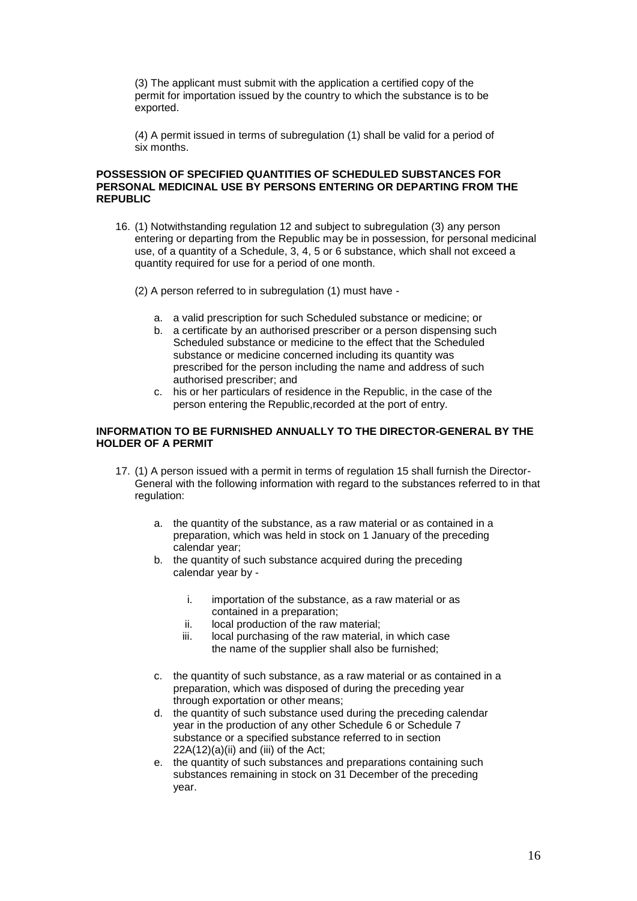(3) The applicant must submit with the application a certified copy of the permit for importation issued by the country to which the substance is to be exported.

(4) A permit issued in terms of subregulation (1) shall be valid for a period of six months.

**POSSESSION OF SPECIFIED QUANTITIES OF SCHEDULED SUBSTANCES FOR PERSONAL MEDICINAL USE BY PERSONS ENTERING OR DEPARTING FROM THE REPUBLIC**

16. (1) Notwithstanding regulation 12 and subject to subregulation (3) any person entering or departing from the Republic may be in possession, for personal medicinal use, of a quantity of a Schedule, 3, 4, 5 or 6 substance, which shall not exceed a quantity required for use for a period of one month.

    (2) A person referred to in subregulation (1) must have -

    a. a valid prescription for such Scheduled substance or medicine; or
    b. a certificate by an authorised prescriber or a person dispensing such Scheduled substance or medicine to the effect that the Scheduled substance or medicine concerned including its quantity was prescribed for the person including the name and address of such authorised prescriber; and
    c. his or her particulars of residence in the Republic, in the case of the person entering the Republic,recorded at the port of entry.

**INFORMATION TO BE FURNISHED ANNUALLY TO THE DIRECTOR-GENERAL BY THE HOLDER OF A PERMIT**

17. (1) A person issued with a permit in terms of regulation 15 shall furnish the Director-General with the following information with regard to the substances referred to in that regulation:

    a. the quantity of the substance, as a raw material or as contained in a preparation, which was held in stock on 1 January of the preceding calendar year;
    b. the quantity of such substance acquired during the preceding calendar year by -

        i. importation of the substance, as a raw material or as contained in a preparation;
        ii. local production of the raw material;
        iii. local purchasing of the raw material, in which case the name of the supplier shall also be furnished;

    c. the quantity of such substance, as a raw material or as contained in a preparation, which was disposed of during the preceding year through exportation or other means;
    d. the quantity of such substance used during the preceding calendar year in the production of any other Schedule 6 or Schedule 7 substance or a specified substance referred to in section 22A(12)(a)(ii) and (iii) of the Act;
    e. the quantity of such substances and preparations containing such substances remaining in stock on 31 December of the preceding year.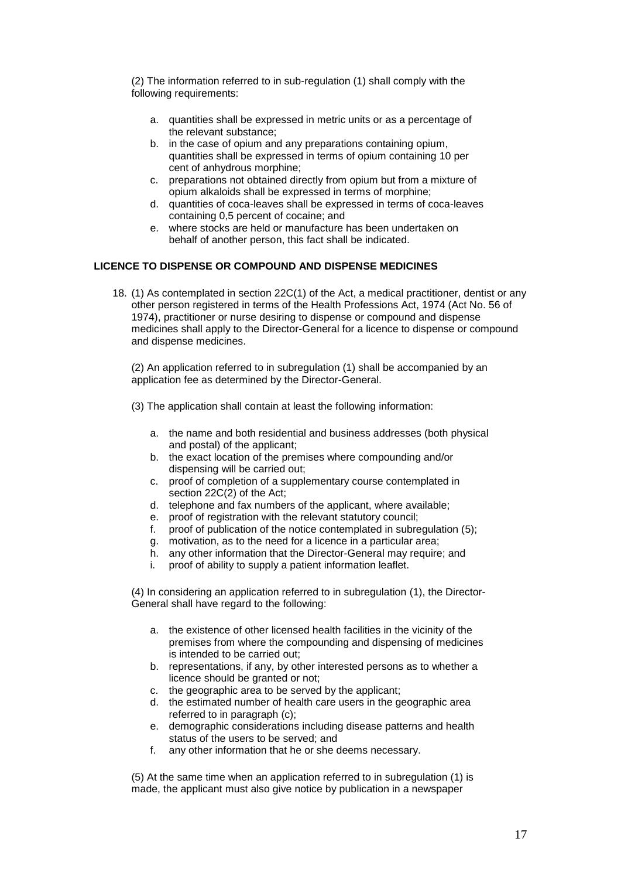(2) The information referred to in sub-regulation (1) shall comply with the following requirements:

a. quantities shall be expressed in metric units or as a percentage of the relevant substance;
b. in the case of opium and any preparations containing opium, quantities shall be expressed in terms of opium containing 10 per cent of anhydrous morphine;
c. preparations not obtained directly from opium but from a mixture of opium alkaloids shall be expressed in terms of morphine;
d. quantities of coca-leaves shall be expressed in terms of coca-leaves containing 0,5 percent of cocaine; and
e. where stocks are held or manufacture has been undertaken on behalf of another person, this fact shall be indicated.

**LICENCE TO DISPENSE OR COMPOUND AND DISPENSE MEDICINES**

18. (1) As contemplated in section 22C(1) of the Act, a medical practitioner, dentist or any other person registered in terms of the Health Professions Act, 1974 (Act No. 56 of 1974), practitioner or nurse desiring to dispense or compound and dispense medicines shall apply to the Director-General for a licence to dispense or compound and dispense medicines.

(2) An application referred to in subregulation (1) shall be accompanied by an application fee as determined by the Director-General.

(3) The application shall contain at least the following information:

a. the name and both residential and business addresses (both physical and postal) of the applicant;
b. the exact location of the premises where compounding and/or dispensing will be carried out;
c. proof of completion of a supplementary course contemplated in section 22C(2) of the Act;
d. telephone and fax numbers of the applicant, where available;
e. proof of registration with the relevant statutory council;
f. proof of publication of the notice contemplated in subregulation (5);
g. motivation, as to the need for a licence in a particular area;
h. any other information that the Director-General may require; and
i. proof of ability to supply a patient information leaflet.

(4) In considering an application referred to in subregulation (1), the Director-General shall have regard to the following:

a. the existence of other licensed health facilities in the vicinity of the premises from where the compounding and dispensing of medicines is intended to be carried out;
b. representations, if any, by other interested persons as to whether a licence should be granted or not;
c. the geographic area to be served by the applicant;
d. the estimated number of health care users in the geographic area referred to in paragraph (c);
e. demographic considerations including disease patterns and health status of the users to be served; and
f. any other information that he or she deems necessary.

(5) At the same time when an application referred to in subregulation (1) is made, the applicant must also give notice by publication in a newspaper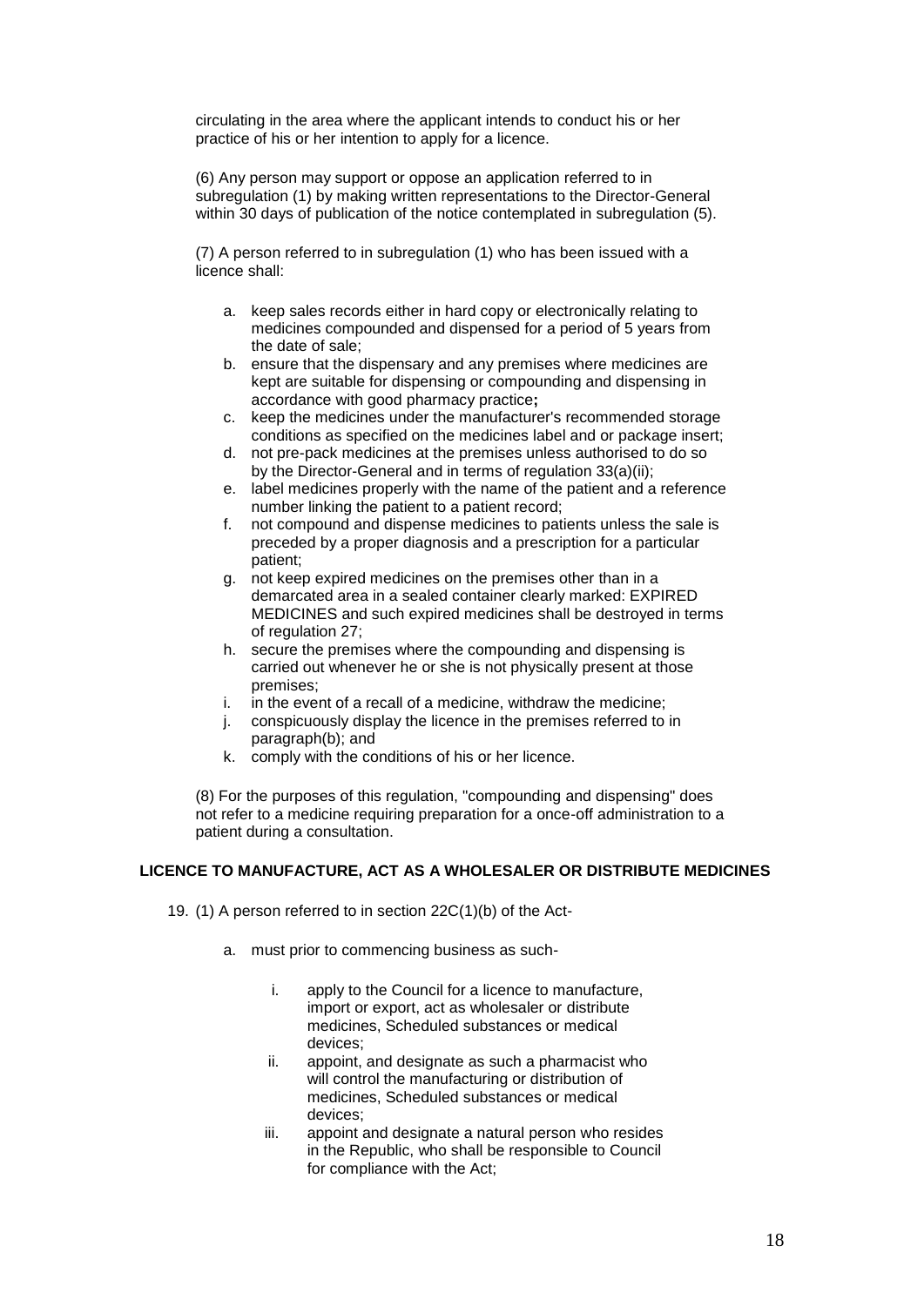circulating in the area where the applicant intends to conduct his or her practice of his or her intention to apply for a licence.

(6) Any person may support or oppose an application referred to in subregulation (1) by making written representations to the Director-General within 30 days of publication of the notice contemplated in subregulation (5).

(7) A person referred to in subregulation (1) who has been issued with a licence shall:

a. keep sales records either in hard copy or electronically relating to medicines compounded and dispensed for a period of 5 years from the date of sale;
b. ensure that the dispensary and any premises where medicines are kept are suitable for dispensing or compounding and dispensing in accordance with good pharmacy practice**;**
c. keep the medicines under the manufacturer's recommended storage conditions as specified on the medicines label and or package insert;
d. not pre-pack medicines at the premises unless authorised to do so by the Director-General and in terms of regulation 33(a)(ii);
e. label medicines properly with the name of the patient and a reference number linking the patient to a patient record;
f. not compound and dispense medicines to patients unless the sale is preceded by a proper diagnosis and a prescription for a particular patient;
g. not keep expired medicines on the premises other than in a demarcated area in a sealed container clearly marked: EXPIRED MEDICINES and such expired medicines shall be destroyed in terms of regulation 27;
h. secure the premises where the compounding and dispensing is carried out whenever he or she is not physically present at those premises;
i. in the event of a recall of a medicine, withdraw the medicine;
j. conspicuously display the licence in the premises referred to in paragraph(b); and
k. comply with the conditions of his or her licence.

(8) For the purposes of this regulation, "compounding and dispensing" does not refer to a medicine requiring preparation for a once-off administration to a patient during a consultation.

**LICENCE TO MANUFACTURE, ACT AS A WHOLESALER OR DISTRIBUTE MEDICINES**

19. (1) A person referred to in section 22C(1)(b) of the Act-

   a. must prior to commencing business as such-

      i. apply to the Council for a licence to manufacture, import or export, act as wholesaler or distribute medicines, Scheduled substances or medical devices;
      ii. appoint, and designate as such a pharmacist who will control the manufacturing or distribution of medicines, Scheduled substances or medical devices;
      iii. appoint and designate a natural person who resides in the Republic, who shall be responsible to Council for compliance with the Act;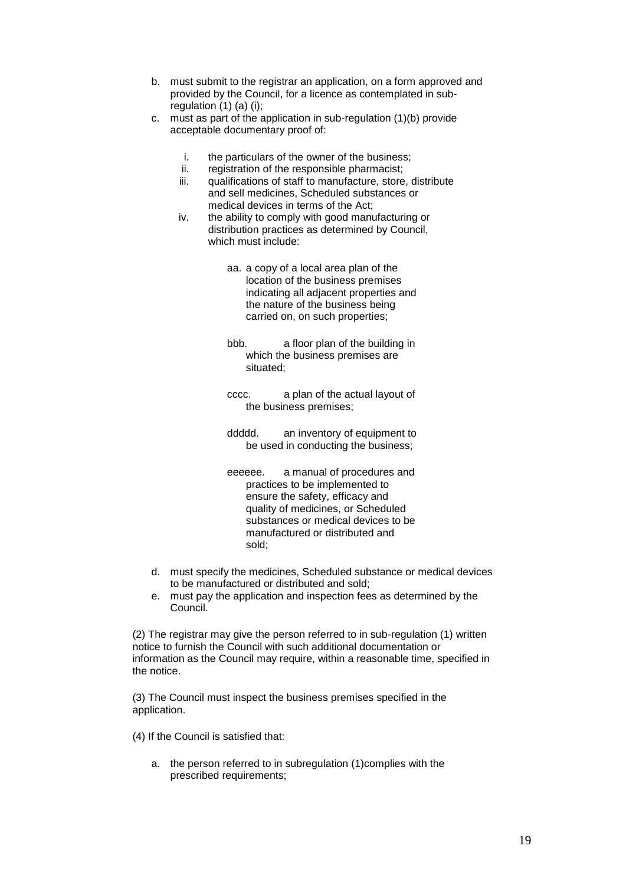b. must submit to the registrar an application, on a form approved and provided by the Council, for a licence as contemplated in sub-regulation (1) (a) (i);
c. must as part of the application in sub-regulation (1)(b) provide acceptable documentary proof of:

   i. the particulars of the owner of the business;
   ii. registration of the responsible pharmacist;
   iii. qualifications of staff to manufacture, store, distribute and sell medicines, Scheduled substances or medical devices in terms of the Act;
   iv. the ability to comply with good manufacturing or distribution practices as determined by Council, which must include:

      aa. a copy of a local area plan of the location of the business premises indicating all adjacent properties and the nature of the business being carried on, on such properties;

      bbb. a floor plan of the building in which the business premises are situated;

      cccc. a plan of the actual layout of the business premises;

      ddddd. an inventory of equipment to be used in conducting the business;

      eeeeee. a manual of procedures and practices to be implemented to ensure the safety, efficacy and quality of medicines, or Scheduled substances or medical devices to be manufactured or distributed and sold;

d. must specify the medicines, Scheduled substance or medical devices to be manufactured or distributed and sold;
e. must pay the application and inspection fees as determined by the Council.

(2) The registrar may give the person referred to in sub-regulation (1) written notice to furnish the Council with such additional documentation or information as the Council may require, within a reasonable time, specified in the notice.

(3) The Council must inspect the business premises specified in the application.

(4) If the Council is satisfied that:

a. the person referred to in subregulation (1)complies with the prescribed requirements;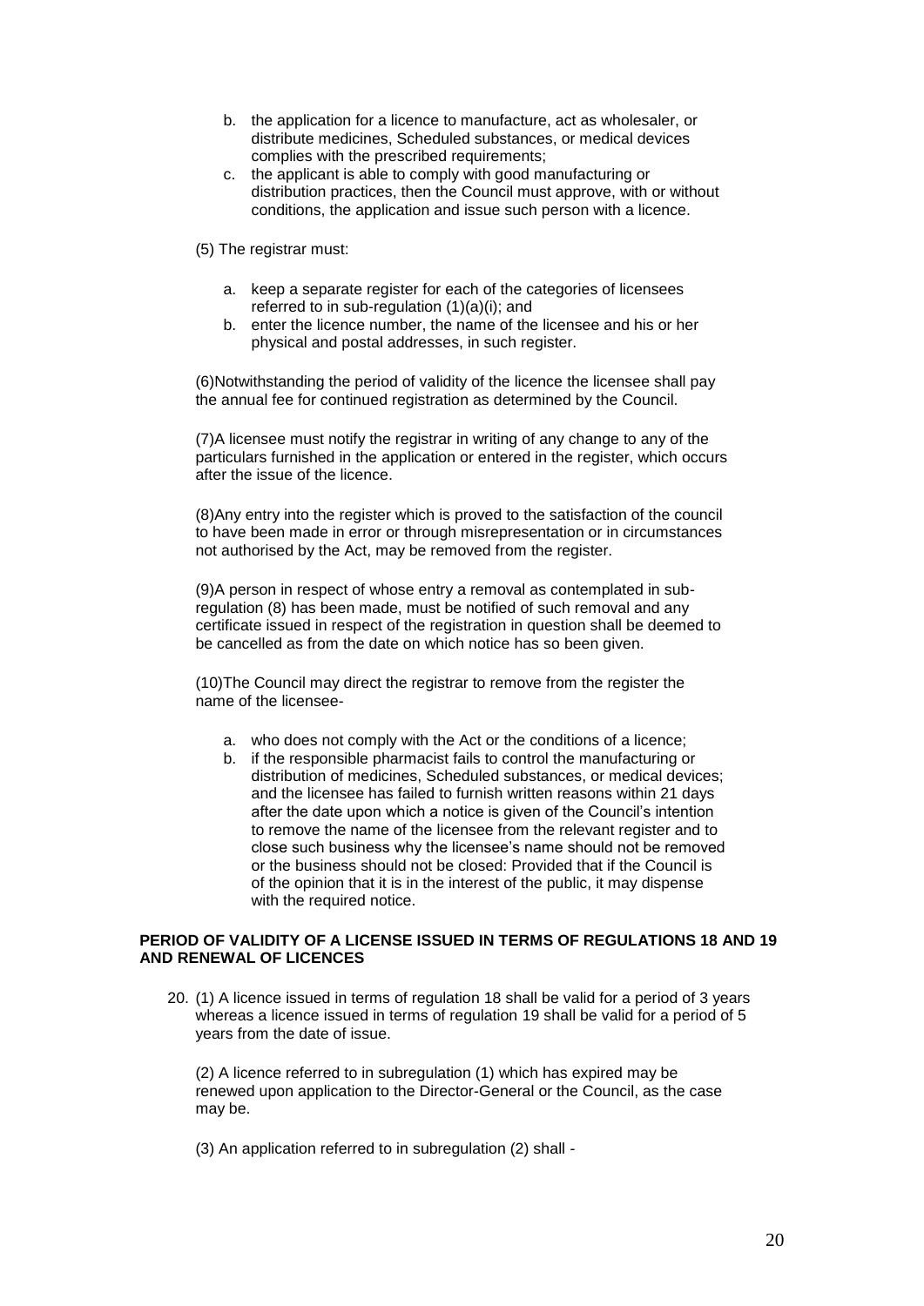b. the application for a licence to manufacture, act as wholesaler, or distribute medicines, Scheduled substances, or medical devices complies with the prescribed requirements;
c. the applicant is able to comply with good manufacturing or distribution practices, then the Council must approve, with or without conditions, the application and issue such person with a licence.

(5) The registrar must:

a. keep a separate register for each of the categories of licensees referred to in sub-regulation (1)(a)(i); and
b. enter the licence number, the name of the licensee and his or her physical and postal addresses, in such register.

(6)Notwithstanding the period of validity of the licence the licensee shall pay the annual fee for continued registration as determined by the Council.

(7)A licensee must notify the registrar in writing of any change to any of the particulars furnished in the application or entered in the register, which occurs after the issue of the licence.

(8)Any entry into the register which is proved to the satisfaction of the council to have been made in error or through misrepresentation or in circumstances not authorised by the Act, may be removed from the register.

(9)A person in respect of whose entry a removal as contemplated in sub-regulation (8) has been made, must be notified of such removal and any certificate issued in respect of the registration in question shall be deemed to be cancelled as from the date on which notice has so been given.

(10)The Council may direct the registrar to remove from the register the name of the licensee-

a. who does not comply with the Act or the conditions of a licence;
b. if the responsible pharmacist fails to control the manufacturing or distribution of medicines, Scheduled substances, or medical devices; and the licensee has failed to furnish written reasons within 21 days after the date upon which a notice is given of the Council's intention to remove the name of the licensee from the relevant register and to close such business why the licensee's name should not be removed or the business should not be closed: Provided that if the Council is of the opinion that it is in the interest of the public, it may dispense with the required notice.

**PERIOD OF VALIDITY OF A LICENSE ISSUED IN TERMS OF REGULATIONS 18 AND 19 AND RENEWAL OF LICENCES**

20. (1) A licence issued in terms of regulation 18 shall be valid for a period of 3 years whereas a licence issued in terms of regulation 19 shall be valid for a period of 5 years from the date of issue.

(2) A licence referred to in subregulation (1) which has expired may be renewed upon application to the Director-General or the Council, as the case may be.

(3) An application referred to in subregulation (2) shall -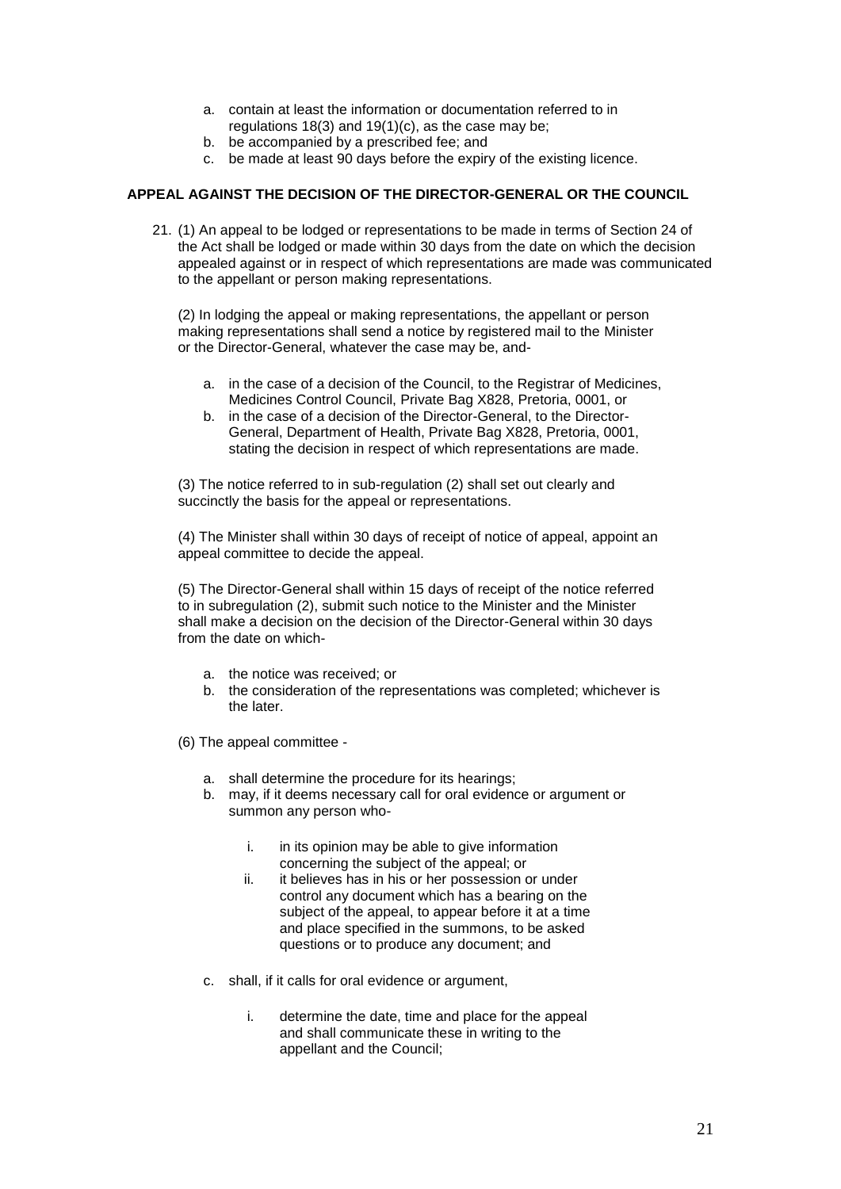a. contain at least the information or documentation referred to in regulations 18(3) and 19(1)(c), as the case may be;
b. be accompanied by a prescribed fee; and
c. be made at least 90 days before the expiry of the existing licence.

**APPEAL AGAINST THE DECISION OF THE DIRECTOR-GENERAL OR THE COUNCIL**

21. (1) An appeal to be lodged or representations to be made in terms of Section 24 of the Act shall be lodged or made within 30 days from the date on which the decision appealed against or in respect of which representations are made was communicated to the appellant or person making representations.

(2) In lodging the appeal or making representations, the appellant or person making representations shall send a notice by registered mail to the Minister or the Director-General, whatever the case may be, and-

a. in the case of a decision of the Council, to the Registrar of Medicines, Medicines Control Council, Private Bag X828, Pretoria, 0001, or
b. in the case of a decision of the Director-General, to the Director-General, Department of Health, Private Bag X828, Pretoria, 0001, stating the decision in respect of which representations are made.

(3) The notice referred to in sub-regulation (2) shall set out clearly and succinctly the basis for the appeal or representations.

(4) The Minister shall within 30 days of receipt of notice of appeal, appoint an appeal committee to decide the appeal.

(5) The Director-General shall within 15 days of receipt of the notice referred to in subregulation (2), submit such notice to the Minister and the Minister shall make a decision on the decision of the Director-General within 30 days from the date on which-

a. the notice was received; or
b. the consideration of the representations was completed; whichever is the later.

(6) The appeal committee -

a. shall determine the procedure for its hearings;
b. may, if it deems necessary call for oral evidence or argument or summon any person who-
    i. in its opinion may be able to give information concerning the subject of the appeal; or
    ii. it believes has in his or her possession or under control any document which has a bearing on the subject of the appeal, to appear before it at a time and place specified in the summons, to be asked questions or to produce any document; and
c. shall, if it calls for oral evidence or argument,
    i. determine the date, time and place for the appeal and shall communicate these in writing to the appellant and the Council;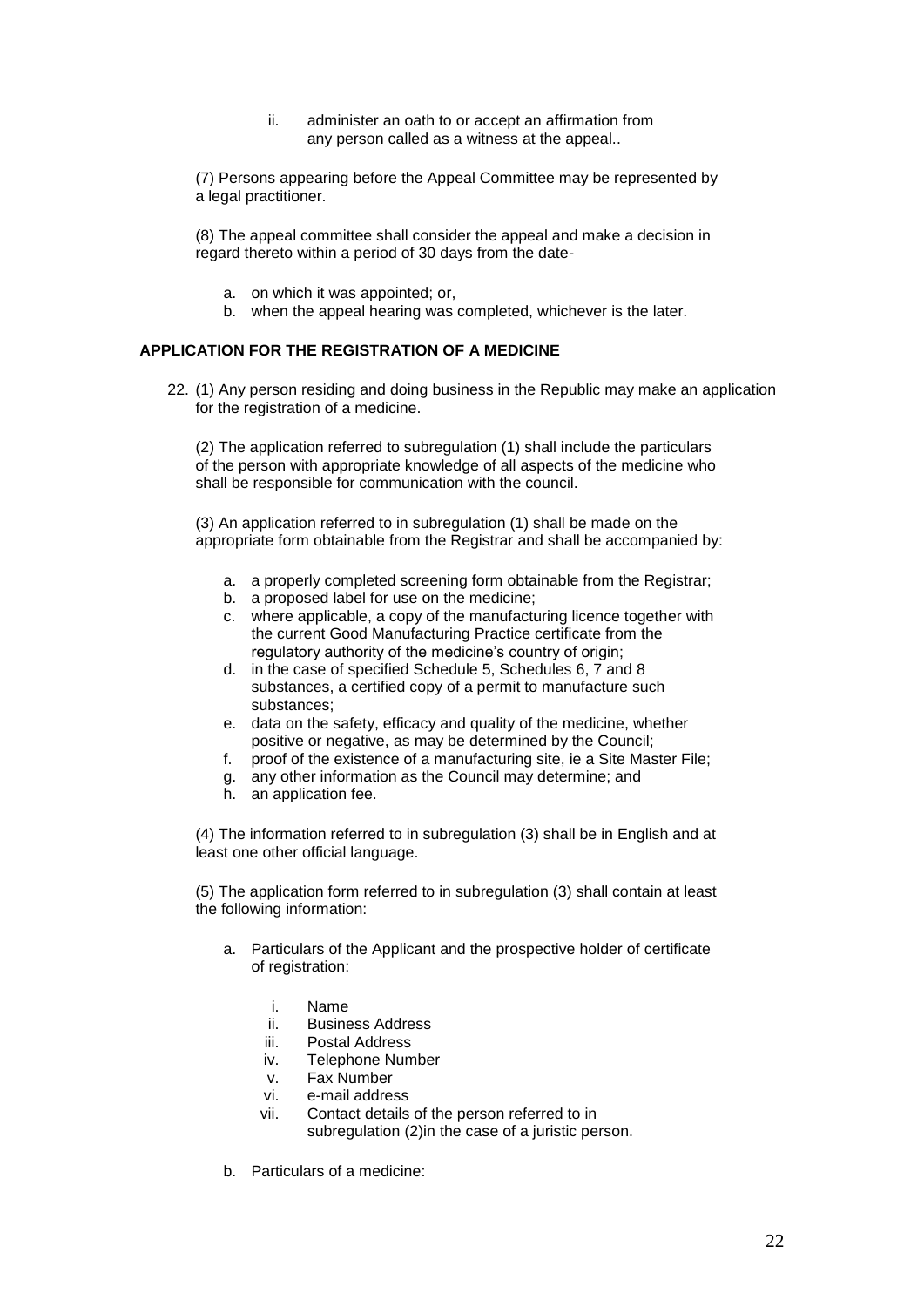ii. administer an oath to or accept an affirmation from any person called as a witness at the appeal..

(7) Persons appearing before the Appeal Committee may be represented by a legal practitioner.

(8) The appeal committee shall consider the appeal and make a decision in regard thereto within a period of 30 days from the date-

a. on which it was appointed; or,
b. when the appeal hearing was completed, whichever is the later.

## APPLICATION FOR THE REGISTRATION OF A MEDICINE

22. (1) Any person residing and doing business in the Republic may make an application for the registration of a medicine.

(2) The application referred to subregulation (1) shall include the particulars of the person with appropriate knowledge of all aspects of the medicine who shall be responsible for communication with the council.

(3) An application referred to in subregulation (1) shall be made on the appropriate form obtainable from the Registrar and shall be accompanied by:

a. a properly completed screening form obtainable from the Registrar;
b. a proposed label for use on the medicine;
c. where applicable, a copy of the manufacturing licence together with the current Good Manufacturing Practice certificate from the regulatory authority of the medicine's country of origin;
d. in the case of specified Schedule 5, Schedules 6, 7 and 8 substances, a certified copy of a permit to manufacture such substances;
e. data on the safety, efficacy and quality of the medicine, whether positive or negative, as may be determined by the Council;
f. proof of the existence of a manufacturing site, ie a Site Master File;
g. any other information as the Council may determine; and
h. an application fee.

(4) The information referred to in subregulation (3) shall be in English and at least one other official language.

(5) The application form referred to in subregulation (3) shall contain at least the following information:

a. Particulars of the Applicant and the prospective holder of certificate of registration:

   i. Name
   ii. Business Address
   iii. Postal Address
   iv. Telephone Number
   v. Fax Number
   vi. e-mail address
   vii. Contact details of the person referred to in subregulation (2)in the case of a juristic person.

b. Particulars of a medicine: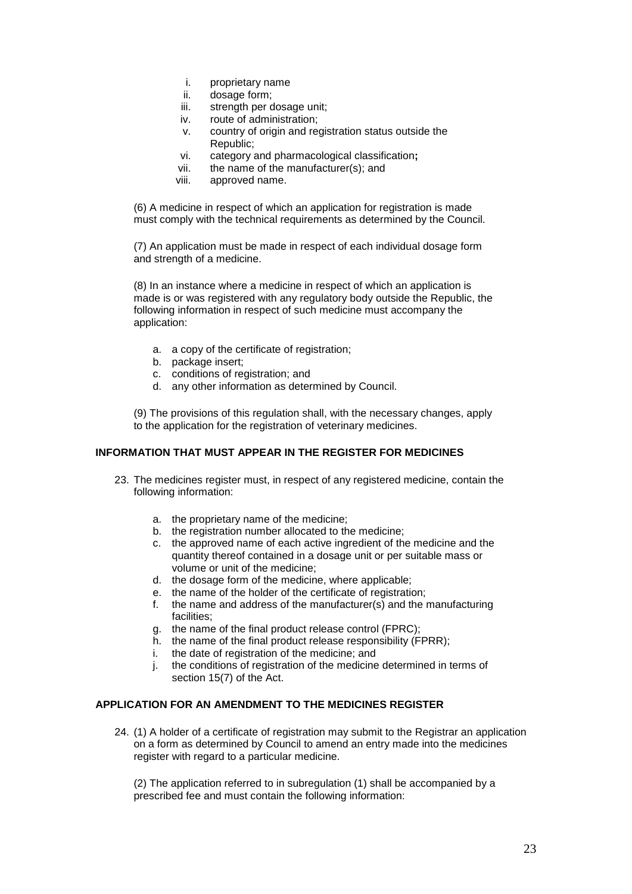i. proprietary name
ii. dosage form;
iii. strength per dosage unit;
iv. route of administration;
v. country of origin and registration status outside the Republic;
vi. category and pharmacological classification**;**
vii. the name of the manufacturer(s); and
viii. approved name.

(6) A medicine in respect of which an application for registration is made must comply with the technical requirements as determined by the Council.

(7) An application must be made in respect of each individual dosage form and strength of a medicine.

(8) In an instance where a medicine in respect of which an application is made is or was registered with any regulatory body outside the Republic, the following information in respect of such medicine must accompany the application:

a. a copy of the certificate of registration;
b. package insert;
c. conditions of registration; and
d. any other information as determined by Council.

(9) The provisions of this regulation shall, with the necessary changes, apply to the application for the registration of veterinary medicines.

**INFORMATION THAT MUST APPEAR IN THE REGISTER FOR MEDICINES**

23. The medicines register must, in respect of any registered medicine, contain the following information:

    a. the proprietary name of the medicine;
    b. the registration number allocated to the medicine;
    c. the approved name of each active ingredient of the medicine and the quantity thereof contained in a dosage unit or per suitable mass or volume or unit of the medicine;
    d. the dosage form of the medicine, where applicable;
    e. the name of the holder of the certificate of registration;
    f. the name and address of the manufacturer(s) and the manufacturing facilities;
    g. the name of the final product release control (FPRC);
    h. the name of the final product release responsibility (FPRR);
    i. the date of registration of the medicine; and
    j. the conditions of registration of the medicine determined in terms of section 15(7) of the Act.

**APPLICATION FOR AN AMENDMENT TO THE MEDICINES REGISTER**

24. (1) A holder of a certificate of registration may submit to the Registrar an application on a form as determined by Council to amend an entry made into the medicines register with regard to a particular medicine.

    (2) The application referred to in subregulation (1) shall be accompanied by a prescribed fee and must contain the following information: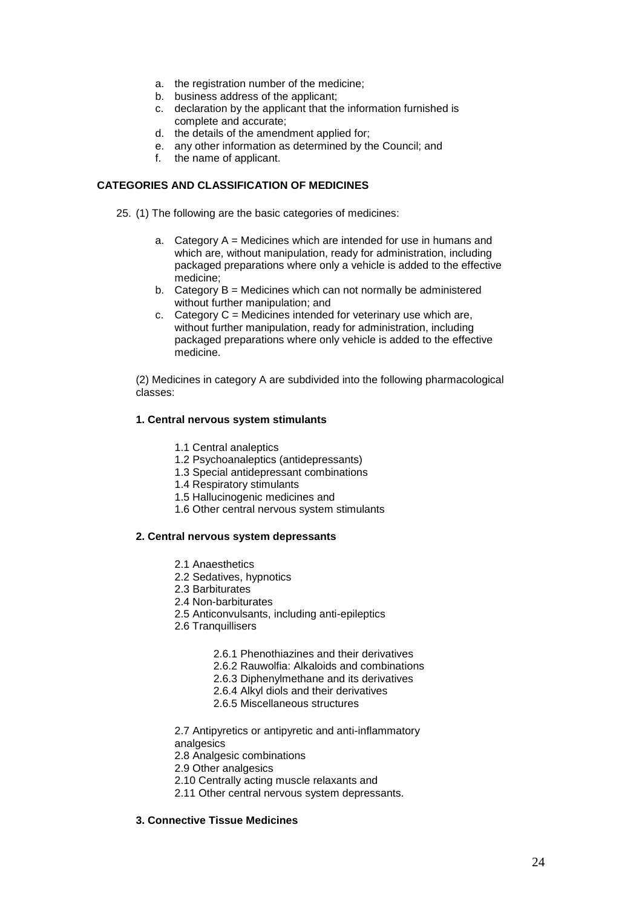a. the registration number of the medicine;
b. business address of the applicant;
c. declaration by the applicant that the information furnished is complete and accurate;
d. the details of the amendment applied for;
e. any other information as determined by the Council; and
f. the name of applicant.

**CATEGORIES AND CLASSIFICATION OF MEDICINES**

25. (1) The following are the basic categories of medicines:

   a. Category A = Medicines which are intended for use in humans and which are, without manipulation, ready for administration, including packaged preparations where only a vehicle is added to the effective medicine;
   b. Category B = Medicines which can not normally be administered without further manipulation; and
   c. Category C = Medicines intended for veterinary use which are, without further manipulation, ready for administration, including packaged preparations where only vehicle is added to the effective medicine.

   (2) Medicines in category A are subdivided into the following pharmacological classes:

   **1. Central nervous system stimulants**

   - 1.1 Central analeptics
   - 1.2 Psychoanaleptics (antidepressants)
   - 1.3 Special antidepressant combinations
   - 1.4 Respiratory stimulants
   - 1.5 Hallucinogenic medicines and
   - 1.6 Other central nervous system stimulants

   **2. Central nervous system depressants**

   - 2.1 Anaesthetics
   - 2.2 Sedatives, hypnotics
   - 2.3 Barbiturates
   - 2.4 Non-barbiturates
   - 2.5 Anticonvulsants, including anti-epileptics
   - 2.6 Tranquillisers
     - 2.6.1 Phenothiazines and their derivatives
     - 2.6.2 Rauwolfia: Alkaloids and combinations
     - 2.6.3 Diphenylmethane and its derivatives
     - 2.6.4 Alkyl diols and their derivatives
     - 2.6.5 Miscellaneous structures
   - 2.7 Antipyretics or antipyretic and anti-inflammatory analgesics
   - 2.8 Analgesic combinations
   - 2.9 Other analgesics
   - 2.10 Centrally acting muscle relaxants and
   - 2.11 Other central nervous system depressants.

   **3. Connective Tissue Medicines**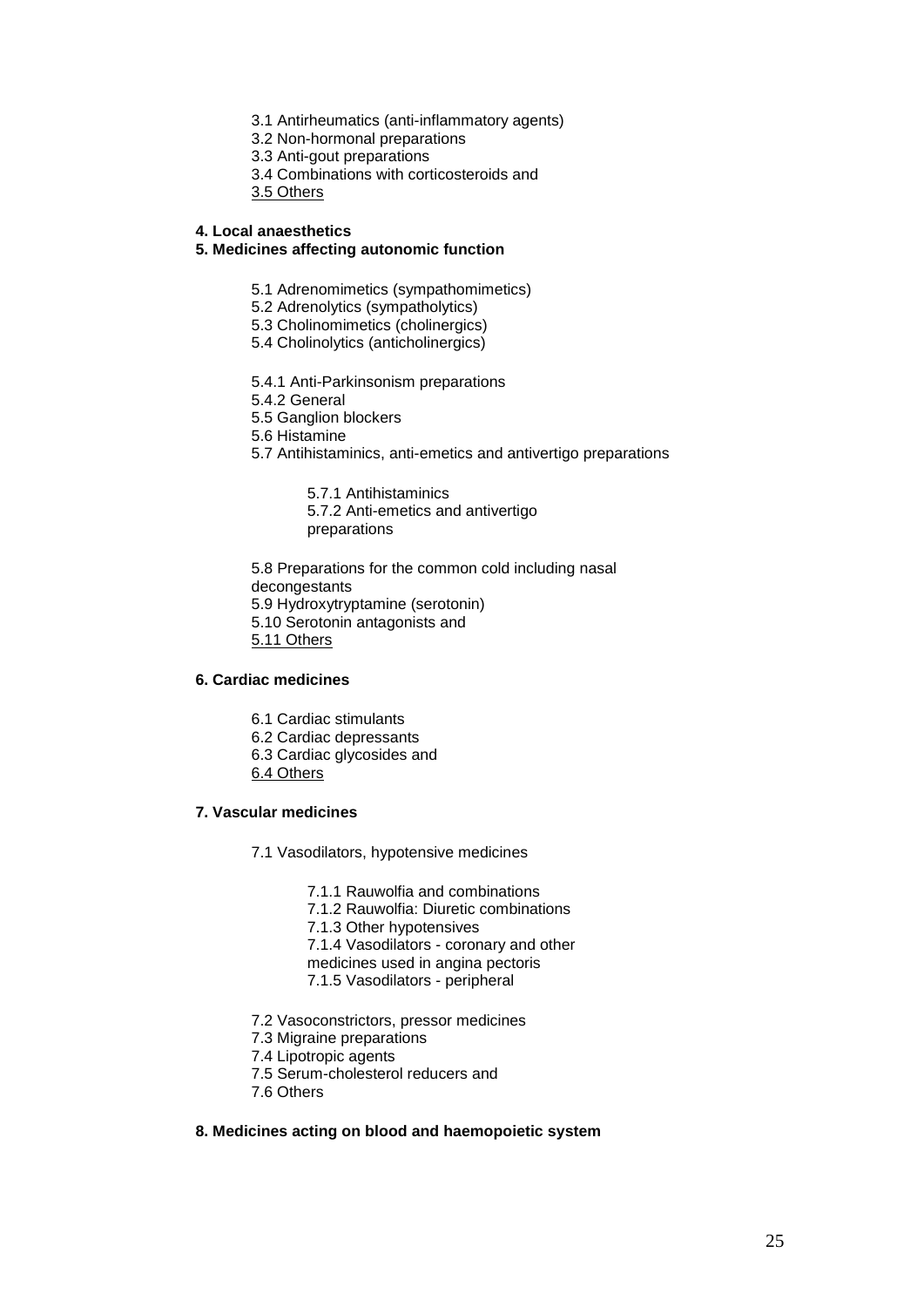- 3.1 Antirheumatics (anti-inflammatory agents)
- 3.2 Non-hormonal preparations
- 3.3 Anti-gout preparations
- 3.4 Combinations with corticosteroids and
- <u>3.5 Others</u>

**4. Local anaesthetics**

**5. Medicines affecting autonomic function**

- 5.1 Adrenomimetics (sympathomimetics)
- 5.2 Adrenolytics (sympatholytics)
- 5.3 Cholinomimetics (cholinergics)
- 5.4 Cholinolytics (anticholinergics)

- 5.4.1 Anti-Parkinsonism preparations
- 5.4.2 General
- 5.5 Ganglion blockers
- 5.6 Histamine
- 5.7 Antihistaminics, anti-emetics and antivertigo preparations
    - 5.7.1 Antihistaminics
    - 5.7.2 Anti-emetics and antivertigo preparations

- 5.8 Preparations for the common cold including nasal decongestants
- 5.9 Hydroxytryptamine (serotonin)
- 5.10 Serotonin antagonists and
- <u>5.11 Others</u>

**6. Cardiac medicines**

- 6.1 Cardiac stimulants
- 6.2 Cardiac depressants
- 6.3 Cardiac glycosides and
- <u>6.4 Others</u>

**7. Vascular medicines**

- 7.1 Vasodilators, hypotensive medicines
    - 7.1.1 Rauwolfia and combinations
    - 7.1.2 Rauwolfia: Diuretic combinations
    - 7.1.3 Other hypotensives
    - 7.1.4 Vasodilators - coronary and other medicines used in angina pectoris
    - 7.1.5 Vasodilators - peripheral

- 7.2 Vasoconstrictors, pressor medicines
- 7.3 Migraine preparations
- 7.4 Lipotropic agents
- 7.5 Serum-cholesterol reducers and
- 7.6 Others

**8. Medicines acting on blood and haemopoietic system**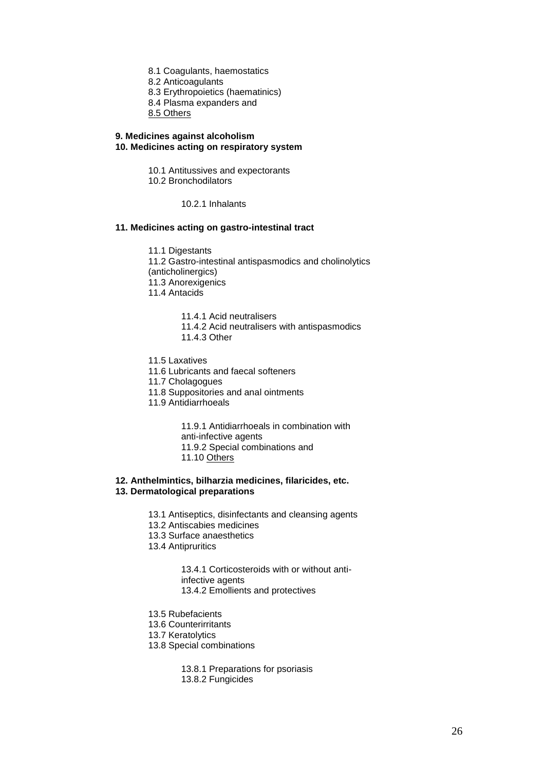- 8.1 Coagulants, haemostatics
- 8.2 Anticoagulants
- 8.3 Erythropoietics (haematinics)
- 8.4 Plasma expanders and
- 8.5 Others

**9. Medicines against alcoholism**

**10. Medicines acting on respiratory system**

- 10.1 Antitussives and expectorants
- 10.2 Bronchodilators
    - 10.2.1 Inhalants

**11. Medicines acting on gastro-intestinal tract**

- 11.1 Digestants
- 11.2 Gastro-intestinal antispasmodics and cholinolytics (anticholinergics)
- 11.3 Anorexigenics
- 11.4 Antacids
    - 11.4.1 Acid neutralisers
    - 11.4.2 Acid neutralisers with antispasmodics
    - 11.4.3 Other
- 11.5 Laxatives
- 11.6 Lubricants and faecal softeners
- 11.7 Cholagogues
- 11.8 Suppositories and anal ointments
- 11.9 Antidiarrhoeals
    - 11.9.1 Antidiarrhoeals in combination with anti-infective agents
    - 11.9.2 Special combinations and
    - 11.10 Others

**12. Anthelmintics, bilharzia medicines, filaricides, etc.**

**13. Dermatological preparations**

- 13.1 Antiseptics, disinfectants and cleansing agents
- 13.2 Antiscabies medicines
- 13.3 Surface anaesthetics
- 13.4 Antipruritics
    - 13.4.1 Corticosteroids with or without anti-infective agents
    - 13.4.2 Emollients and protectives
- 13.5 Rubefacients
- 13.6 Counterirritants
- 13.7 Keratolytics
- 13.8 Special combinations
    - 13.8.1 Preparations for psoriasis
    - 13.8.2 Fungicides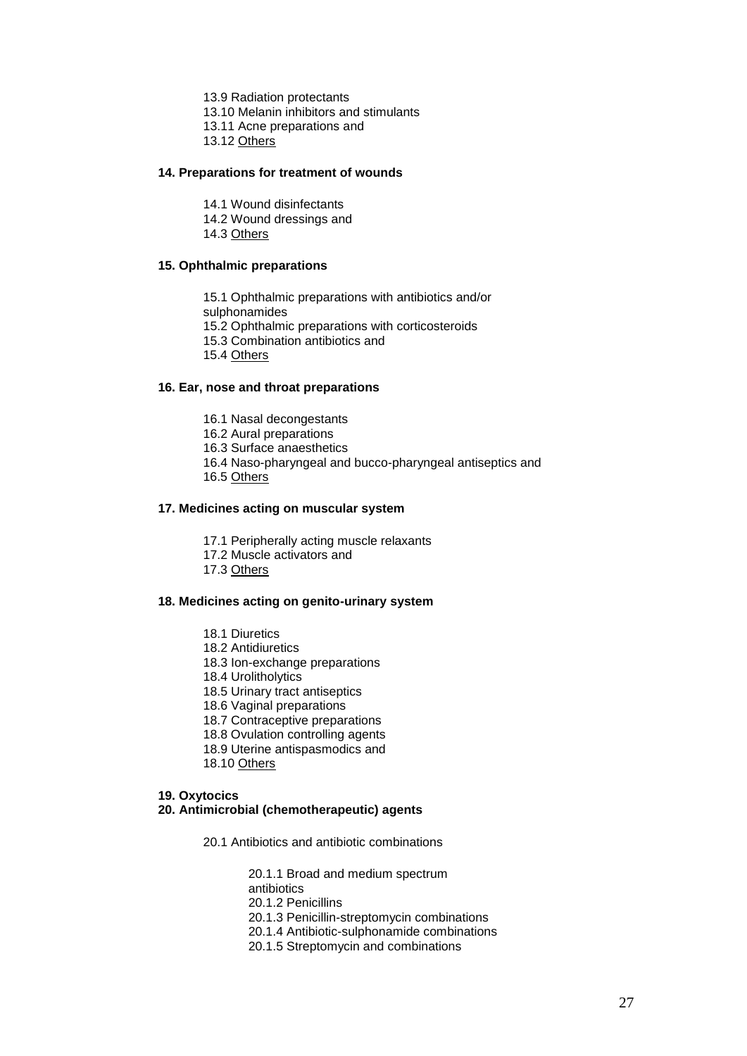13.9 Radiation protectants
13.10 Melanin inhibitors and stimulants
13.11 Acne preparations and
13.12 Others

**14. Preparations for treatment of wounds**

14.1 Wound disinfectants
14.2 Wound dressings and
14.3 Others

**15. Ophthalmic preparations**

15.1 Ophthalmic preparations with antibiotics and/or sulphonamides
15.2 Ophthalmic preparations with corticosteroids
15.3 Combination antibiotics and
15.4 Others

**16. Ear, nose and throat preparations**

16.1 Nasal decongestants
16.2 Aural preparations
16.3 Surface anaesthetics
16.4 Naso-pharyngeal and bucco-pharyngeal antiseptics and
16.5 Others

**17. Medicines acting on muscular system**

17.1 Peripherally acting muscle relaxants
17.2 Muscle activators and
17.3 Others

**18. Medicines acting on genito-urinary system**

18.1 Diuretics
18.2 Antidiuretics
18.3 Ion-exchange preparations
18.4 Urolitholytics
18.5 Urinary tract antiseptics
18.6 Vaginal preparations
18.7 Contraceptive preparations
18.8 Ovulation controlling agents
18.9 Uterine antispasmodics and
18.10 Others

**19. Oxytocics**

**20. Antimicrobial (chemotherapeutic) agents**

20.1 Antibiotics and antibiotic combinations

20.1.1 Broad and medium spectrum antibiotics
20.1.2 Penicillins
20.1.3 Penicillin-streptomycin combinations
20.1.4 Antibiotic-sulphonamide combinations
20.1.5 Streptomycin and combinations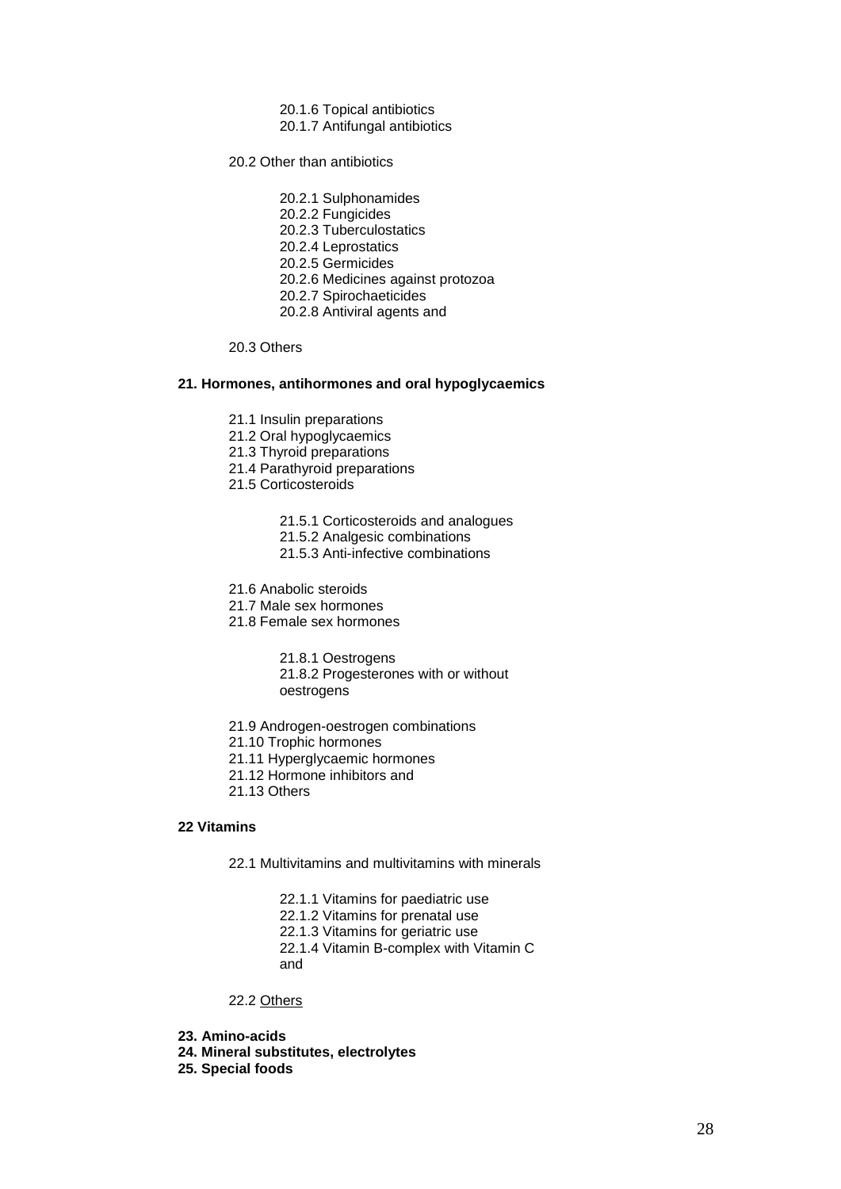- 20.1.6 Topical antibiotics
- 20.1.7 Antifungal antibiotics

20.2 Other than antibiotics

- 20.2.1 Sulphonamides
- 20.2.2 Fungicides
- 20.2.3 Tuberculostatics
- 20.2.4 Leprostatics
- 20.2.5 Germicides
- 20.2.6 Medicines against protozoa
- 20.2.7 Spirochaeticides
- 20.2.8 Antiviral agents and

20.3 Others

**21. Hormones, antihormones and oral hypoglycaemics**

21.1 Insulin preparations
21.2 Oral hypoglycaemics
21.3 Thyroid preparations
21.4 Parathyroid preparations
21.5 Corticosteroids

- 21.5.1 Corticosteroids and analogues
- 21.5.2 Analgesic combinations
- 21.5.3 Anti-infective combinations

21.6 Anabolic steroids
21.7 Male sex hormones
21.8 Female sex hormones

- 21.8.1 Oestrogens
- 21.8.2 Progesterones with or without oestrogens

21.9 Androgen-oestrogen combinations
21.10 Trophic hormones
21.11 Hyperglycaemic hormones
21.12 Hormone inhibitors and
21.13 Others

**22 Vitamins**

22.1 Multivitamins and multivitamins with minerals

- 22.1.1 Vitamins for paediatric use
- 22.1.2 Vitamins for prenatal use
- 22.1.3 Vitamins for geriatric use
- 22.1.4 Vitamin B-complex with Vitamin C and

22.2 Others

**23. Amino-acids**
**24. Mineral substitutes, electrolytes**
**25. Special foods**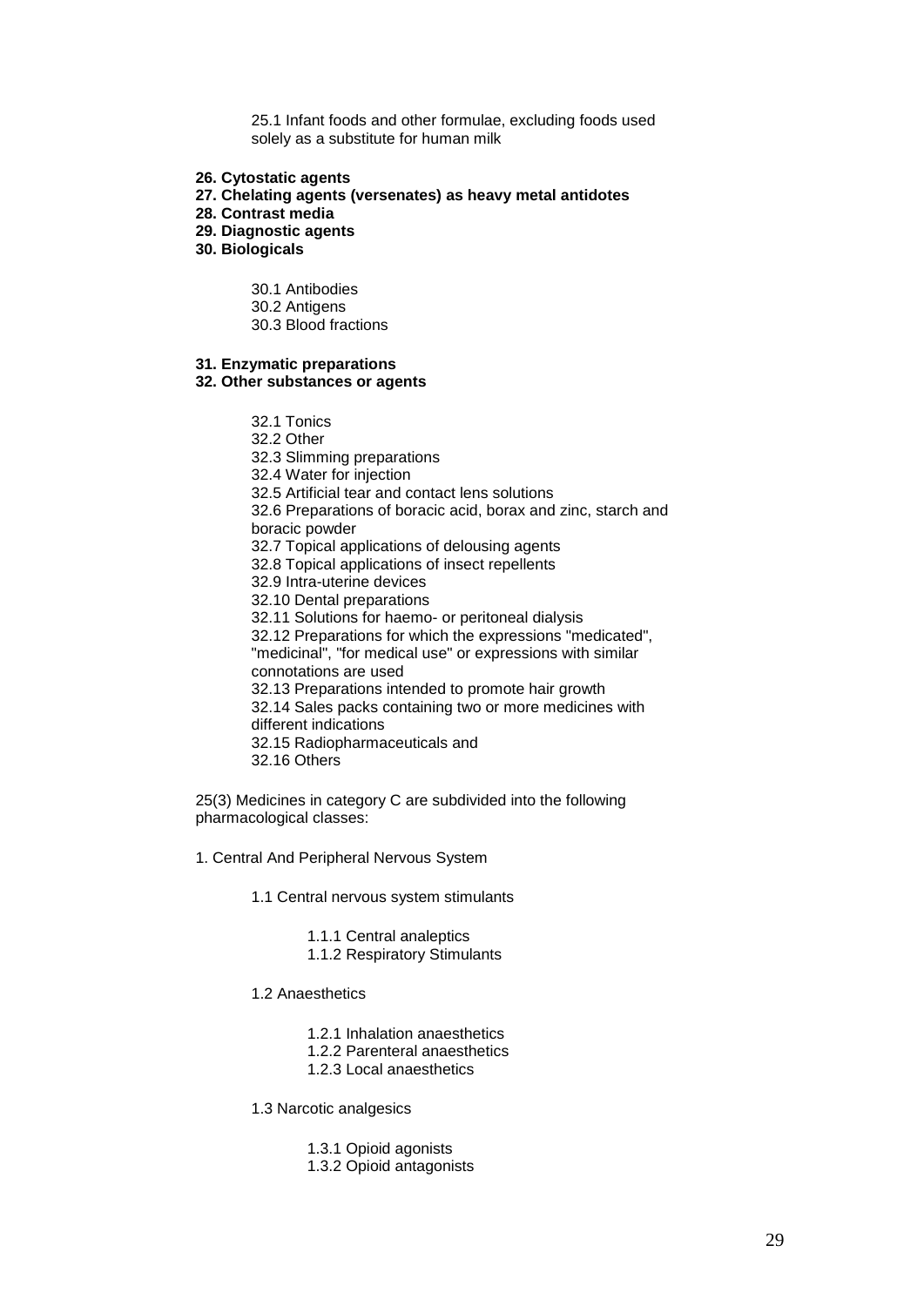25.1 Infant foods and other formulae, excluding foods used solely as a substitute for human milk

**26. Cytostatic agents**

**27. Chelating agents (versenates) as heavy metal antidotes**

**28. Contrast media**

**29. Diagnostic agents**

**30. Biologicals**

30.1 Antibodies
30.2 Antigens
30.3 Blood fractions

**31. Enzymatic preparations**

**32. Other substances or agents**

32.1 Tonics
32.2 Other
32.3 Slimming preparations
32.4 Water for injection
32.5 Artificial tear and contact lens solutions
32.6 Preparations of boracic acid, borax and zinc, starch and boracic powder
32.7 Topical applications of delousing agents
32.8 Topical applications of insect repellents
32.9 Intra-uterine devices
32.10 Dental preparations
32.11 Solutions for haemo- or peritoneal dialysis
32.12 Preparations for which the expressions "medicated", "medicinal", "for medical use" or expressions with similar connotations are used
32.13 Preparations intended to promote hair growth
32.14 Sales packs containing two or more medicines with different indications
32.15 Radiopharmaceuticals and
32.16 Others

25(3) Medicines in category C are subdivided into the following pharmacological classes:

1. Central And Peripheral Nervous System

   1.1 Central nervous system stimulants

      1.1.1 Central analeptics
      1.1.2 Respiratory Stimulants

   1.2 Anaesthetics

      1.2.1 Inhalation anaesthetics
      1.2.2 Parenteral anaesthetics
      1.2.3 Local anaesthetics

   1.3 Narcotic analgesics

      1.3.1 Opioid agonists
      1.3.2 Opioid antagonists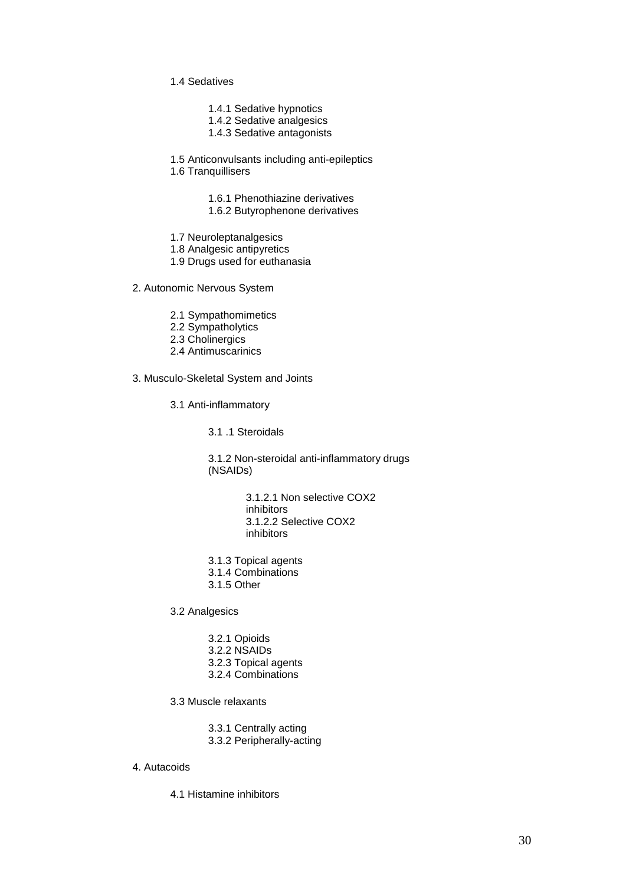- 1.4 Sedatives
  - 1.4.1 Sedative hypnotics
  - 1.4.2 Sedative analgesics
  - 1.4.3 Sedative antagonists
- 1.5 Anticonvulsants including anti-epileptics
- 1.6 Tranquillisers
  - 1.6.1 Phenothiazine derivatives
  - 1.6.2 Butyrophenone derivatives
- 1.7 Neuroleptanalgesics
- 1.8 Analgesic antipyretics
- 1.9 Drugs used for euthanasia

2. Autonomic Nervous System

- 2.1 Sympathomimetics
- 2.2 Sympatholytics
- 2.3 Cholinergics
- 2.4 Antimuscarinics

3. Musculo-Skeletal System and Joints

- 3.1 Anti-inflammatory
  - 3.1 .1 Steroidals
  - 3.1.2 Non-steroidal anti-inflammatory drugs (NSAIDs)
    - 3.1.2.1 Non selective COX2 inhibitors
    - 3.1.2.2 Selective COX2 inhibitors
  - 3.1.3 Topical agents
  - 3.1.4 Combinations
  - 3.1.5 Other
- 3.2 Analgesics
  - 3.2.1 Opioids
  - 3.2.2 NSAIDs
  - 3.2.3 Topical agents
  - 3.2.4 Combinations
- 3.3 Muscle relaxants
  - 3.3.1 Centrally acting
  - 3.3.2 Peripherally-acting

4. Autacoids

- 4.1 Histamine inhibitors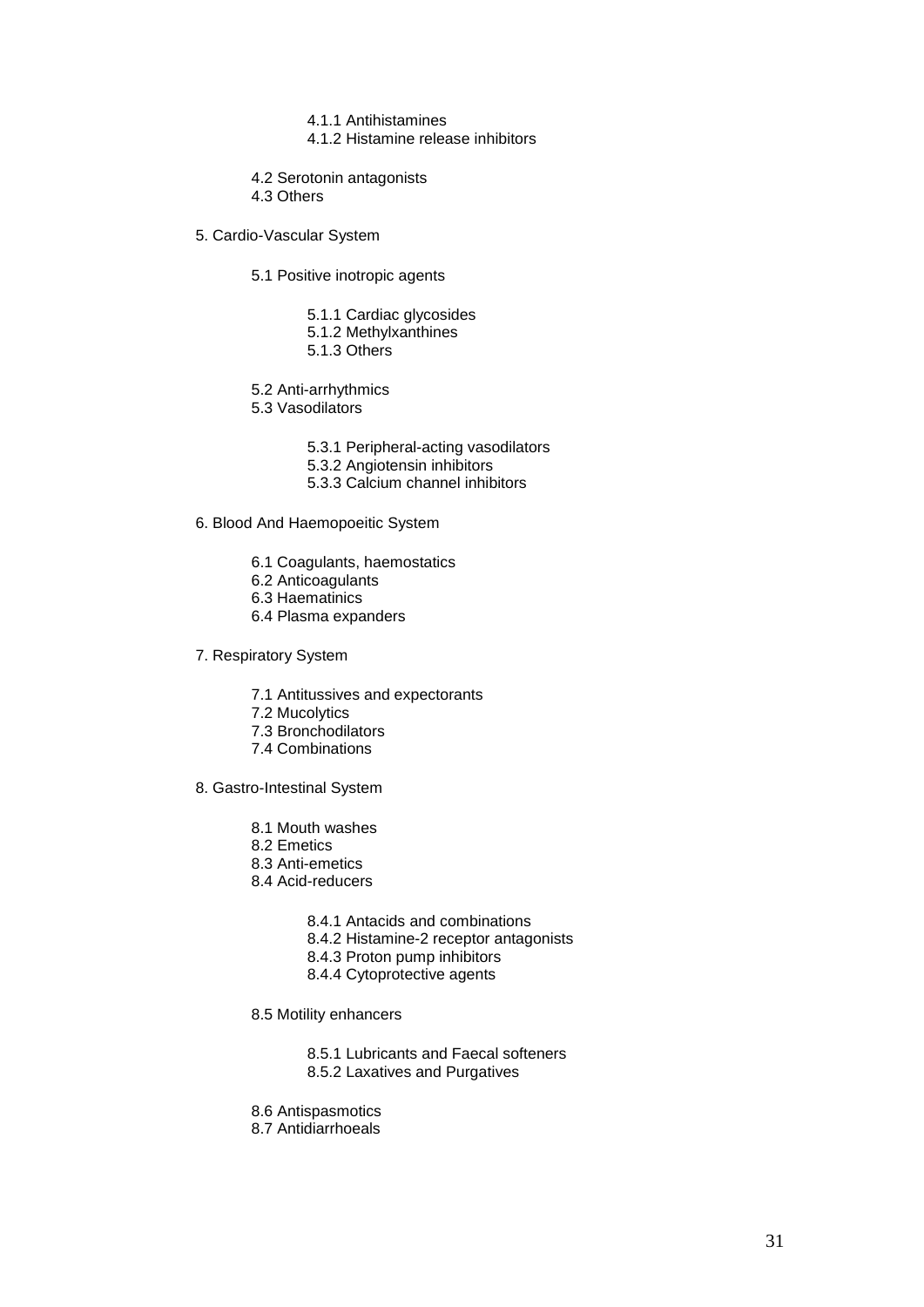- 4.1.1 Antihistamines
- 4.1.2 Histamine release inhibitors

4.2 Serotonin antagonists
4.3 Others

5. Cardio-Vascular System

    5.1 Positive inotropic agents

        5.1.1 Cardiac glycosides
        5.1.2 Methylxanthines
        5.1.3 Others

    5.2 Anti-arrhythmics
    5.3 Vasodilators

        5.3.1 Peripheral-acting vasodilators
        5.3.2 Angiotensin inhibitors
        5.3.3 Calcium channel inhibitors

6. Blood And Haemopoeitic System

    6.1 Coagulants, haemostatics
    6.2 Anticoagulants
    6.3 Haematinics
    6.4 Plasma expanders

7. Respiratory System

    7.1 Antitussives and expectorants
    7.2 Mucolytics
    7.3 Bronchodilators
    7.4 Combinations

8. Gastro-Intestinal System

    8.1 Mouth washes
    8.2 Emetics
    8.3 Anti-emetics
    8.4 Acid-reducers

        8.4.1 Antacids and combinations
        8.4.2 Histamine-2 receptor antagonists
        8.4.3 Proton pump inhibitors
        8.4.4 Cytoprotective agents

    8.5 Motility enhancers

        8.5.1 Lubricants and Faecal softeners
        8.5.2 Laxatives and Purgatives

    8.6 Antispasmotics
    8.7 Antidiarrhoeals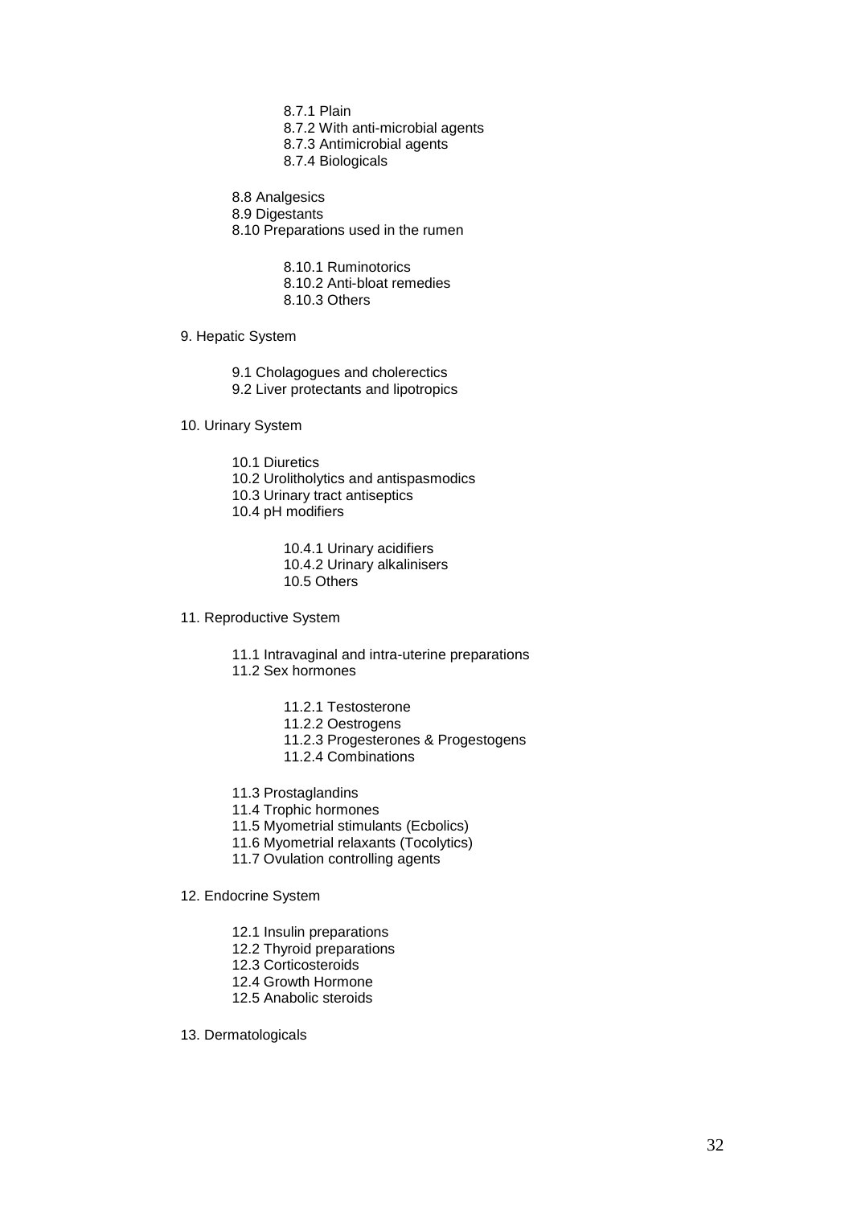- 8.7.1 Plain
- 8.7.2 With anti-microbial agents
- 8.7.3 Antimicrobial agents
- 8.7.4 Biologicals

8.8 Analgesics
8.9 Digestants
8.10 Preparations used in the rumen

- 8.10.1 Ruminotorics
- 8.10.2 Anti-bloat remedies
- 8.10.3 Others

9. Hepatic System

   9.1 Cholagogues and cholerectics
   9.2 Liver protectants and lipotropics

10. Urinary System

    10.1 Diuretics
    10.2 Urolitholytics and antispasmodics
    10.3 Urinary tract antiseptics
    10.4 pH modifiers

    - 10.4.1 Urinary acidifiers
    - 10.4.2 Urinary alkalinisers
    - 10.5 Others

11. Reproductive System

    11.1 Intravaginal and intra-uterine preparations
    11.2 Sex hormones

    - 11.2.1 Testosterone
    - 11.2.2 Oestrogens
    - 11.2.3 Progesterones & Progestogens
    - 11.2.4 Combinations

    11.3 Prostaglandins
    11.4 Trophic hormones
    11.5 Myometrial stimulants (Ecbolics)
    11.6 Myometrial relaxants (Tocolytics)
    11.7 Ovulation controlling agents

12. Endocrine System

    12.1 Insulin preparations
    12.2 Thyroid preparations
    12.3 Corticosteroids
    12.4 Growth Hormone
    12.5 Anabolic steroids

13. Dermatologicals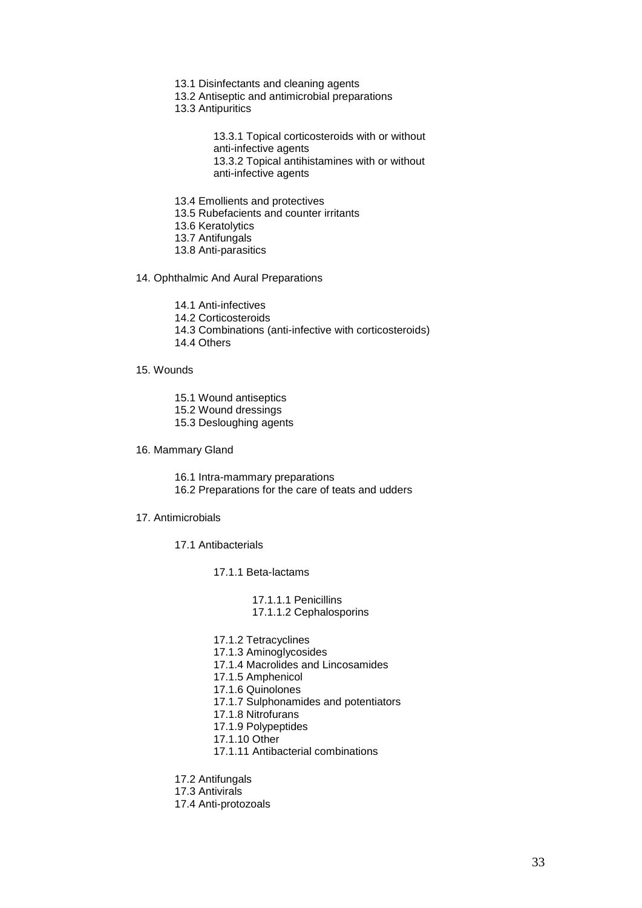- 13.1 Disinfectants and cleaning agents
- 13.2 Antiseptic and antimicrobial preparations
- 13.3 Antipuritics
  - 13.3.1 Topical corticosteroids with or without anti-infective agents
  - 13.3.2 Topical antihistamines with or without anti-infective agents
- 13.4 Emollients and protectives
- 13.5 Rubefacients and counter irritants
- 13.6 Keratolytics
- 13.7 Antifungals
- 13.8 Anti-parasitics

14. Ophthalmic And Aural Preparations

- 14.1 Anti-infectives
- 14.2 Corticosteroids
- 14.3 Combinations (anti-infective with corticosteroids)
- 14.4 Others

15. Wounds

- 15.1 Wound antiseptics
- 15.2 Wound dressings
- 15.3 Desloughing agents

16. Mammary Gland

- 16.1 Intra-mammary preparations
- 16.2 Preparations for the care of teats and udders

17. Antimicrobials

- 17.1 Antibacterials
  - 17.1.1 Beta-lactams
    - 17.1.1.1 Penicillins
    - 17.1.1.2 Cephalosporins
  - 17.1.2 Tetracyclines
  - 17.1.3 Aminoglycosides
  - 17.1.4 Macrolides and Lincosamides
  - 17.1.5 Amphenicol
  - 17.1.6 Quinolones
  - 17.1.7 Sulphonamides and potentiators
  - 17.1.8 Nitrofurans
  - 17.1.9 Polypeptides
  - 17.1.10 Other
  - 17.1.11 Antibacterial combinations
- 17.2 Antifungals
- 17.3 Antivirals
- 17.4 Anti-protozoals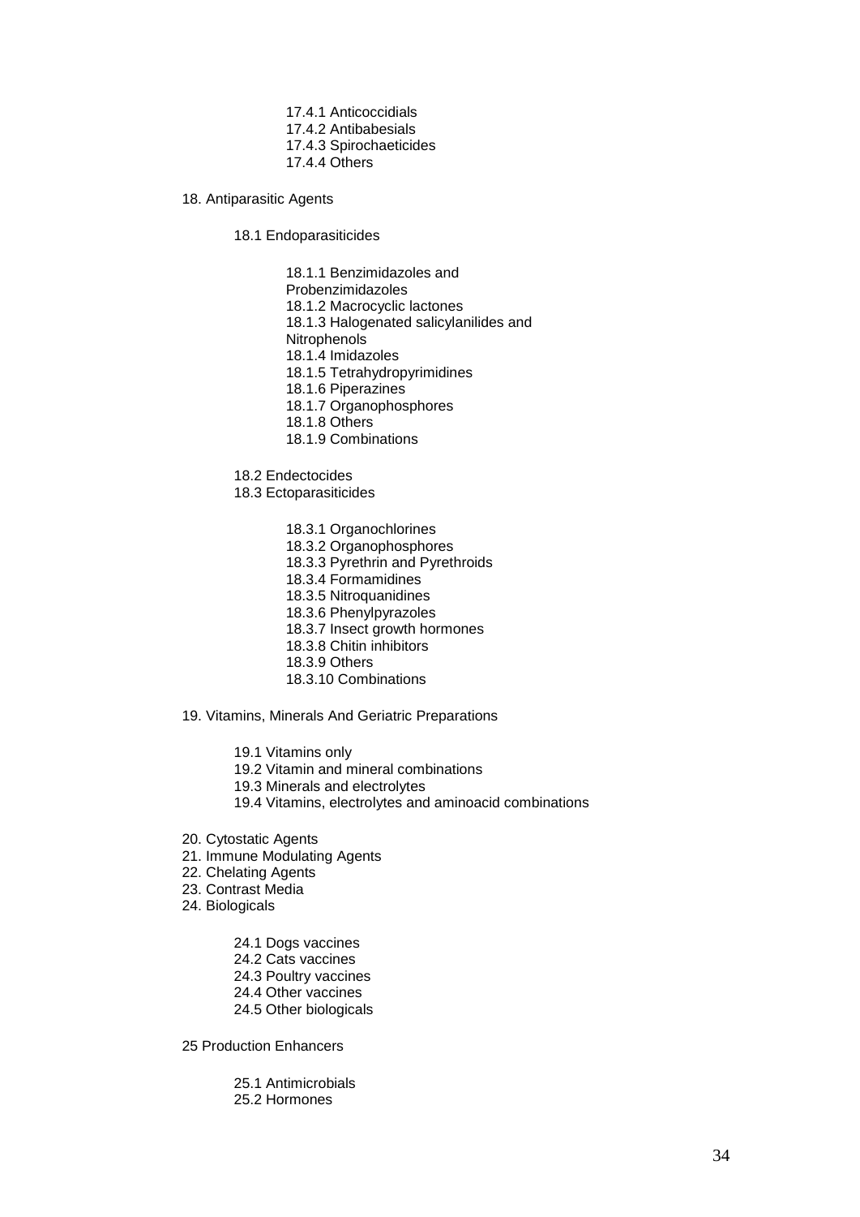- 17.4.1 Anticoccidials
- 17.4.2 Antibabesials
- 17.4.3 Spirochaeticides
- 17.4.4 Others

18. Antiparasitic Agents

   18.1 Endoparasiticides

   - 18.1.1 Benzimidazoles and Probenzimidazoles
   - 18.1.2 Macrocyclic lactones
   - 18.1.3 Halogenated salicylanilides and Nitrophenols
   - 18.1.4 Imidazoles
   - 18.1.5 Tetrahydropyrimidines
   - 18.1.6 Piperazines
   - 18.1.7 Organophosphores
   - 18.1.8 Others
   - 18.1.9 Combinations

   18.2 Endectocides

   18.3 Ectoparasiticides

   - 18.3.1 Organochlorines
   - 18.3.2 Organophosphores
   - 18.3.3 Pyrethrin and Pyrethroids
   - 18.3.4 Formamidines
   - 18.3.5 Nitroquanidines
   - 18.3.6 Phenylpyrazoles
   - 18.3.7 Insect growth hormones
   - 18.3.8 Chitin inhibitors
   - 18.3.9 Others
   - 18.3.10 Combinations

19. Vitamins, Minerals And Geriatric Preparations

   - 19.1 Vitamins only
   - 19.2 Vitamin and mineral combinations
   - 19.3 Minerals and electrolytes
   - 19.4 Vitamins, electrolytes and aminoacid combinations

20. Cytostatic Agents
21. Immune Modulating Agents
22. Chelating Agents
23. Contrast Media
24. Biologicals

   - 24.1 Dogs vaccines
   - 24.2 Cats vaccines
   - 24.3 Poultry vaccines
   - 24.4 Other vaccines
   - 24.5 Other biologicals

25 Production Enhancers

   - 25.1 Antimicrobials
   - 25.2 Hormones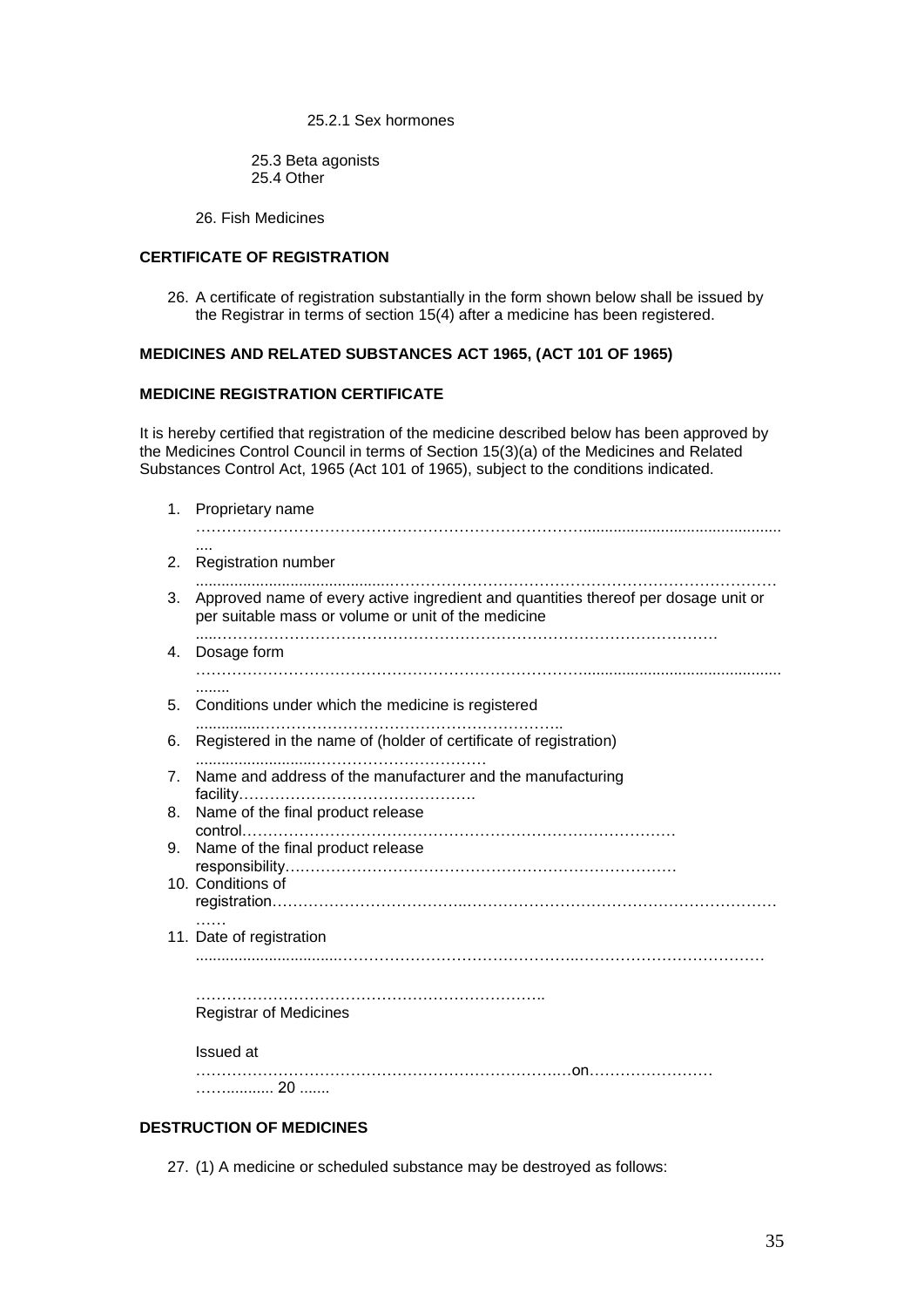25.2.1 Sex hormones

25.3 Beta agonists
25.4 Other

26. Fish Medicines

**CERTIFICATE OF REGISTRATION**

26. A certificate of registration substantially in the form shown below shall be issued by the Registrar in terms of section 15(4) after a medicine has been registered.

**MEDICINES AND RELATED SUBSTANCES ACT 1965, (ACT 101 OF 1965)**

**MEDICINE REGISTRATION CERTIFICATE**

It is hereby certified that registration of the medicine described below has been approved by the Medicines Control Council in terms of Section 15(3)(a) of the Medicines and Related Substances Control Act, 1965 (Act 101 of 1965), subject to the conditions indicated.

1. Proprietary name
   ………………………………………………………………….............................................
   ....
2. Registration number
   ............................................……………………………………………………………
3. Approved name of every active ingredient and quantities thereof per dosage unit or per suitable mass or volume or unit of the medicine
   .....…………………………………………………………………………………….
4. Dosage form
   ………………………………………………………………….............................................
   ........
5. Conditions under which the medicine is registered
   ...............………………………………………………..
6. Registered in the name of (holder of certificate of registration)
   ...........................……………………………
7. Name and address of the manufacturer and the manufacturing facility……………………………………….
8. Name of the final product release control…………………………………………………………………………
9. Name of the final product release responsibility…………………………………………………………………
10. Conditions of registration……………………………..……………………………………………………
    ……
11. Date of registration
    ................................……………………………………….………………………………

…………………………………………………………..
Registrar of Medicines

Issued at
……………………………………………………………….…on……………………
……........... 20 .......

**DESTRUCTION OF MEDICINES**

27. (1) A medicine or scheduled substance may be destroyed as follows: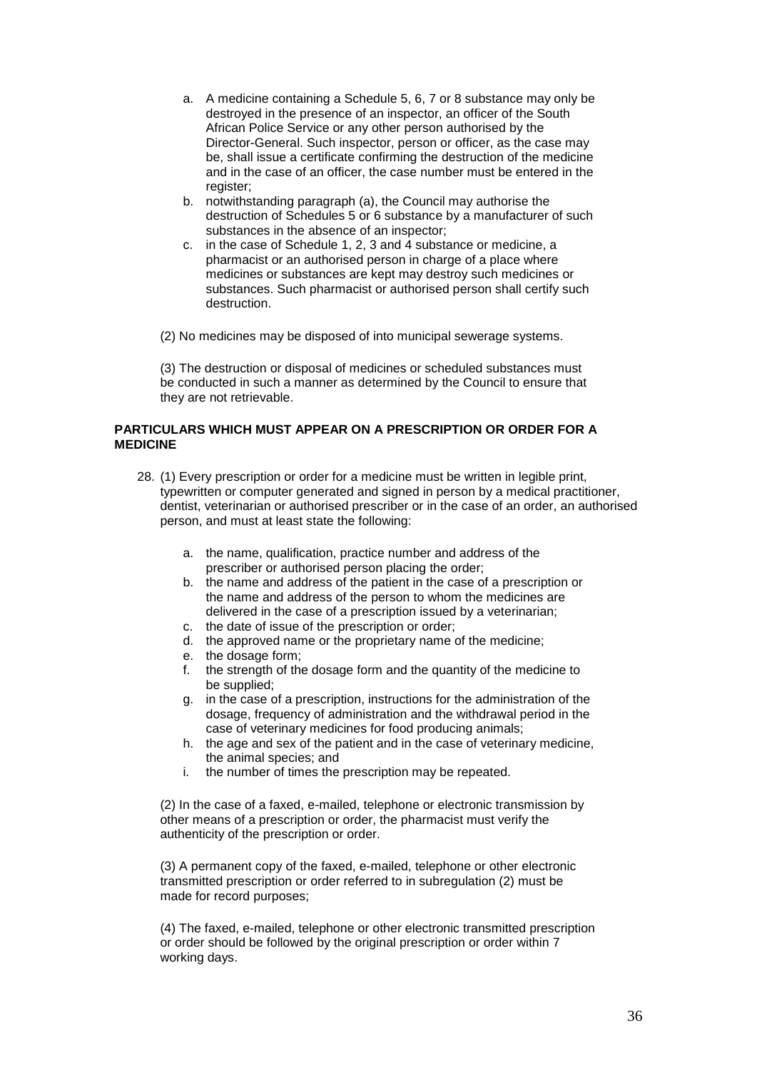a. A medicine containing a Schedule 5, 6, 7 or 8 substance may only be destroyed in the presence of an inspector, an officer of the South African Police Service or any other person authorised by the Director-General. Such inspector, person or officer, as the case may be, shall issue a certificate confirming the destruction of the medicine and in the case of an officer, the case number must be entered in the register;
b. notwithstanding paragraph (a), the Council may authorise the destruction of Schedules 5 or 6 substance by a manufacturer of such substances in the absence of an inspector;
c. in the case of Schedule 1, 2, 3 and 4 substance or medicine, a pharmacist or an authorised person in charge of a place where medicines or substances are kept may destroy such medicines or substances. Such pharmacist or authorised person shall certify such destruction.

(2) No medicines may be disposed of into municipal sewerage systems.

(3) The destruction or disposal of medicines or scheduled substances must be conducted in such a manner as determined by the Council to ensure that they are not retrievable.

**PARTICULARS WHICH MUST APPEAR ON A PRESCRIPTION OR ORDER FOR A MEDICINE**

28. (1) Every prescription or order for a medicine must be written in legible print, typewritten or computer generated and signed in person by a medical practitioner, dentist, veterinarian or authorised prescriber or in the case of an order, an authorised person, and must at least state the following:

    a. the name, qualification, practice number and address of the prescriber or authorised person placing the order;
    b. the name and address of the patient in the case of a prescription or the name and address of the person to whom the medicines are delivered in the case of a prescription issued by a veterinarian;
    c. the date of issue of the prescription or order;
    d. the approved name or the proprietary name of the medicine;
    e. the dosage form;
    f. the strength of the dosage form and the quantity of the medicine to be supplied;
    g. in the case of a prescription, instructions for the administration of the dosage, frequency of administration and the withdrawal period in the case of veterinary medicines for food producing animals;
    h. the age and sex of the patient and in the case of veterinary medicine, the animal species; and
    i. the number of times the prescription may be repeated.

    (2) In the case of a faxed, e-mailed, telephone or electronic transmission by other means of a prescription or order, the pharmacist must verify the authenticity of the prescription or order.

    (3) A permanent copy of the faxed, e-mailed, telephone or other electronic transmitted prescription or order referred to in subregulation (2) must be made for record purposes;

    (4) The faxed, e-mailed, telephone or other electronic transmitted prescription or order should be followed by the original prescription or order within 7 working days.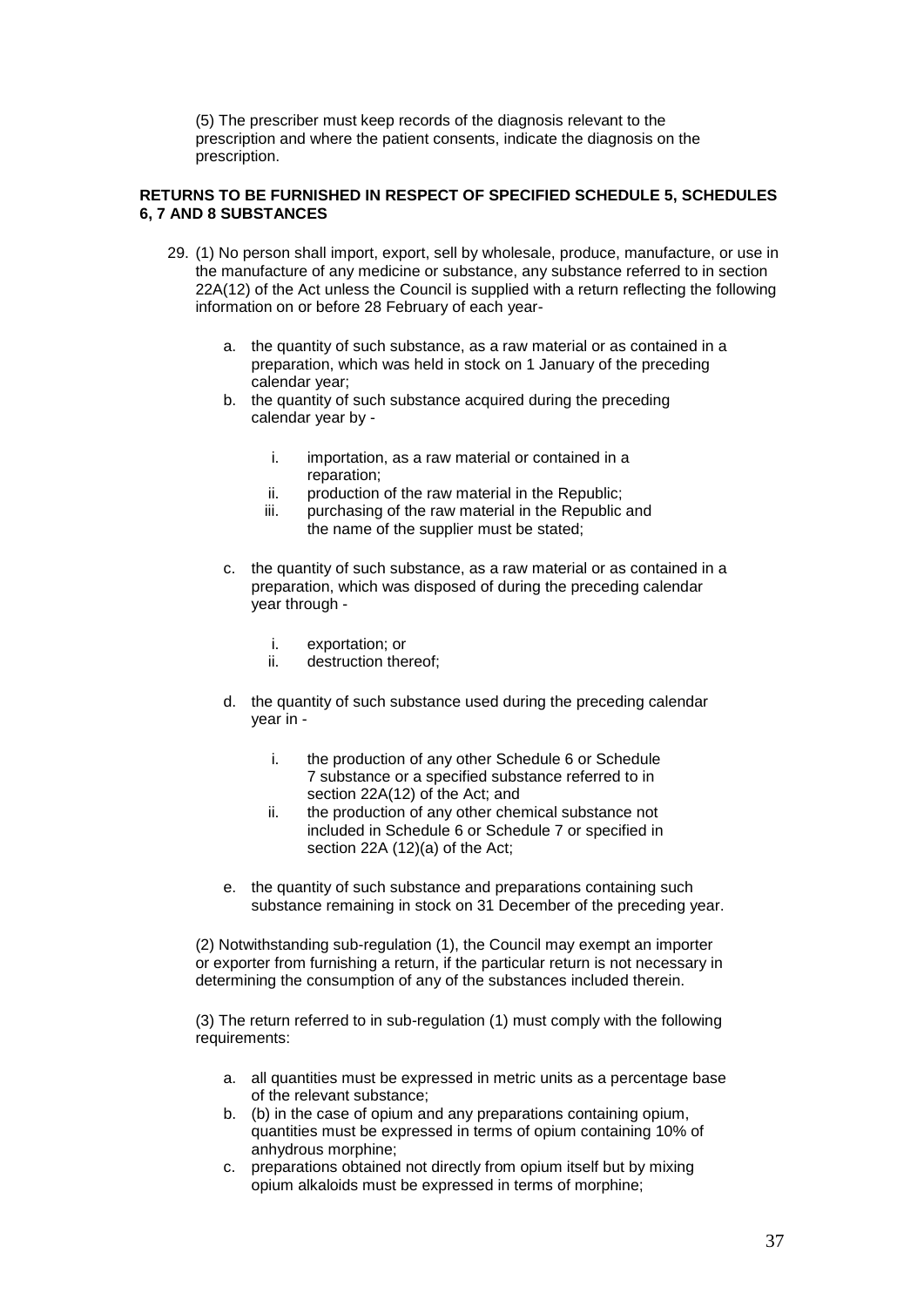(5) The prescriber must keep records of the diagnosis relevant to the prescription and where the patient consents, indicate the diagnosis on the prescription.

**RETURNS TO BE FURNISHED IN RESPECT OF SPECIFIED SCHEDULE 5, SCHEDULES 6, 7 AND 8 SUBSTANCES**

29. (1) No person shall import, export, sell by wholesale, produce, manufacture, or use in the manufacture of any medicine or substance, any substance referred to in section 22A(12) of the Act unless the Council is supplied with a return reflecting the following information on or before 28 February of each year-

    a. the quantity of such substance, as a raw material or as contained in a preparation, which was held in stock on 1 January of the preceding calendar year;
    b. the quantity of such substance acquired during the preceding calendar year by -

        i. importation, as a raw material or contained in a reparation;
        ii. production of the raw material in the Republic;
        iii. purchasing of the raw material in the Republic and the name of the supplier must be stated;

    c. the quantity of such substance, as a raw material or as contained in a preparation, which was disposed of during the preceding calendar year through -

        i. exportation; or
        ii. destruction thereof;

    d. the quantity of such substance used during the preceding calendar year in -

        i. the production of any other Schedule 6 or Schedule 7 substance or a specified substance referred to in section 22A(12) of the Act; and
        ii. the production of any other chemical substance not included in Schedule 6 or Schedule 7 or specified in section 22A (12)(a) of the Act;

    e. the quantity of such substance and preparations containing such substance remaining in stock on 31 December of the preceding year.

    (2) Notwithstanding sub-regulation (1), the Council may exempt an importer or exporter from furnishing a return, if the particular return is not necessary in determining the consumption of any of the substances included therein.

    (3) The return referred to in sub-regulation (1) must comply with the following requirements:

    a. all quantities must be expressed in metric units as a percentage base of the relevant substance;
    b. (b) in the case of opium and any preparations containing opium, quantities must be expressed in terms of opium containing 10% of anhydrous morphine;
    c. preparations obtained not directly from opium itself but by mixing opium alkaloids must be expressed in terms of morphine;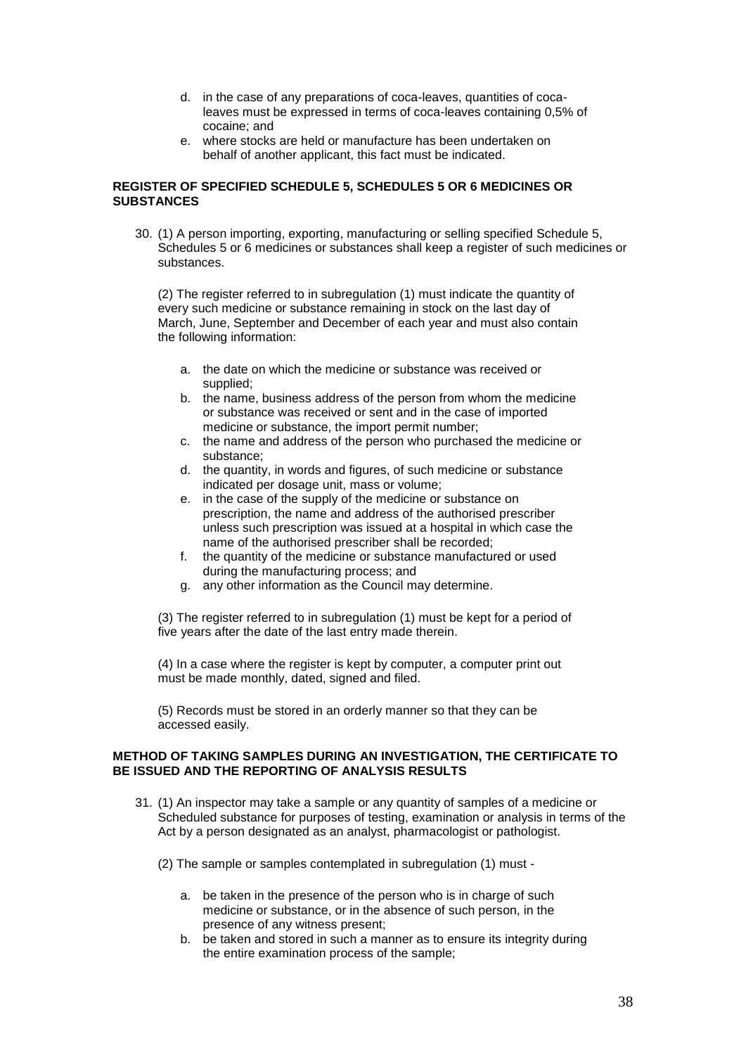d. in the case of any preparations of coca-leaves, quantities of coca-leaves must be expressed in terms of coca-leaves containing 0,5% of cocaine; and
e. where stocks are held or manufacture has been undertaken on behalf of another applicant, this fact must be indicated.

**REGISTER OF SPECIFIED SCHEDULE 5, SCHEDULES 5 OR 6 MEDICINES OR SUBSTANCES**

30. (1) A person importing, exporting, manufacturing or selling specified Schedule 5, Schedules 5 or 6 medicines or substances shall keep a register of such medicines or substances.

(2) The register referred to in subregulation (1) must indicate the quantity of every such medicine or substance remaining in stock on the last day of March, June, September and December of each year and must also contain the following information:

a. the date on which the medicine or substance was received or supplied;
b. the name, business address of the person from whom the medicine or substance was received or sent and in the case of imported medicine or substance, the import permit number;
c. the name and address of the person who purchased the medicine or substance;
d. the quantity, in words and figures, of such medicine or substance indicated per dosage unit, mass or volume;
e. in the case of the supply of the medicine or substance on prescription, the name and address of the authorised prescriber unless such prescription was issued at a hospital in which case the name of the authorised prescriber shall be recorded;
f. the quantity of the medicine or substance manufactured or used during the manufacturing process; and
g. any other information as the Council may determine.

(3) The register referred to in subregulation (1) must be kept for a period of five years after the date of the last entry made therein.

(4) In a case where the register is kept by computer, a computer print out must be made monthly, dated, signed and filed.

(5) Records must be stored in an orderly manner so that they can be accessed easily.

**METHOD OF TAKING SAMPLES DURING AN INVESTIGATION, THE CERTIFICATE TO BE ISSUED AND THE REPORTING OF ANALYSIS RESULTS**

31. (1) An inspector may take a sample or any quantity of samples of a medicine or Scheduled substance for purposes of testing, examination or analysis in terms of the Act by a person designated as an analyst, pharmacologist or pathologist.

(2) The sample or samples contemplated in subregulation (1) must -

a. be taken in the presence of the person who is in charge of such medicine or substance, or in the absence of such person, in the presence of any witness present;
b. be taken and stored in such a manner as to ensure its integrity during the entire examination process of the sample;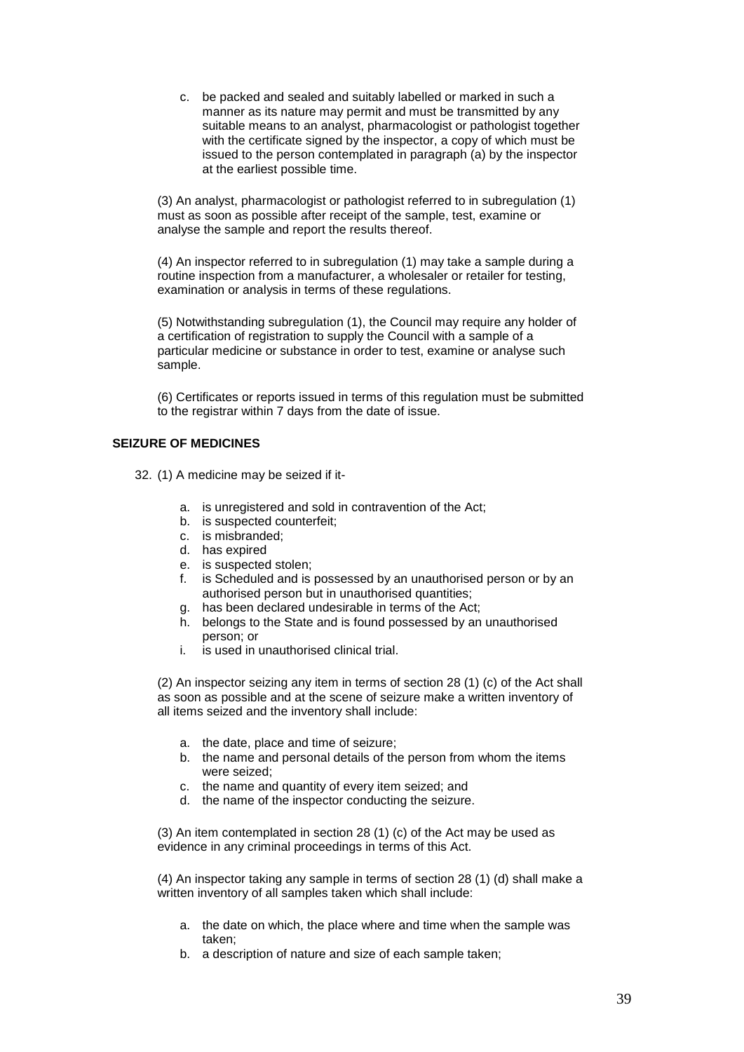c. be packed and sealed and suitably labelled or marked in such a manner as its nature may permit and must be transmitted by any suitable means to an analyst, pharmacologist or pathologist together with the certificate signed by the inspector, a copy of which must be issued to the person contemplated in paragraph (a) by the inspector at the earliest possible time.

(3) An analyst, pharmacologist or pathologist referred to in subregulation (1) must as soon as possible after receipt of the sample, test, examine or analyse the sample and report the results thereof.

(4) An inspector referred to in subregulation (1) may take a sample during a routine inspection from a manufacturer, a wholesaler or retailer for testing, examination or analysis in terms of these regulations.

(5) Notwithstanding subregulation (1), the Council may require any holder of a certification of registration to supply the Council with a sample of a particular medicine or substance in order to test, examine or analyse such sample.

(6) Certificates or reports issued in terms of this regulation must be submitted to the registrar within 7 days from the date of issue.

**SEIZURE OF MEDICINES**

32. (1) A medicine may be seized if it-

a. is unregistered and sold in contravention of the Act;
b. is suspected counterfeit;
c. is misbranded;
d. has expired
e. is suspected stolen;
f. is Scheduled and is possessed by an unauthorised person or by an authorised person but in unauthorised quantities;
g. has been declared undesirable in terms of the Act;
h. belongs to the State and is found possessed by an unauthorised person; or
i. is used in unauthorised clinical trial.

(2) An inspector seizing any item in terms of section 28 (1) (c) of the Act shall as soon as possible and at the scene of seizure make a written inventory of all items seized and the inventory shall include:

a. the date, place and time of seizure;
b. the name and personal details of the person from whom the items were seized;
c. the name and quantity of every item seized; and
d. the name of the inspector conducting the seizure.

(3) An item contemplated in section 28 (1) (c) of the Act may be used as evidence in any criminal proceedings in terms of this Act.

(4) An inspector taking any sample in terms of section 28 (1) (d) shall make a written inventory of all samples taken which shall include:

a. the date on which, the place where and time when the sample was taken;
b. a description of nature and size of each sample taken;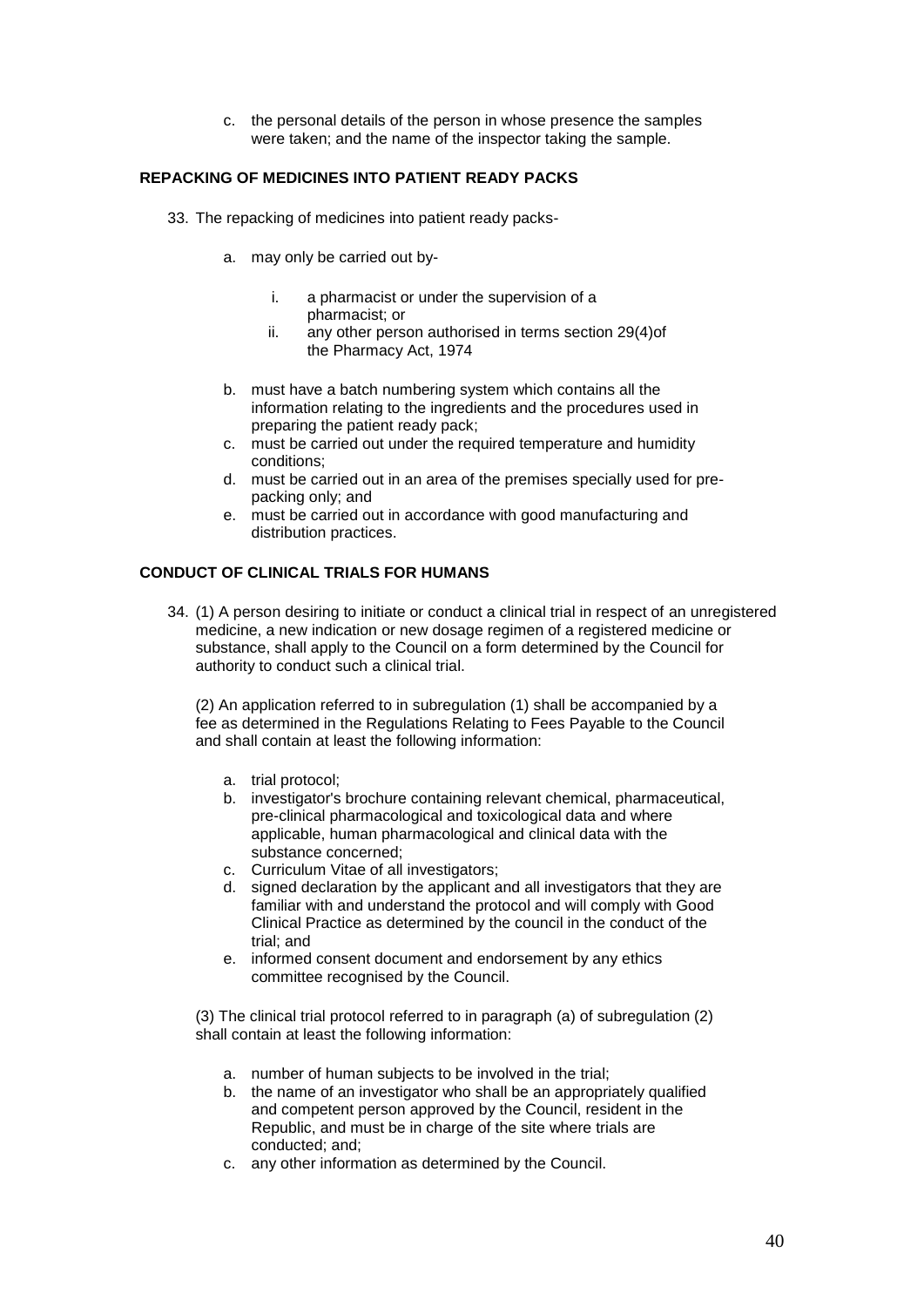c. the personal details of the person in whose presence the samples were taken; and the name of the inspector taking the sample.

**REPACKING OF MEDICINES INTO PATIENT READY PACKS**

33. The repacking of medicines into patient ready packs-

    a. may only be carried out by-

        i. a pharmacist or under the supervision of a pharmacist; or
        ii. any other person authorised in terms section 29(4)of the Pharmacy Act, 1974

    b. must have a batch numbering system which contains all the information relating to the ingredients and the procedures used in preparing the patient ready pack;
    c. must be carried out under the required temperature and humidity conditions;
    d. must be carried out in an area of the premises specially used for pre-packing only; and
    e. must be carried out in accordance with good manufacturing and distribution practices.

**CONDUCT OF CLINICAL TRIALS FOR HUMANS**

34. (1) A person desiring to initiate or conduct a clinical trial in respect of an unregistered medicine, a new indication or new dosage regimen of a registered medicine or substance, shall apply to the Council on a form determined by the Council for authority to conduct such a clinical trial.

    (2) An application referred to in subregulation (1) shall be accompanied by a fee as determined in the Regulations Relating to Fees Payable to the Council and shall contain at least the following information:

    a. trial protocol;
    b. investigator's brochure containing relevant chemical, pharmaceutical, pre-clinical pharmacological and toxicological data and where applicable, human pharmacological and clinical data with the substance concerned;
    c. Curriculum Vitae of all investigators;
    d. signed declaration by the applicant and all investigators that they are familiar with and understand the protocol and will comply with Good Clinical Practice as determined by the council in the conduct of the trial; and
    e. informed consent document and endorsement by any ethics committee recognised by the Council.

    (3) The clinical trial protocol referred to in paragraph (a) of subregulation (2) shall contain at least the following information:

    a. number of human subjects to be involved in the trial;
    b. the name of an investigator who shall be an appropriately qualified and competent person approved by the Council, resident in the Republic, and must be in charge of the site where trials are conducted; and;
    c. any other information as determined by the Council.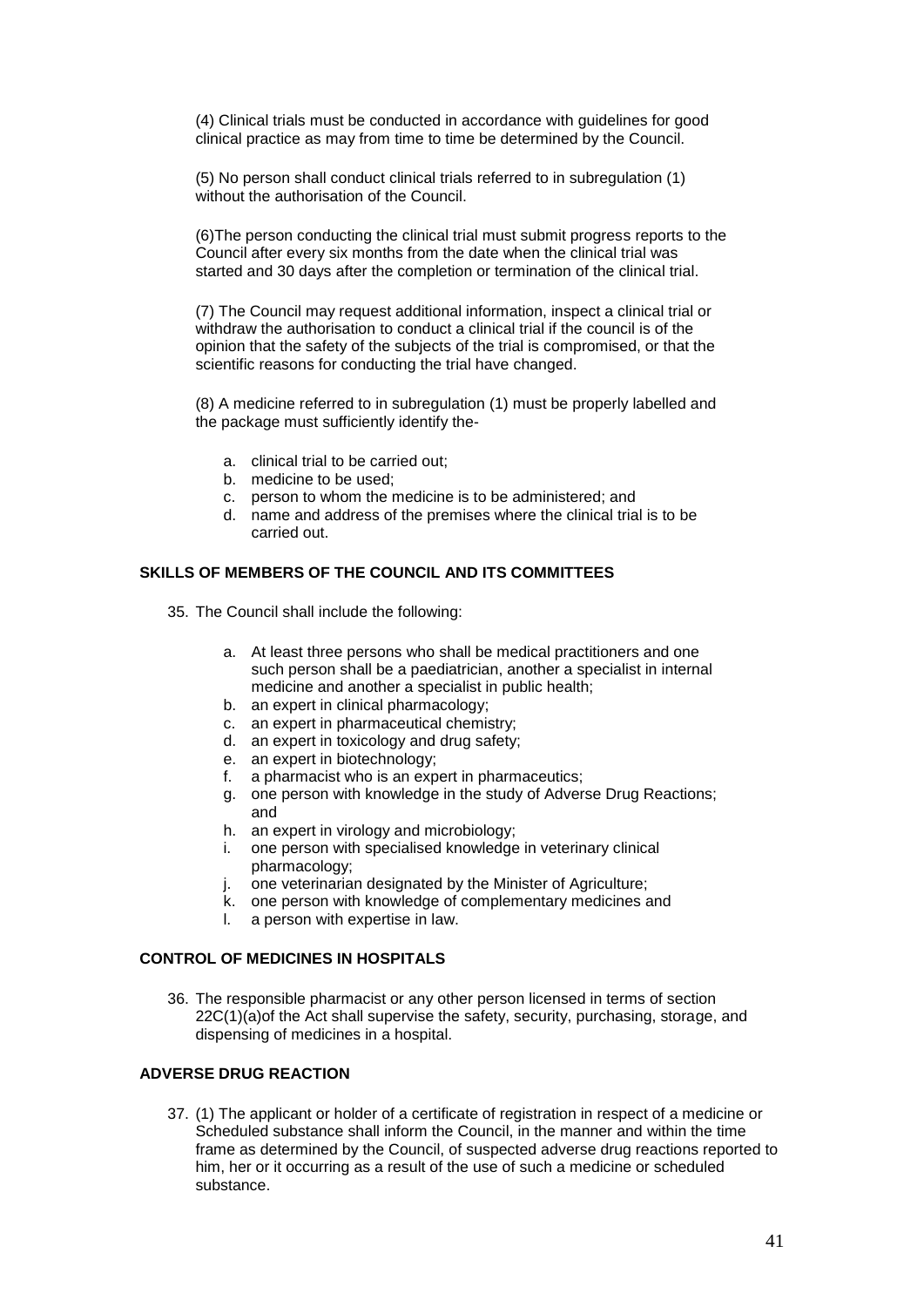(4) Clinical trials must be conducted in accordance with guidelines for good clinical practice as may from time to time be determined by the Council.

(5) No person shall conduct clinical trials referred to in subregulation (1) without the authorisation of the Council.

(6)The person conducting the clinical trial must submit progress reports to the Council after every six months from the date when the clinical trial was started and 30 days after the completion or termination of the clinical trial.

(7) The Council may request additional information, inspect a clinical trial or withdraw the authorisation to conduct a clinical trial if the council is of the opinion that the safety of the subjects of the trial is compromised, or that the scientific reasons for conducting the trial have changed.

(8) A medicine referred to in subregulation (1) must be properly labelled and the package must sufficiently identify the-

a. clinical trial to be carried out;
b. medicine to be used;
c. person to whom the medicine is to be administered; and
d. name and address of the premises where the clinical trial is to be carried out.

**SKILLS OF MEMBERS OF THE COUNCIL AND ITS COMMITTEES**

35. The Council shall include the following:

a. At least three persons who shall be medical practitioners and one such person shall be a paediatrician, another a specialist in internal medicine and another a specialist in public health;
b. an expert in clinical pharmacology;
c. an expert in pharmaceutical chemistry;
d. an expert in toxicology and drug safety;
e. an expert in biotechnology;
f. a pharmacist who is an expert in pharmaceutics;
g. one person with knowledge in the study of Adverse Drug Reactions; and
h. an expert in virology and microbiology;
i. one person with specialised knowledge in veterinary clinical pharmacology;
j. one veterinarian designated by the Minister of Agriculture;
k. one person with knowledge of complementary medicines and
l. a person with expertise in law.

**CONTROL OF MEDICINES IN HOSPITALS**

36. The responsible pharmacist or any other person licensed in terms of section 22C(1)(a)of the Act shall supervise the safety, security, purchasing, storage, and dispensing of medicines in a hospital.

**ADVERSE DRUG REACTION**

37. (1) The applicant or holder of a certificate of registration in respect of a medicine or Scheduled substance shall inform the Council, in the manner and within the time frame as determined by the Council, of suspected adverse drug reactions reported to him, her or it occurring as a result of the use of such a medicine or scheduled substance.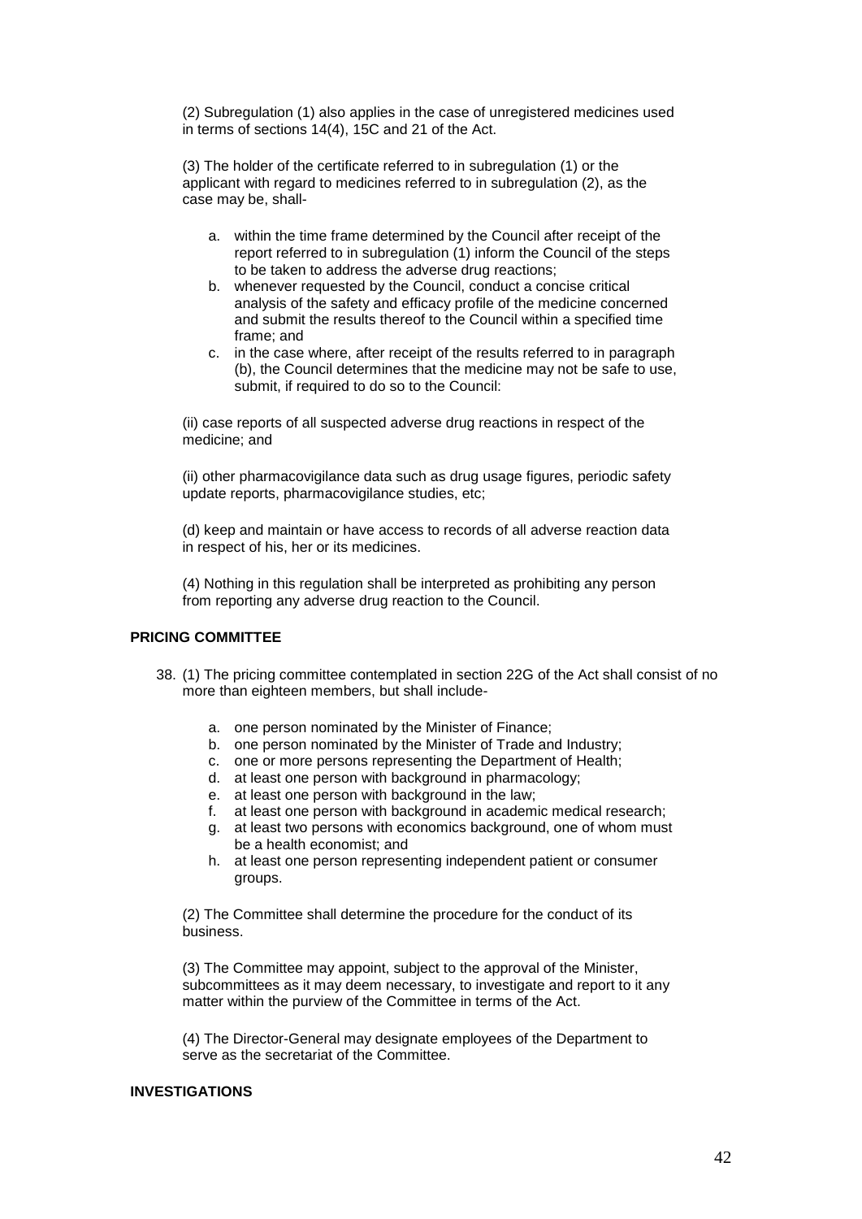(2) Subregulation (1) also applies in the case of unregistered medicines used in terms of sections 14(4), 15C and 21 of the Act.

(3) The holder of the certificate referred to in subregulation (1) or the applicant with regard to medicines referred to in subregulation (2), as the case may be, shall-

a. within the time frame determined by the Council after receipt of the report referred to in subregulation (1) inform the Council of the steps to be taken to address the adverse drug reactions;
b. whenever requested by the Council, conduct a concise critical analysis of the safety and efficacy profile of the medicine concerned and submit the results thereof to the Council within a specified time frame; and
c. in the case where, after receipt of the results referred to in paragraph (b), the Council determines that the medicine may not be safe to use, submit, if required to do so to the Council:

(ii) case reports of all suspected adverse drug reactions in respect of the medicine; and

(ii) other pharmacovigilance data such as drug usage figures, periodic safety update reports, pharmacovigilance studies, etc;

(d) keep and maintain or have access to records of all adverse reaction data in respect of his, her or its medicines.

(4) Nothing in this regulation shall be interpreted as prohibiting any person from reporting any adverse drug reaction to the Council.

**PRICING COMMITTEE**

38. (1) The pricing committee contemplated in section 22G of the Act shall consist of no more than eighteen members, but shall include-

    a. one person nominated by the Minister of Finance;
    b. one person nominated by the Minister of Trade and Industry;
    c. one or more persons representing the Department of Health;
    d. at least one person with background in pharmacology;
    e. at least one person with background in the law;
    f. at least one person with background in academic medical research;
    g. at least two persons with economics background, one of whom must be a health economist; and
    h. at least one person representing independent patient or consumer groups.

    (2) The Committee shall determine the procedure for the conduct of its business.

    (3) The Committee may appoint, subject to the approval of the Minister, subcommittees as it may deem necessary, to investigate and report to it any matter within the purview of the Committee in terms of the Act.

    (4) The Director-General may designate employees of the Department to serve as the secretariat of the Committee.

**INVESTIGATIONS**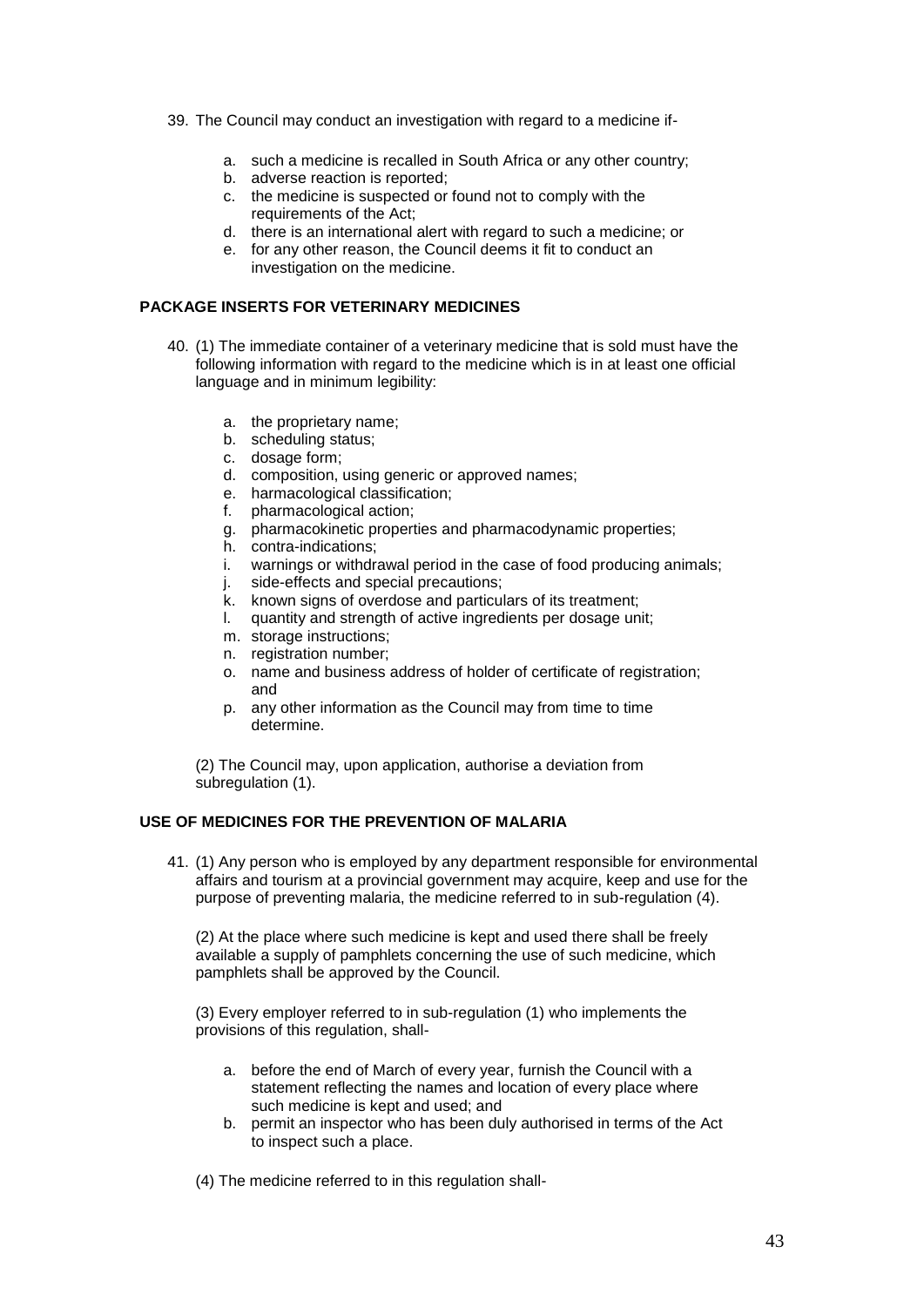39. The Council may conduct an investigation with regard to a medicine if-

    a. such a medicine is recalled in South Africa or any other country;
    b. adverse reaction is reported;
    c. the medicine is suspected or found not to comply with the requirements of the Act;
    d. there is an international alert with regard to such a medicine; or
    e. for any other reason, the Council deems it fit to conduct an investigation on the medicine.

**PACKAGE INSERTS FOR VETERINARY MEDICINES**

40. (1) The immediate container of a veterinary medicine that is sold must have the following information with regard to the medicine which is in at least one official language and in minimum legibility:

    a. the proprietary name;
    b. scheduling status;
    c. dosage form;
    d. composition, using generic or approved names;
    e. harmacological classification;
    f. pharmacological action;
    g. pharmacokinetic properties and pharmacodynamic properties;
    h. contra-indications;
    i. warnings or withdrawal period in the case of food producing animals;
    j. side-effects and special precautions;
    k. known signs of overdose and particulars of its treatment;
    l. quantity and strength of active ingredients per dosage unit;
    m. storage instructions;
    n. registration number;
    o. name and business address of holder of certificate of registration; and
    p. any other information as the Council may from time to time determine.

    (2) The Council may, upon application, authorise a deviation from subregulation (1).

**USE OF MEDICINES FOR THE PREVENTION OF MALARIA**

41. (1) Any person who is employed by any department responsible for environmental affairs and tourism at a provincial government may acquire, keep and use for the purpose of preventing malaria, the medicine referred to in sub-regulation (4).

    (2) At the place where such medicine is kept and used there shall be freely available a supply of pamphlets concerning the use of such medicine, which pamphlets shall be approved by the Council.

    (3) Every employer referred to in sub-regulation (1) who implements the provisions of this regulation, shall-

    a. before the end of March of every year, furnish the Council with a statement reflecting the names and location of every place where such medicine is kept and used; and
    b. permit an inspector who has been duly authorised in terms of the Act to inspect such a place.

    (4) The medicine referred to in this regulation shall-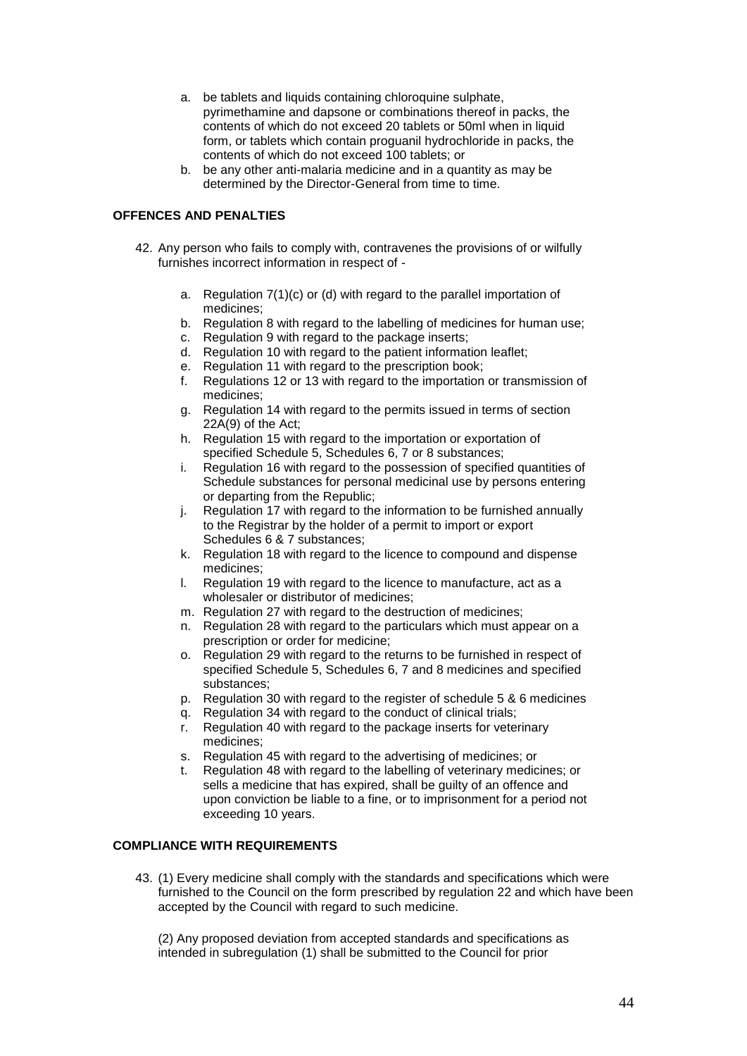a. be tablets and liquids containing chloroquine sulphate, pyrimethamine and dapsone or combinations thereof in packs, the contents of which do not exceed 20 tablets or 50ml when in liquid form, or tablets which contain proguanil hydrochloride in packs, the contents of which do not exceed 100 tablets; or
b. be any other anti-malaria medicine and in a quantity as may be determined by the Director-General from time to time.

**OFFENCES AND PENALTIES**

42. Any person who fails to comply with, contravenes the provisions of or wilfully furnishes incorrect information in respect of -

    a. Regulation 7(1)(c) or (d) with regard to the parallel importation of medicines;
    b. Regulation 8 with regard to the labelling of medicines for human use;
    c. Regulation 9 with regard to the package inserts;
    d. Regulation 10 with regard to the patient information leaflet;
    e. Regulation 11 with regard to the prescription book;
    f. Regulations 12 or 13 with regard to the importation or transmission of medicines;
    g. Regulation 14 with regard to the permits issued in terms of section 22A(9) of the Act;
    h. Regulation 15 with regard to the importation or exportation of specified Schedule 5, Schedules 6, 7 or 8 substances;
    i. Regulation 16 with regard to the possession of specified quantities of Schedule substances for personal medicinal use by persons entering or departing from the Republic;
    j. Regulation 17 with regard to the information to be furnished annually to the Registrar by the holder of a permit to import or export Schedules 6 & 7 substances;
    k. Regulation 18 with regard to the licence to compound and dispense medicines;
    l. Regulation 19 with regard to the licence to manufacture, act as a wholesaler or distributor of medicines;
    m. Regulation 27 with regard to the destruction of medicines;
    n. Regulation 28 with regard to the particulars which must appear on a prescription or order for medicine;
    o. Regulation 29 with regard to the returns to be furnished in respect of specified Schedule 5, Schedules 6, 7 and 8 medicines and specified substances;
    p. Regulation 30 with regard to the register of schedule 5 & 6 medicines
    q. Regulation 34 with regard to the conduct of clinical trials;
    r. Regulation 40 with regard to the package inserts for veterinary medicines;
    s. Regulation 45 with regard to the advertising of medicines; or
    t. Regulation 48 with regard to the labelling of veterinary medicines; or sells a medicine that has expired, shall be guilty of an offence and upon conviction be liable to a fine, or to imprisonment for a period not exceeding 10 years.

**COMPLIANCE WITH REQUIREMENTS**

43. (1) Every medicine shall comply with the standards and specifications which were furnished to the Council on the form prescribed by regulation 22 and which have been accepted by the Council with regard to such medicine.

    (2) Any proposed deviation from accepted standards and specifications as intended in subregulation (1) shall be submitted to the Council for prior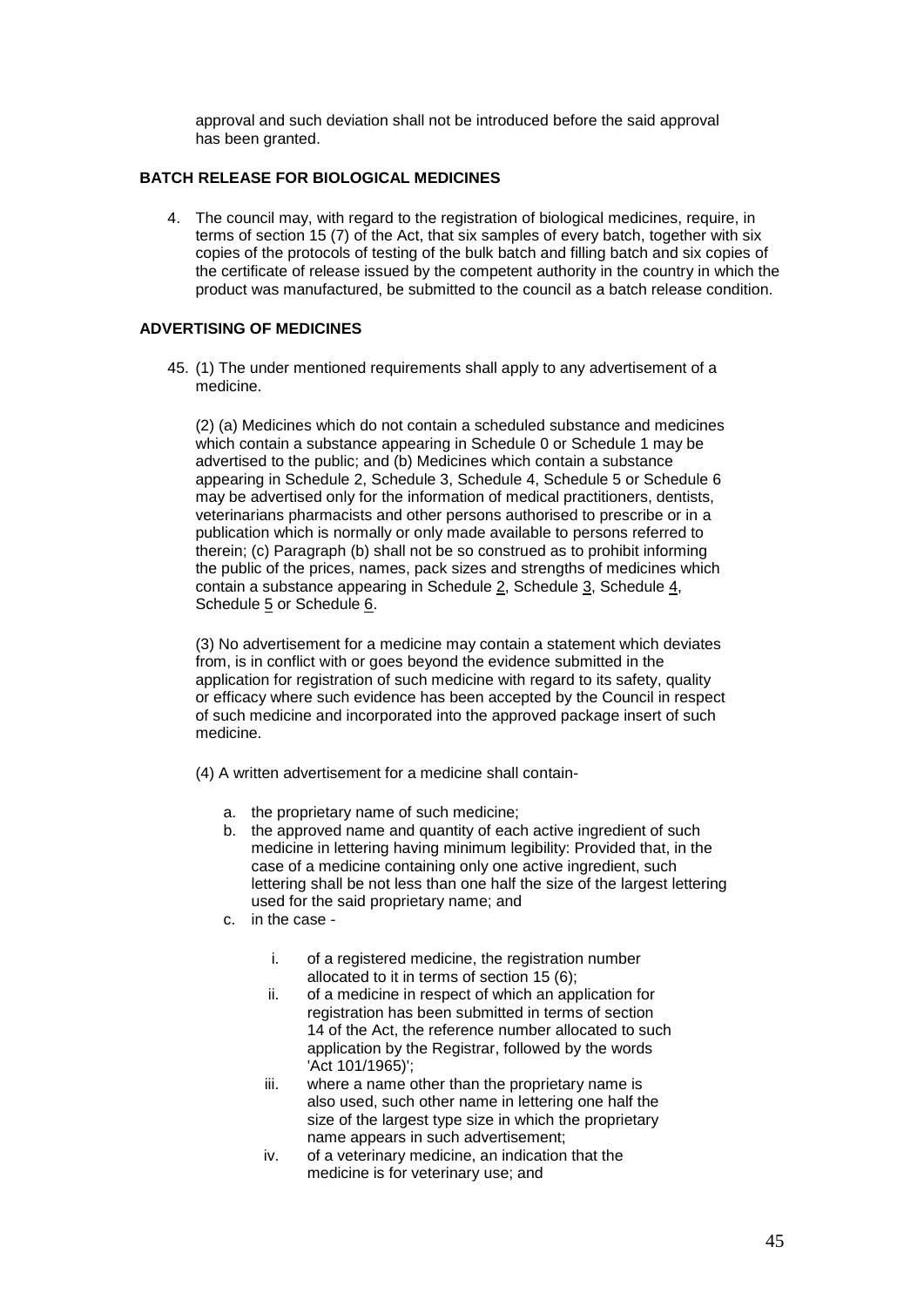approval and such deviation shall not be introduced before the said approval has been granted.

**BATCH RELEASE FOR BIOLOGICAL MEDICINES**

4. The council may, with regard to the registration of biological medicines, require, in terms of section 15 (7) of the Act, that six samples of every batch, together with six copies of the protocols of testing of the bulk batch and filling batch and six copies of the certificate of release issued by the competent authority in the country in which the product was manufactured, be submitted to the council as a batch release condition.

**ADVERTISING OF MEDICINES**

45. (1) The under mentioned requirements shall apply to any advertisement of a medicine.

(2) (a) Medicines which do not contain a scheduled substance and medicines which contain a substance appearing in Schedule 0 or Schedule 1 may be advertised to the public; and (b) Medicines which contain a substance appearing in Schedule 2, Schedule 3, Schedule 4, Schedule 5 or Schedule 6 may be advertised only for the information of medical practitioners, dentists, veterinarians pharmacists and other persons authorised to prescribe or in a publication which is normally or only made available to persons referred to therein; (c) Paragraph (b) shall not be so construed as to prohibit informing the public of the prices, names, pack sizes and strengths of medicines which contain a substance appearing in Schedule 2, Schedule 3, Schedule 4, Schedule 5 or Schedule 6.

(3) No advertisement for a medicine may contain a statement which deviates from, is in conflict with or goes beyond the evidence submitted in the application for registration of such medicine with regard to its safety, quality or efficacy where such evidence has been accepted by the Council in respect of such medicine and incorporated into the approved package insert of such medicine.

(4) A written advertisement for a medicine shall contain-

a. the proprietary name of such medicine;
b. the approved name and quantity of each active ingredient of such medicine in lettering having minimum legibility: Provided that, in the case of a medicine containing only one active ingredient, such lettering shall be not less than one half the size of the largest lettering used for the said proprietary name; and
c. in the case -
    i. of a registered medicine, the registration number allocated to it in terms of section 15 (6);
    ii. of a medicine in respect of which an application for registration has been submitted in terms of section 14 of the Act, the reference number allocated to such application by the Registrar, followed by the words 'Act 101/1965)';
    iii. where a name other than the proprietary name is also used, such other name in lettering one half the size of the largest type size in which the proprietary name appears in such advertisement;
    iv. of a veterinary medicine, an indication that the medicine is for veterinary use; and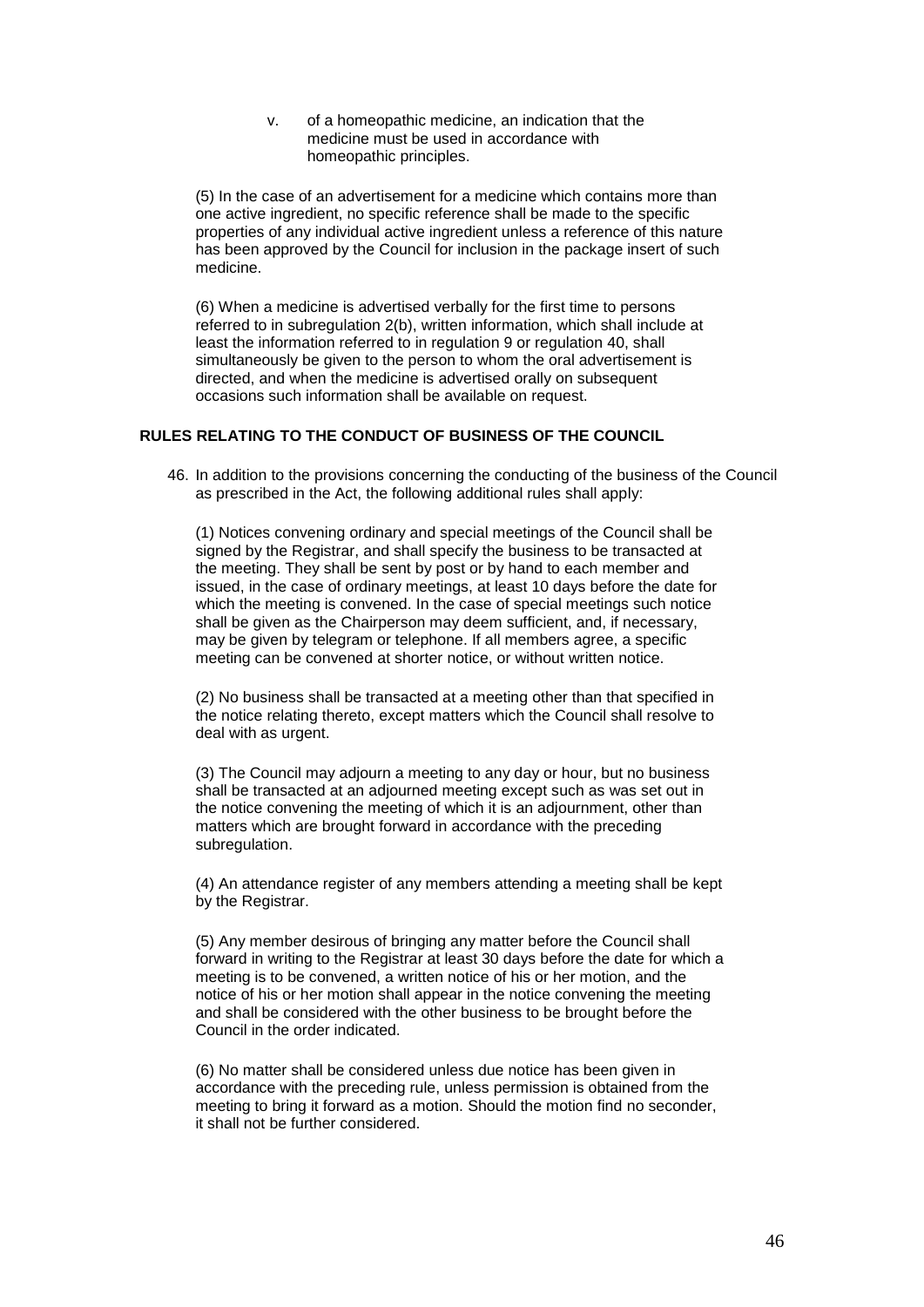v. of a homeopathic medicine, an indication that the medicine must be used in accordance with homeopathic principles.

(5) In the case of an advertisement for a medicine which contains more than one active ingredient, no specific reference shall be made to the specific properties of any individual active ingredient unless a reference of this nature has been approved by the Council for inclusion in the package insert of such medicine.

(6) When a medicine is advertised verbally for the first time to persons referred to in subregulation 2(b), written information, which shall include at least the information referred to in regulation 9 or regulation 40, shall simultaneously be given to the person to whom the oral advertisement is directed, and when the medicine is advertised orally on subsequent occasions such information shall be available on request.

**RULES RELATING TO THE CONDUCT OF BUSINESS OF THE COUNCIL**

46. In addition to the provisions concerning the conducting of the business of the Council as prescribed in the Act, the following additional rules shall apply:

(1) Notices convening ordinary and special meetings of the Council shall be signed by the Registrar, and shall specify the business to be transacted at the meeting. They shall be sent by post or by hand to each member and issued, in the case of ordinary meetings, at least 10 days before the date for which the meeting is convened. In the case of special meetings such notice shall be given as the Chairperson may deem sufficient, and, if necessary, may be given by telegram or telephone. If all members agree, a specific meeting can be convened at shorter notice, or without written notice.

(2) No business shall be transacted at a meeting other than that specified in the notice relating thereto, except matters which the Council shall resolve to deal with as urgent.

(3) The Council may adjourn a meeting to any day or hour, but no business shall be transacted at an adjourned meeting except such as was set out in the notice convening the meeting of which it is an adjournment, other than matters which are brought forward in accordance with the preceding subregulation.

(4) An attendance register of any members attending a meeting shall be kept by the Registrar.

(5) Any member desirous of bringing any matter before the Council shall forward in writing to the Registrar at least 30 days before the date for which a meeting is to be convened, a written notice of his or her motion, and the notice of his or her motion shall appear in the notice convening the meeting and shall be considered with the other business to be brought before the Council in the order indicated.

(6) No matter shall be considered unless due notice has been given in accordance with the preceding rule, unless permission is obtained from the meeting to bring it forward as a motion. Should the motion find no seconder, it shall not be further considered.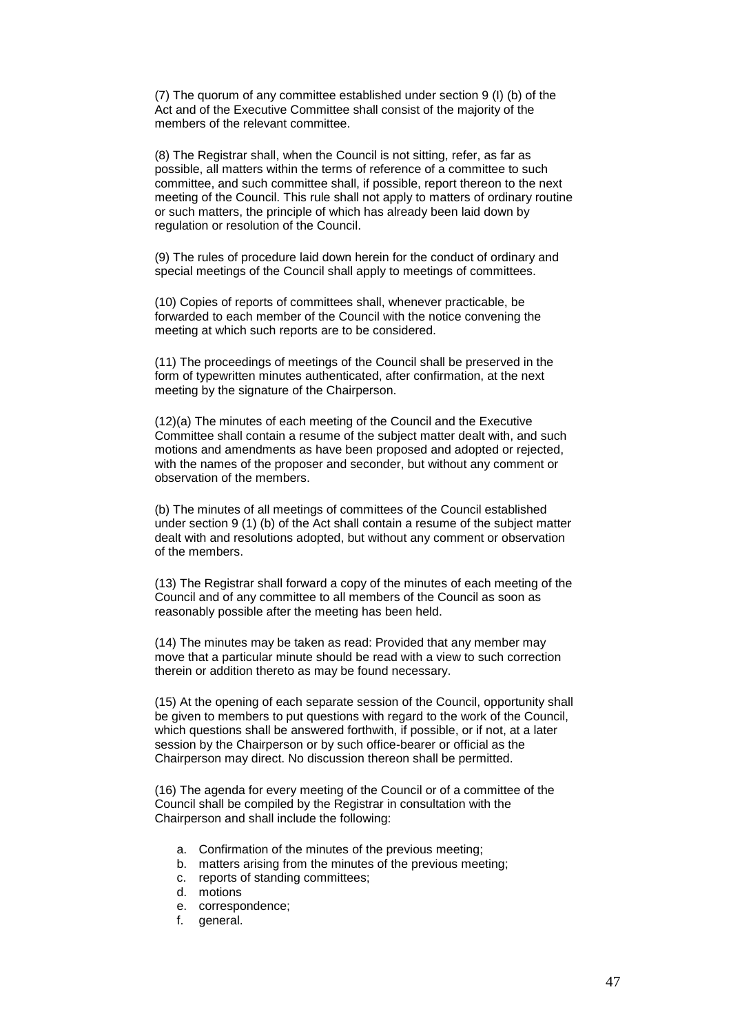(7) The quorum of any committee established under section 9 (I) (b) of the Act and of the Executive Committee shall consist of the majority of the members of the relevant committee.

(8) The Registrar shall, when the Council is not sitting, refer, as far as possible, all matters within the terms of reference of a committee to such committee, and such committee shall, if possible, report thereon to the next meeting of the Council. This rule shall not apply to matters of ordinary routine or such matters, the principle of which has already been laid down by regulation or resolution of the Council.

(9) The rules of procedure laid down herein for the conduct of ordinary and special meetings of the Council shall apply to meetings of committees.

(10) Copies of reports of committees shall, whenever practicable, be forwarded to each member of the Council with the notice convening the meeting at which such reports are to be considered.

(11) The proceedings of meetings of the Council shall be preserved in the form of typewritten minutes authenticated, after confirmation, at the next meeting by the signature of the Chairperson.

(12)(a) The minutes of each meeting of the Council and the Executive Committee shall contain a resume of the subject matter dealt with, and such motions and amendments as have been proposed and adopted or rejected, with the names of the proposer and seconder, but without any comment or observation of the members.

(b) The minutes of all meetings of committees of the Council established under section 9 (1) (b) of the Act shall contain a resume of the subject matter dealt with and resolutions adopted, but without any comment or observation of the members.

(13) The Registrar shall forward a copy of the minutes of each meeting of the Council and of any committee to all members of the Council as soon as reasonably possible after the meeting has been held.

(14) The minutes may be taken as read: Provided that any member may move that a particular minute should be read with a view to such correction therein or addition thereto as may be found necessary.

(15) At the opening of each separate session of the Council, opportunity shall be given to members to put questions with regard to the work of the Council, which questions shall be answered forthwith, if possible, or if not, at a later session by the Chairperson or by such office-bearer or official as the Chairperson may direct. No discussion thereon shall be permitted.

(16) The agenda for every meeting of the Council or of a committee of the Council shall be compiled by the Registrar in consultation with the Chairperson and shall include the following:

a. Confirmation of the minutes of the previous meeting;
b. matters arising from the minutes of the previous meeting;
c. reports of standing committees;
d. motions
e. correspondence;
f. general.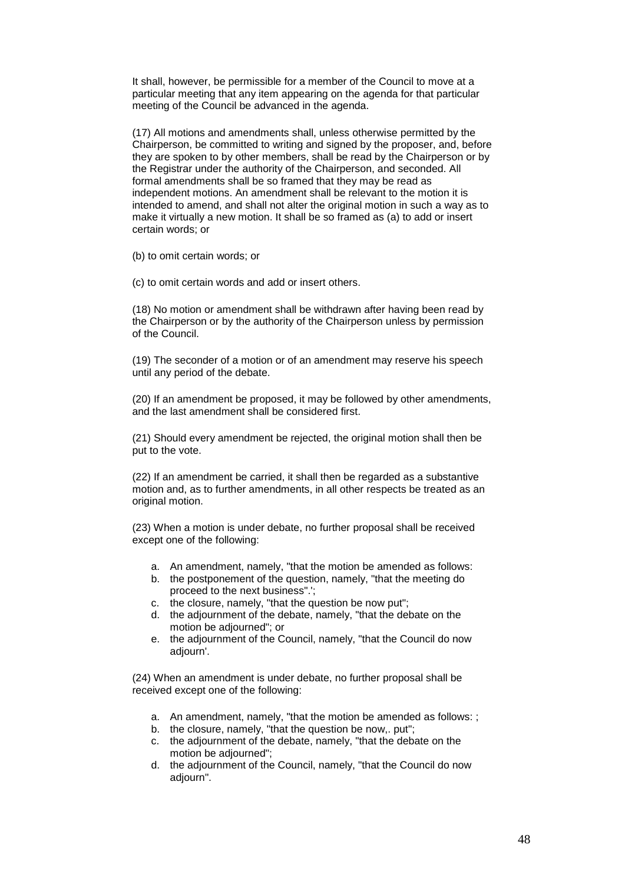It shall, however, be permissible for a member of the Council to move at a particular meeting that any item appearing on the agenda for that particular meeting of the Council be advanced in the agenda.

(17) All motions and amendments shall, unless otherwise permitted by the Chairperson, be committed to writing and signed by the proposer, and, before they are spoken to by other members, shall be read by the Chairperson or by the Registrar under the authority of the Chairperson, and seconded. All formal amendments shall be so framed that they may be read as independent motions. An amendment shall be relevant to the motion it is intended to amend, and shall not alter the original motion in such a way as to make it virtually a new motion. It shall be so framed as (a) to add or insert certain words; or

(b) to omit certain words; or

(c) to omit certain words and add or insert others.

(18) No motion or amendment shall be withdrawn after having been read by the Chairperson or by the authority of the Chairperson unless by permission of the Council.

(19) The seconder of a motion or of an amendment may reserve his speech until any period of the debate.

(20) If an amendment be proposed, it may be followed by other amendments, and the last amendment shall be considered first.

(21) Should every amendment be rejected, the original motion shall then be put to the vote.

(22) If an amendment be carried, it shall then be regarded as a substantive motion and, as to further amendments, in all other respects be treated as an original motion.

(23) When a motion is under debate, no further proposal shall be received except one of the following:

a. An amendment, namely, "that the motion be amended as follows:
b. the postponement of the question, namely, "that the meeting do proceed to the next business".';
c. the closure, namely, "that the question be now put";
d. the adjournment of the debate, namely, "that the debate on the motion be adjourned"; or
e. the adjournment of the Council, namely, "that the Council do now adjourn'.

(24) When an amendment is under debate, no further proposal shall be received except one of the following:

a. An amendment, namely, "that the motion be amended as follows: ;
b. the closure, namely, "that the question be now,. put";
c. the adjournment of the debate, namely, "that the debate on the motion be adjourned";
d. the adjournment of the Council, namely, "that the Council do now adjourn".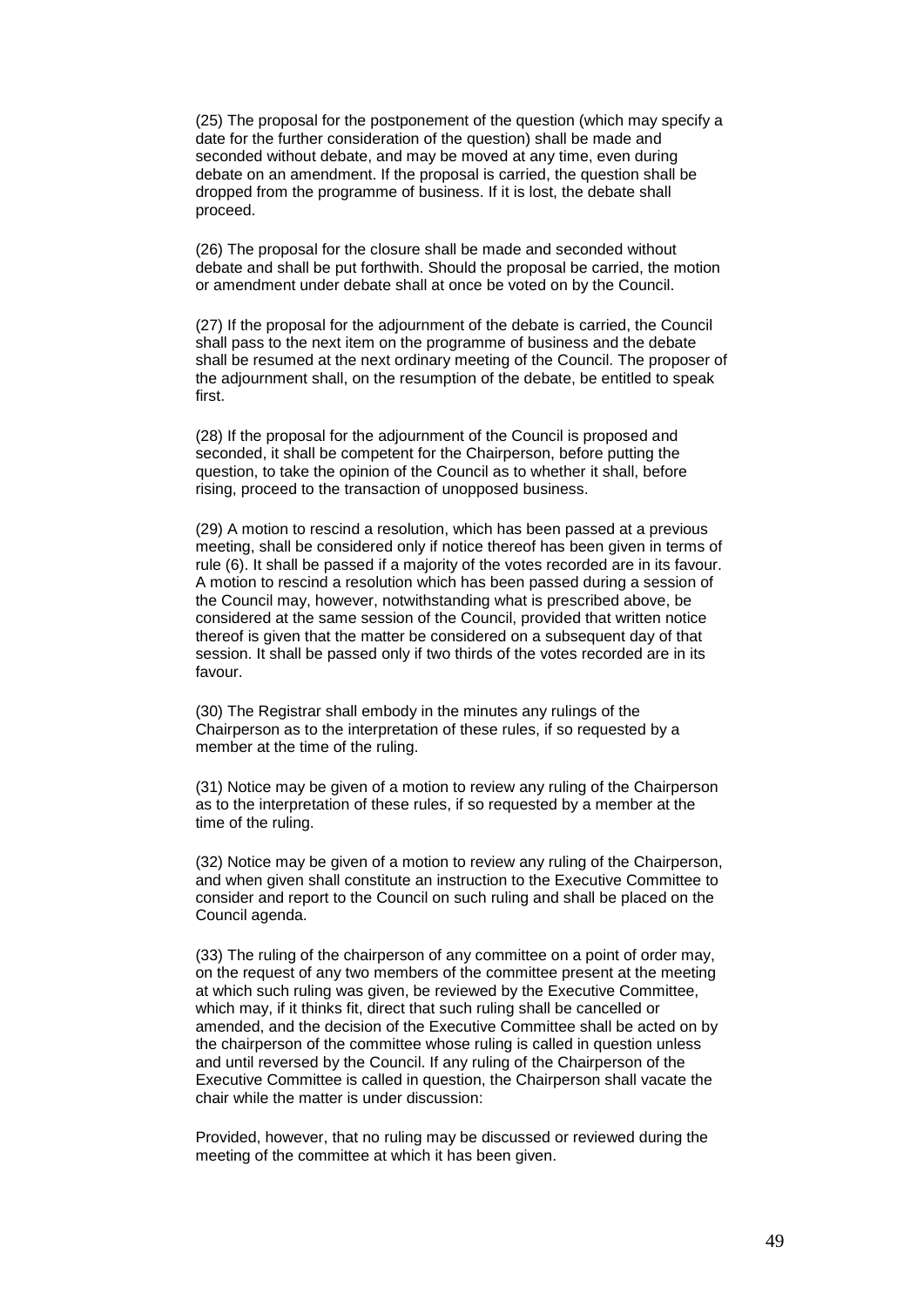(25) The proposal for the postponement of the question (which may specify a date for the further consideration of the question) shall be made and seconded without debate, and may be moved at any time, even during debate on an amendment. If the proposal is carried, the question shall be dropped from the programme of business. If it is lost, the debate shall proceed.

(26) The proposal for the closure shall be made and seconded without debate and shall be put forthwith. Should the proposal be carried, the motion or amendment under debate shall at once be voted on by the Council.

(27) If the proposal for the adjournment of the debate is carried, the Council shall pass to the next item on the programme of business and the debate shall be resumed at the next ordinary meeting of the Council. The proposer of the adjournment shall, on the resumption of the debate, be entitled to speak first.

(28) If the proposal for the adjournment of the Council is proposed and seconded, it shall be competent for the Chairperson, before putting the question, to take the opinion of the Council as to whether it shall, before rising, proceed to the transaction of unopposed business.

(29) A motion to rescind a resolution, which has been passed at a previous meeting, shall be considered only if notice thereof has been given in terms of rule (6). It shall be passed if a majority of the votes recorded are in its favour. A motion to rescind a resolution which has been passed during a session of the Council may, however, notwithstanding what is prescribed above, be considered at the same session of the Council, provided that written notice thereof is given that the matter be considered on a subsequent day of that session. It shall be passed only if two thirds of the votes recorded are in its favour.

(30) The Registrar shall embody in the minutes any rulings of the Chairperson as to the interpretation of these rules, if so requested by a member at the time of the ruling.

(31) Notice may be given of a motion to review any ruling of the Chairperson as to the interpretation of these rules, if so requested by a member at the time of the ruling.

(32) Notice may be given of a motion to review any ruling of the Chairperson, and when given shall constitute an instruction to the Executive Committee to consider and report to the Council on such ruling and shall be placed on the Council agenda.

(33) The ruling of the chairperson of any committee on a point of order may, on the request of any two members of the committee present at the meeting at which such ruling was given, be reviewed by the Executive Committee, which may, if it thinks fit, direct that such ruling shall be cancelled or amended, and the decision of the Executive Committee shall be acted on by the chairperson of the committee whose ruling is called in question unless and until reversed by the Council. If any ruling of the Chairperson of the Executive Committee is called in question, the Chairperson shall vacate the chair while the matter is under discussion:

Provided, however, that no ruling may be discussed or reviewed during the meeting of the committee at which it has been given.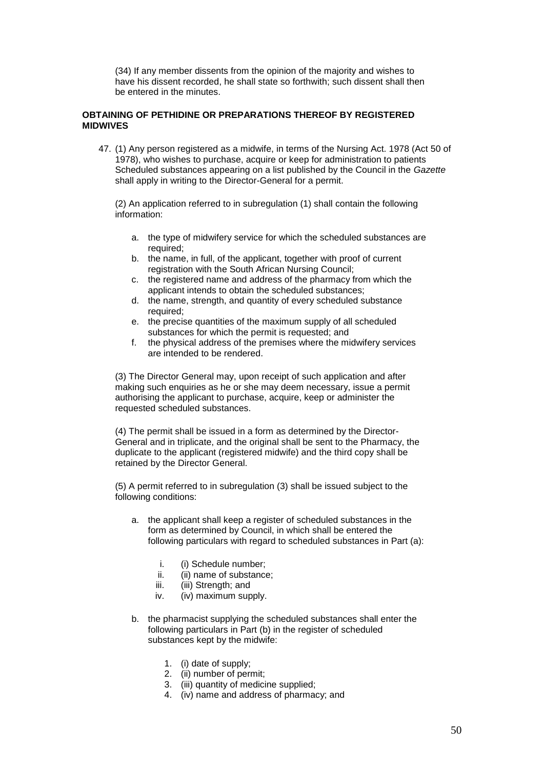(34) If any member dissents from the opinion of the majority and wishes to have his dissent recorded, he shall state so forthwith; such dissent shall then be entered in the minutes.

**OBTAINING OF PETHIDINE OR PREPARATIONS THEREOF BY REGISTERED MIDWIVES**

47. (1) Any person registered as a midwife, in terms of the Nursing Act. 1978 (Act 50 of 1978), who wishes to purchase, acquire or keep for administration to patients Scheduled substances appearing on a list published by the Council in the *Gazette* shall apply in writing to the Director-General for a permit.

    (2) An application referred to in subregulation (1) shall contain the following information:

    a. the type of midwifery service for which the scheduled substances are required;
    b. the name, in full, of the applicant, together with proof of current registration with the South African Nursing Council;
    c. the registered name and address of the pharmacy from which the applicant intends to obtain the scheduled substances;
    d. the name, strength, and quantity of every scheduled substance required;
    e. the precise quantities of the maximum supply of all scheduled substances for which the permit is requested; and
    f. the physical address of the premises where the midwifery services are intended to be rendered.

    (3) The Director General may, upon receipt of such application and after making such enquiries as he or she may deem necessary, issue a permit authorising the applicant to purchase, acquire, keep or administer the requested scheduled substances.

    (4) The permit shall be issued in a form as determined by the Director-General and in triplicate, and the original shall be sent to the Pharmacy, the duplicate to the applicant (registered midwife) and the third copy shall be retained by the Director General.

    (5) A permit referred to in subregulation (3) shall be issued subject to the following conditions:

    a. the applicant shall keep a register of scheduled substances in the form as determined by Council, in which shall be entered the following particulars with regard to scheduled substances in Part (a):

        i. (i) Schedule number;
        ii. (ii) name of substance;
        iii. (iii) Strength; and
        iv. (iv) maximum supply.

    b. the pharmacist supplying the scheduled substances shall enter the following particulars in Part (b) in the register of scheduled substances kept by the midwife:

        1. (i) date of supply;
        2. (ii) number of permit;
        3. (iii) quantity of medicine supplied;
        4. (iv) name and address of pharmacy; and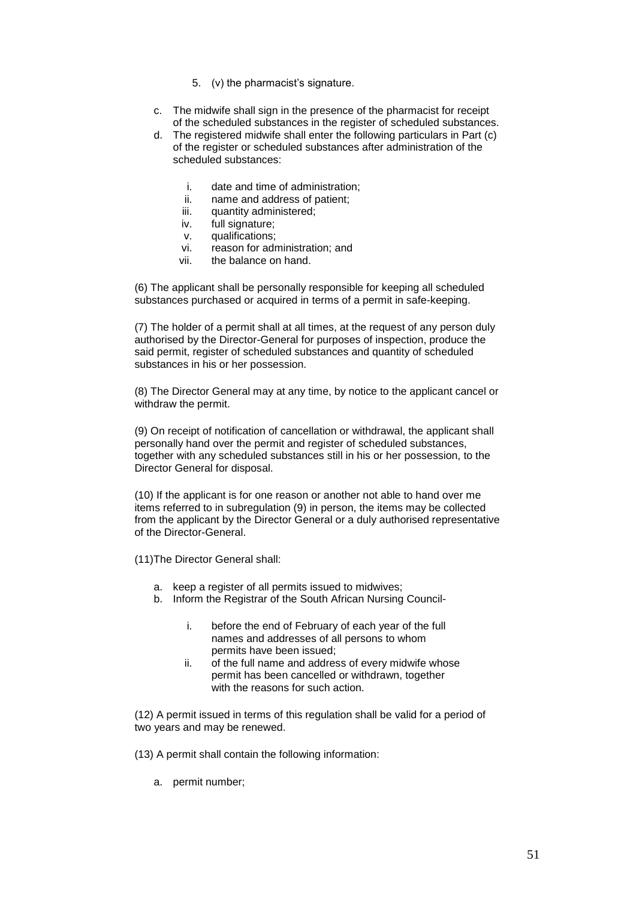5. (v) the pharmacist's signature.

c. The midwife shall sign in the presence of the pharmacist for receipt of the scheduled substances in the register of scheduled substances.
d. The registered midwife shall enter the following particulars in Part (c) of the register or scheduled substances after administration of the scheduled substances:

    i. date and time of administration;
    ii. name and address of patient;
    iii. quantity administered;
    iv. full signature;
    v. qualifications;
    vi. reason for administration; and
    vii. the balance on hand.

(6) The applicant shall be personally responsible for keeping all scheduled substances purchased or acquired in terms of a permit in safe-keeping.

(7) The holder of a permit shall at all times, at the request of any person duly authorised by the Director-General for purposes of inspection, produce the said permit, register of scheduled substances and quantity of scheduled substances in his or her possession.

(8) The Director General may at any time, by notice to the applicant cancel or withdraw the permit.

(9) On receipt of notification of cancellation or withdrawal, the applicant shall personally hand over the permit and register of scheduled substances, together with any scheduled substances still in his or her possession, to the Director General for disposal.

(10) If the applicant is for one reason or another not able to hand over me items referred to in subregulation (9) in person, the items may be collected from the applicant by the Director General or a duly authorised representative of the Director-General.

(11)The Director General shall:

a. keep a register of all permits issued to midwives;
b. Inform the Registrar of the South African Nursing Council-

    i. before the end of February of each year of the full names and addresses of all persons to whom permits have been issued;
    ii. of the full name and address of every midwife whose permit has been cancelled or withdrawn, together with the reasons for such action.

(12) A permit issued in terms of this regulation shall be valid for a period of two years and may be renewed.

(13) A permit shall contain the following information:

a. permit number;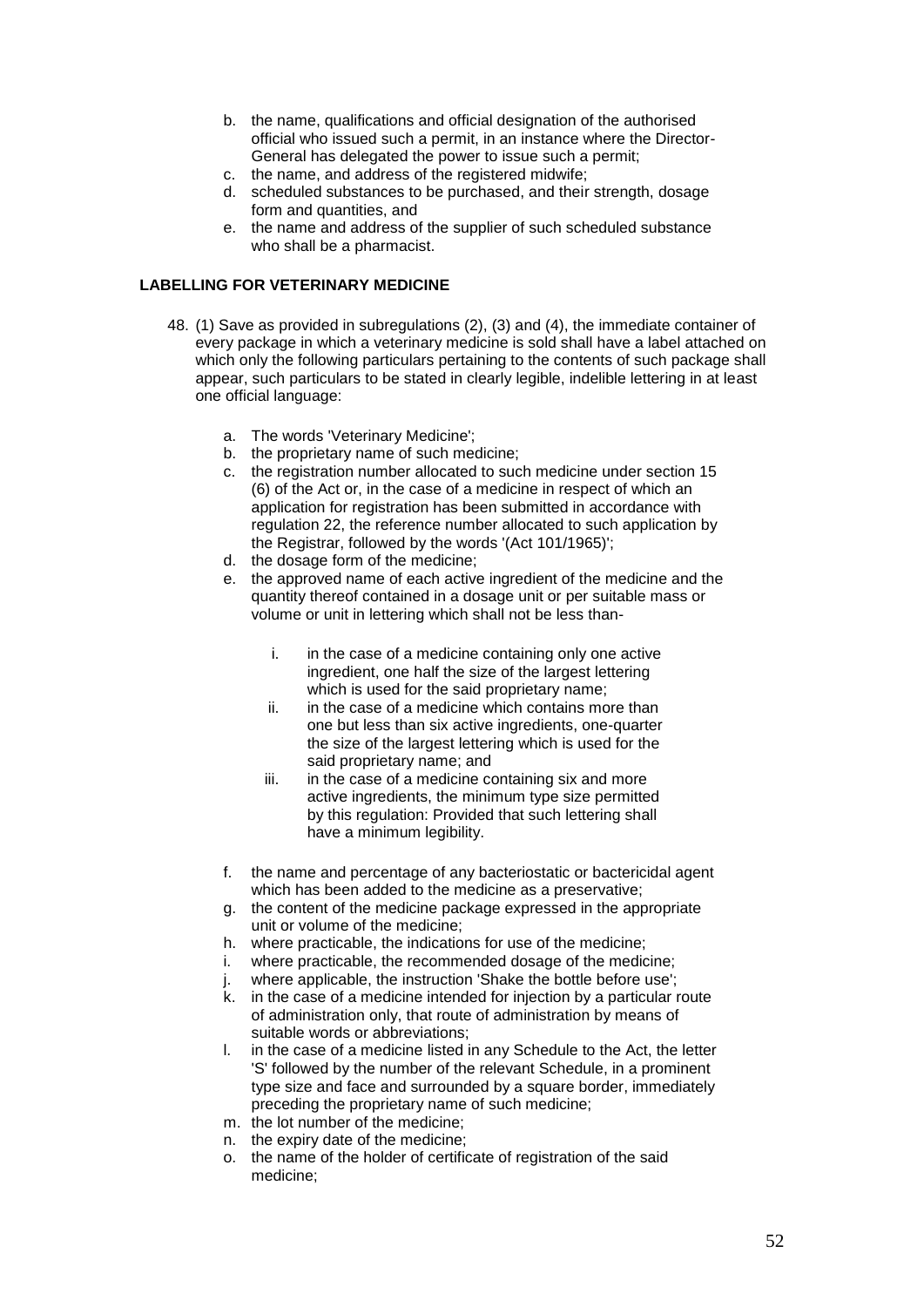b. the name, qualifications and official designation of the authorised official who issued such a permit, in an instance where the Director-General has delegated the power to issue such a permit;
c. the name, and address of the registered midwife;
d. scheduled substances to be purchased, and their strength, dosage form and quantities, and
e. the name and address of the supplier of such scheduled substance who shall be a pharmacist.

**LABELLING FOR VETERINARY MEDICINE**

48. (1) Save as provided in subregulations (2), (3) and (4), the immediate container of every package in which a veterinary medicine is sold shall have a label attached on which only the following particulars pertaining to the contents of such package shall appear, such particulars to be stated in clearly legible, indelible lettering in at least one official language:

  a. The words 'Veterinary Medicine';
  b. the proprietary name of such medicine;
  c. the registration number allocated to such medicine under section 15 (6) of the Act or, in the case of a medicine in respect of which an application for registration has been submitted in accordance with regulation 22, the reference number allocated to such application by the Registrar, followed by the words '(Act 101/1965)';
  d. the dosage form of the medicine;
  e. the approved name of each active ingredient of the medicine and the quantity thereof contained in a dosage unit or per suitable mass or volume or unit in lettering which shall not be less than-

     i. in the case of a medicine containing only one active ingredient, one half the size of the largest lettering which is used for the said proprietary name;
     ii. in the case of a medicine which contains more than one but less than six active ingredients, one-quarter the size of the largest lettering which is used for the said proprietary name; and
     iii. in the case of a medicine containing six and more active ingredients, the minimum type size permitted by this regulation: Provided that such lettering shall have a minimum legibility.

  f. the name and percentage of any bacteriostatic or bactericidal agent which has been added to the medicine as a preservative;
  g. the content of the medicine package expressed in the appropriate unit or volume of the medicine;
  h. where practicable, the indications for use of the medicine;
  i. where practicable, the recommended dosage of the medicine;
  j. where applicable, the instruction 'Shake the bottle before use';
  k. in the case of a medicine intended for injection by a particular route of administration only, that route of administration by means of suitable words or abbreviations;
  l. in the case of a medicine listed in any Schedule to the Act, the letter 'S' followed by the number of the relevant Schedule, in a prominent type size and face and surrounded by a square border, immediately preceding the proprietary name of such medicine;
  m. the lot number of the medicine;
  n. the expiry date of the medicine;
  o. the name of the holder of certificate of registration of the said medicine;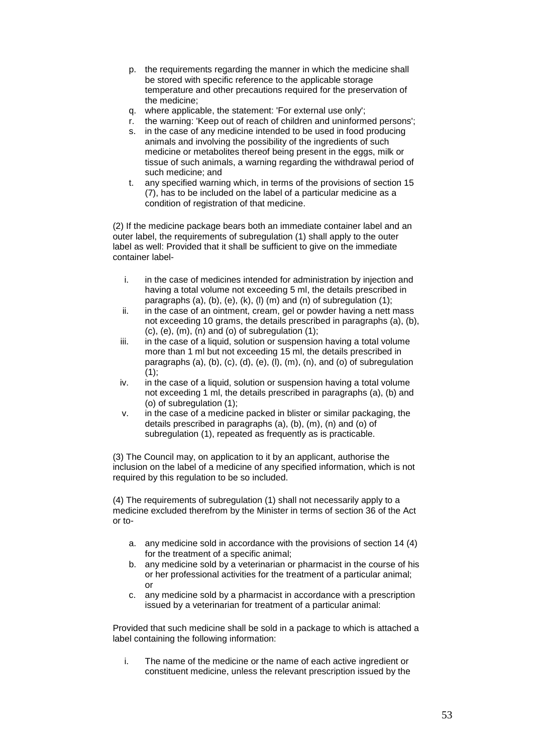p. the requirements regarding the manner in which the medicine shall be stored with specific reference to the applicable storage temperature and other precautions required for the preservation of the medicine;
q. where applicable, the statement: 'For external use only';
r. the warning: 'Keep out of reach of children and uninformed persons';
s. in the case of any medicine intended to be used in food producing animals and involving the possibility of the ingredients of such medicine or metabolites thereof being present in the eggs, milk or tissue of such animals, a warning regarding the withdrawal period of such medicine; and
t. any specified warning which, in terms of the provisions of section 15 (7), has to be included on the label of a particular medicine as a condition of registration of that medicine.

(2) If the medicine package bears both an immediate container label and an outer label, the requirements of subregulation (1) shall apply to the outer label as well: Provided that it shall be sufficient to give on the immediate container label-

i. in the case of medicines intended for administration by injection and having a total volume not exceeding 5 ml, the details prescribed in paragraphs (a), (b), (e), (k), (l) (m) and (n) of subregulation (1);
ii. in the case of an ointment, cream, gel or powder having a nett mass not exceeding 10 grams, the details prescribed in paragraphs (a), (b), (c), (e), (m), (n) and (o) of subregulation (1);
iii. in the case of a liquid, solution or suspension having a total volume more than 1 ml but not exceeding 15 ml, the details prescribed in paragraphs (a), (b), (c), (d), (e), (l), (m), (n), and (o) of subregulation (1);
iv. in the case of a liquid, solution or suspension having a total volume not exceeding 1 ml, the details prescribed in paragraphs (a), (b) and (o) of subregulation (1);
v. in the case of a medicine packed in blister or similar packaging, the details prescribed in paragraphs (a), (b), (m), (n) and (o) of subregulation (1), repeated as frequently as is practicable.

(3) The Council may, on application to it by an applicant, authorise the inclusion on the label of a medicine of any specified information, which is not required by this regulation to be so included.

(4) The requirements of subregulation (1) shall not necessarily apply to a medicine excluded therefrom by the Minister in terms of section 36 of the Act or to-

a. any medicine sold in accordance with the provisions of section 14 (4) for the treatment of a specific animal;
b. any medicine sold by a veterinarian or pharmacist in the course of his or her professional activities for the treatment of a particular animal; or
c. any medicine sold by a pharmacist in accordance with a prescription issued by a veterinarian for treatment of a particular animal:

Provided that such medicine shall be sold in a package to which is attached a label containing the following information:

i. The name of the medicine or the name of each active ingredient or constituent medicine, unless the relevant prescription issued by the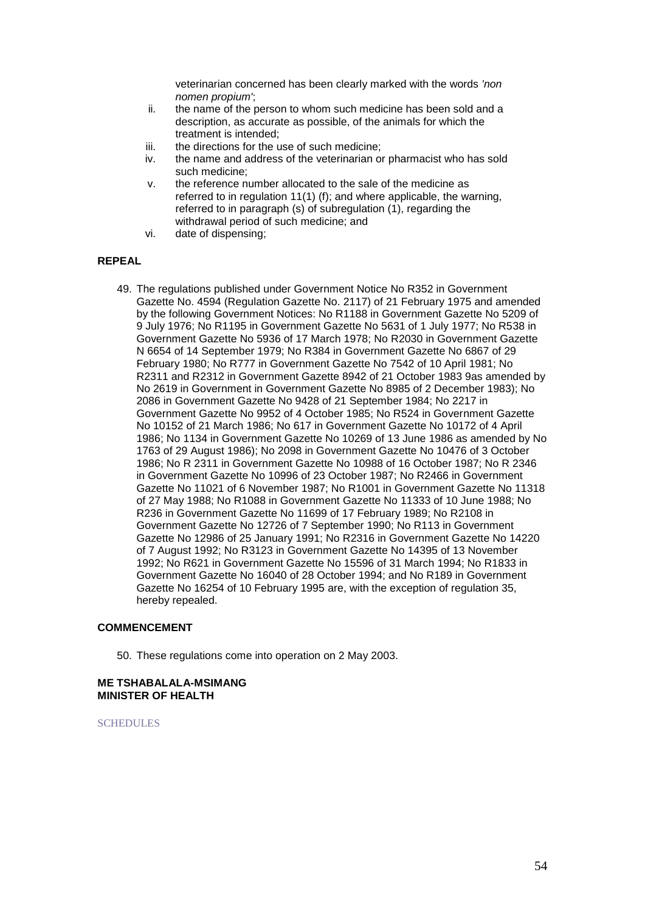veterinarian concerned has been clearly marked with the words *'non nomen propium'*;

ii. the name of the person to whom such medicine has been sold and a description, as accurate as possible, of the animals for which the treatment is intended;

iii. the directions for the use of such medicine;

iv. the name and address of the veterinarian or pharmacist who has sold such medicine;

v. the reference number allocated to the sale of the medicine as referred to in regulation 11(1) (f); and where applicable, the warning, referred to in paragraph (s) of subregulation (1), regarding the withdrawal period of such medicine; and

vi. date of dispensing;

**REPEAL**

49. The regulations published under Government Notice No R352 in Government Gazette No. 4594 (Regulation Gazette No. 2117) of 21 February 1975 and amended by the following Government Notices: No R1188 in Government Gazette No 5209 of 9 July 1976; No R1195 in Government Gazette No 5631 of 1 July 1977; No R538 in Government Gazette No 5936 of 17 March 1978; No R2030 in Government Gazette N 6654 of 14 September 1979; No R384 in Government Gazette No 6867 of 29 February 1980; No R777 in Government Gazette No 7542 of 10 April 1981; No R2311 and R2312 in Government Gazette 8942 of 21 October 1983 9as amended by No 2619 in Government in Government Gazette No 8985 of 2 December 1983); No 2086 in Government Gazette No 9428 of 21 September 1984; No 2217 in Government Gazette No 9952 of 4 October 1985; No R524 in Government Gazette No 10152 of 21 March 1986; No 617 in Government Gazette No 10172 of 4 April 1986; No 1134 in Government Gazette No 10269 of 13 June 1986 as amended by No 1763 of 29 August 1986); No 2098 in Government Gazette No 10476 of 3 October 1986; No R 2311 in Government Gazette No 10988 of 16 October 1987; No R 2346 in Government Gazette No 10996 of 23 October 1987; No R2466 in Government Gazette No 11021 of 6 November 1987; No R1001 in Government Gazette No 11318 of 27 May 1988; No R1088 in Government Gazette No 11333 of 10 June 1988; No R236 in Government Gazette No 11699 of 17 February 1989; No R2108 in Government Gazette No 12726 of 7 September 1990; No R113 in Government Gazette No 12986 of 25 January 1991; No R2316 in Government Gazette No 14220 of 7 August 1992; No R3123 in Government Gazette No 14395 of 13 November 1992; No R621 in Government Gazette No 15596 of 31 March 1994; No R1833 in Government Gazette No 16040 of 28 October 1994; and No R189 in Government Gazette No 16254 of 10 February 1995 are, with the exception of regulation 35, hereby repealed.

**COMMENCEMENT**

50. These regulations come into operation on 2 May 2003.

**ME TSHABALALA-MSIMANG**
**MINISTER OF HEALTH**

SCHEDULES